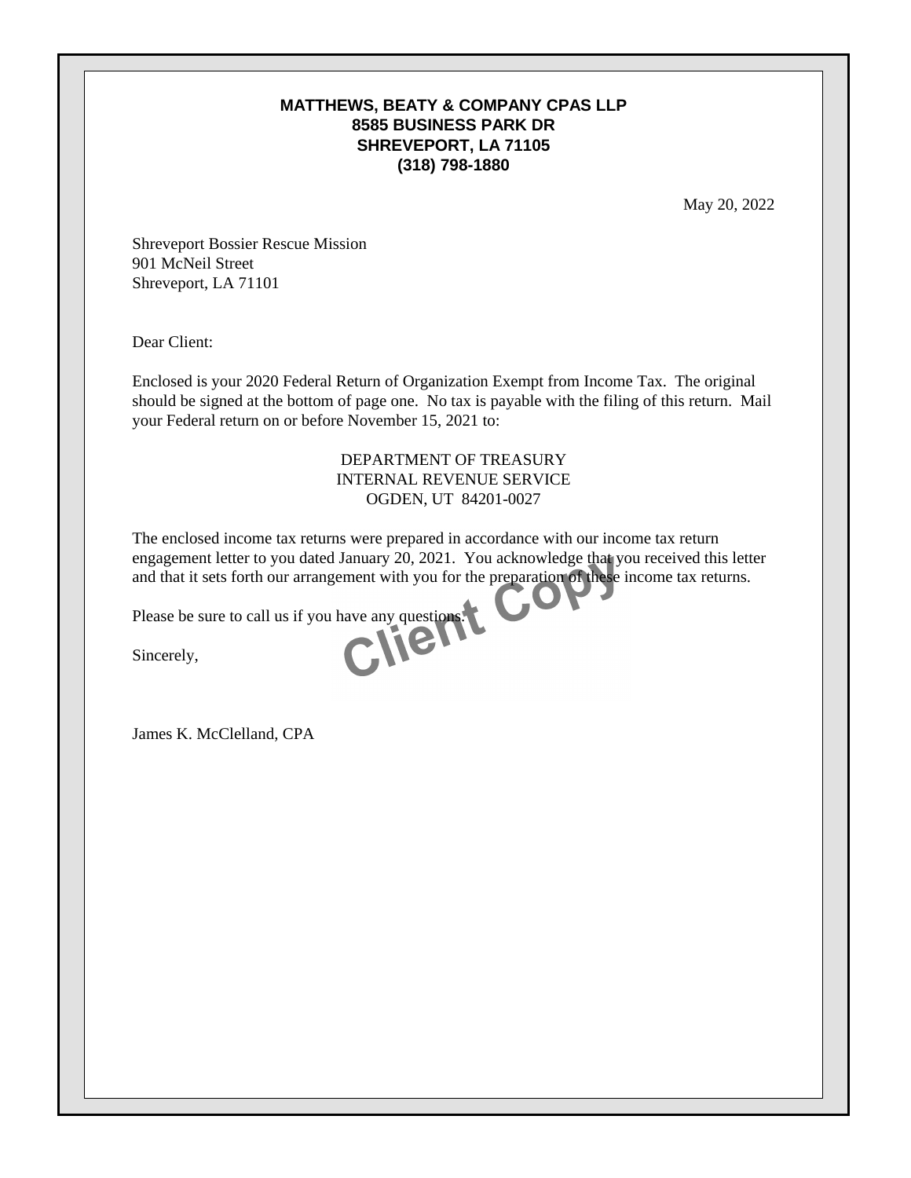**MATTHEWS, BEATY & COMPANY CPAS LLP**
**8585 BUSINESS PARK DR**
**SHREVEPORT, LA 71105**
**(318) 798-1880**

May 20, 2022

Shreveport Bossier Rescue Mission
901 McNeil Street
Shreveport, LA 71101

Dear Client:

Enclosed is your 2020 Federal Return of Organization Exempt from Income Tax. The original should be signed at the bottom of page one. No tax is payable with the filing of this return. Mail your Federal return on or before November 15, 2021 to:

DEPARTMENT OF TREASURY
INTERNAL REVENUE SERVICE
OGDEN, UT 84201-0027

The enclosed income tax returns were prepared in accordance with our income tax return engagement letter to you dated January 20, 2021. You acknowledge that you received this letter and that it sets forth our arrangement with you for the preparation of these income tax returns.

Please be sure to call us if you have any questions.

Client Copy

Sincerely,

James K. McClelland, CPA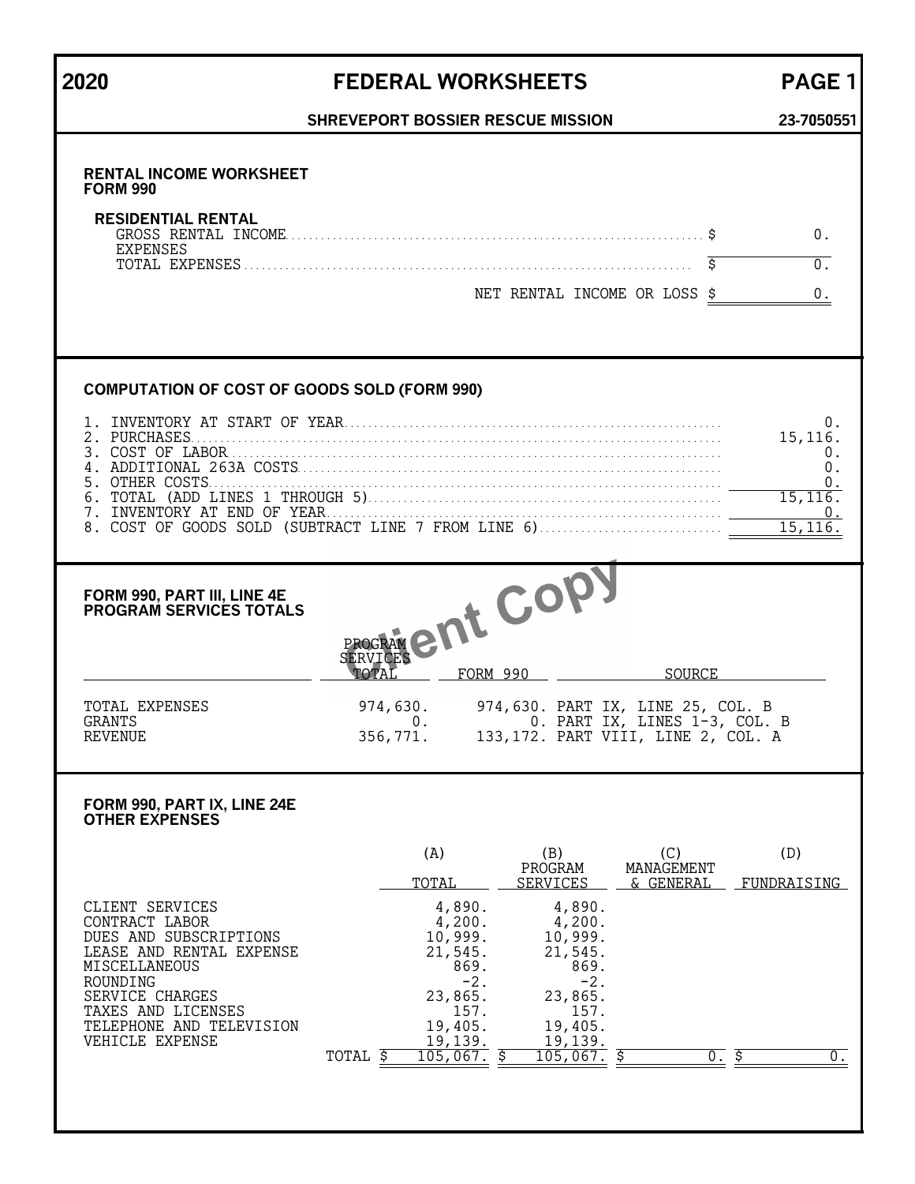# 2020 FEDERAL WORKSHEETS PAGE 1

**SHREVEPORT BOSSIER RESCUE MISSION 23-7050551**

## RENTAL INCOME WORKSHEET FORM 990

### RESIDENTIAL RENTAL

| | |
|---|---|
| GROSS RENTAL INCOME | $ 0. |
| EXPENSES | |
| TOTAL EXPENSES | $ 0. |
| NET RENTAL INCOME OR LOSS | $ 0. |

## COMPUTATION OF COST OF GOODS SOLD (FORM 990)

| | |
|---|---|
| 1. INVENTORY AT START OF YEAR | 0. |
| 2. PURCHASES | 15,116. |
| 3. COST OF LABOR | 0. |
| 4. ADDITIONAL 263A COSTS | 0. |
| 5. OTHER COSTS | 0. |
| 6. TOTAL (ADD LINES 1 THROUGH 5) | 15,116. |
| 7. INVENTORY AT END OF YEAR | 0. |
| 8. COST OF GOODS SOLD (SUBTRACT LINE 7 FROM LINE 6) | 15,116. |

## FORM 990, PART III, LINE 4E PROGRAM SERVICES TOTALS

Client Copy

| | PROGRAM SERVICES TOTAL | FORM 990 | SOURCE |
|---|---|---|---|
| TOTAL EXPENSES | 974,630. | 974,630. | PART IX, LINE 25, COL. B |
| GRANTS | 0. | 0. | PART IX, LINES 1-3, COL. B |
| REVENUE | 356,771. | 133,172. | PART VIII, LINE 2, COL. A |

## FORM 990, PART IX, LINE 24E OTHER EXPENSES

| | (A) TOTAL | (B) PROGRAM SERVICES | (C) MANAGEMENT & GENERAL | (D) FUNDRAISING |
|---|---|---|---|---|
| CLIENT SERVICES | 4,890. | 4,890. | | |
| CONTRACT LABOR | 4,200. | 4,200. | | |
| DUES AND SUBSCRIPTIONS | 10,999. | 10,999. | | |
| LEASE AND RENTAL EXPENSE | 21,545. | 21,545. | | |
| MISCELLANEOUS | 869. | 869. | | |
| ROUNDING | -2. | -2. | | |
| SERVICE CHARGES | 23,865. | 23,865. | | |
| TAXES AND LICENSES | 157. | 157. | | |
| TELEPHONE AND TELEVISION | 19,405. | 19,405. | | |
| VEHICLE EXPENSE | 19,139. | 19,139. | | |
| TOTAL | $ 105,067. | $ 105,067. | $ 0. | $ 0. |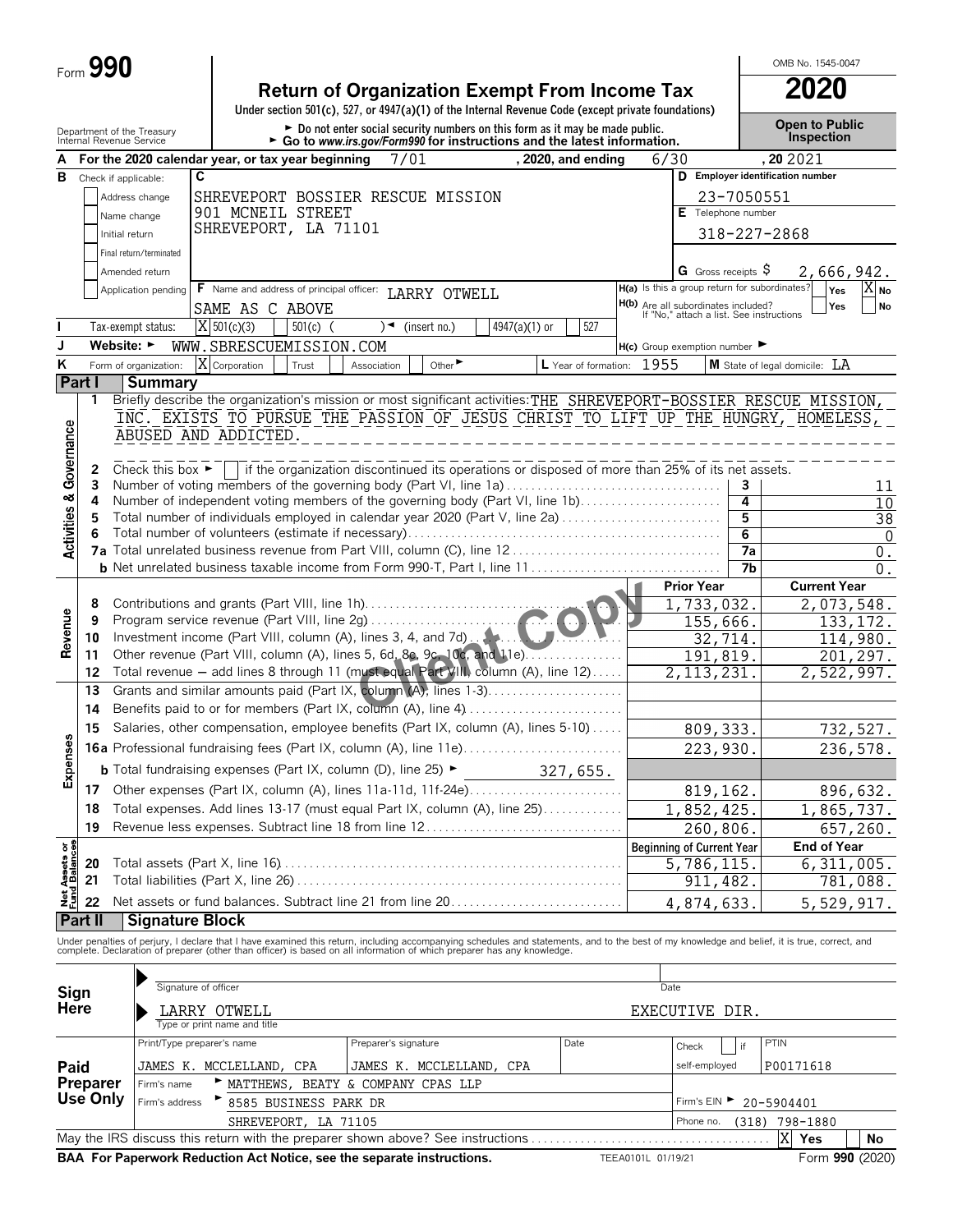Form **990**

# Return of Organization Exempt From Income Tax

**2020**

OMB No. 1545-0047

Under section 501(c), 527, or 4947(a)(1) of the Internal Revenue Code (except private foundations)

► Do not enter social security numbers on this form as it may be made public.
► Go to *www.irs.gov/Form990* for instructions and the latest information.

Department of the Treasury
Internal Revenue Service

**Open to Public Inspection**

**A** For the 2020 calendar year, or tax year beginning 7/01 , 2020, and ending 6/30 , 20 2021

**B** Check if applicable:
- [ ] Address change
- [ ] Name change
- [ ] Initial return
- [ ] Final return/terminated
- [ ] Amended return
- [ ] Application pending

**C** SHREVEPORT BOSSIER RESCUE MISSION
901 MCNEIL STREET
SHREVEPORT, LA 71101

**D** Employer identification number: 23-7050551

**E** Telephone number: 318-227-2868

**G** Gross receipts $ 2,666,942.

**F** Name and address of principal officer: LARRY OTWELL
SAME AS C ABOVE

**H(a)** Is this a group return for subordinates? [ ] Yes [X] No

**H(b)** Are all subordinates included? [ ] Yes [ ] No
If "No," attach a list. See instructions

**I** Tax-exempt status: [X] 501(c)(3) [ ] 501(c) ( ) ◄ (insert no.) [ ] 4947(a)(1) or [ ] 527

**J** Website: ► WWW.SBRESCUEMISSION.COM

**H(c)** Group exemption number ►

**K** Form of organization: [X] Corporation [ ] Trust [ ] Association [ ] Other ►

**L** Year of formation: 1955

**M** State of legal domicile: LA

## Part I Summary

### Activities & Governance

1 Briefly describe the organization's mission or most significant activities: THE SHREVEPORT-BOSSIER RESCUE MISSION, INC. EXISTS TO PURSUE THE PASSION OF JESUS CHRIST TO LIFT UP THE HUNGRY, HOMELESS, ABUSED AND ADDICTED.

2 Check this box ► [ ] if the organization discontinued its operations or disposed of more than 25% of its net assets.

| Line | Description | | Value |
|---|---|---|---|
| 3 | Number of voting members of the governing body (Part VI, line 1a) | 3 | 11 |
| 4 | Number of independent voting members of the governing body (Part VI, line 1b) | 4 | 10 |
| 5 | Total number of individuals employed in calendar year 2020 (Part V, line 2a) | 5 | 38 |
| 6 | Total number of volunteers (estimate if necessary) | 6 | 0 |
| 7a | Total unrelated business revenue from Part VIII, column (C), line 12 | 7a | 0. |
| b | Net unrelated business taxable income from Form 990-T, Part I, line 11 | 7b | 0. |

### Revenue / Expenses / Net Assets

| Line | Description | Prior Year | Current Year |
|---|---|---|---|
| 8 | Contributions and grants (Part VIII, line 1h) | 1,733,032. | 2,073,548. |
| 9 | Program service revenue (Part VIII, line 2g) | 155,666. | 133,172. |
| 10 | Investment income (Part VIII, column (A), lines 3, 4, and 7d) | 32,714. | 114,980. |
| 11 | Other revenue (Part VIII, column (A), lines 5, 6d, 8c, 9c, 10c, and 11e) | 191,819. | 201,297. |
| 12 | Total revenue – add lines 8 through 11 (must equal Part VIII, column (A), line 12) | 2,113,231. | 2,522,997. |
| 13 | Grants and similar amounts paid (Part IX, column (A), lines 1-3) | | |
| 14 | Benefits paid to or for members (Part IX, column (A), line 4) | | |
| 15 | Salaries, other compensation, employee benefits (Part IX, column (A), lines 5-10) | 809,333. | 732,527. |
| 16a | Professional fundraising fees (Part IX, column (A), line 11e) | 223,930. | 236,578. |
| b | Total fundraising expenses (Part IX, column (D), line 25) ► 327,655. | | |
| 17 | Other expenses (Part IX, column (A), lines 11a-11d, 11f-24e) | 819,162. | 896,632. |
| 18 | Total expenses. Add lines 13-17 (must equal Part IX, column (A), line 25) | 1,852,425. | 1,865,737. |
| 19 | Revenue less expenses. Subtract line 18 from line 12 | 260,806. | 657,260. |

| Line | Description | Beginning of Current Year | End of Year |
|---|---|---|---|
| 20 | Total assets (Part X, line 16) | 5,786,115. | 6,311,005. |
| 21 | Total liabilities (Part X, line 26) | 911,482. | 781,088. |
| 22 | Net assets or fund balances. Subtract line 21 from line 20 | 4,874,633. | 5,529,917. |

## Part II Signature Block

Under penalties of perjury, I declare that I have examined this return, including accompanying schedules and statements, and to the best of my knowledge and belief, it is true, correct, and complete. Declaration of preparer (other than officer) is based on all information of which preparer has any knowledge.

**Sign Here**

► Signature of officer | Date

► LARRY OTWELL EXECUTIVE DIR.
Type or print name and title

**Paid Preparer Use Only**

| Print/Type preparer's name | Preparer's signature | Date | Check [ ] if self-employed | PTIN |
|---|---|---|---|---|
| JAMES K. MCCLELLAND, CPA | JAMES K. MCCLELLAND, CPA | | | P00171618 |

Firm's name ► MATTHEWS, BEATY & COMPANY CPAS LLP

Firm's address ► 8585 BUSINESS PARK DR
SHREVEPORT, LA 71105

Firm's EIN ► 20-5904401

Phone no. (318) 798-1880

May the IRS discuss this return with the preparer shown above? See instructions [X] Yes [ ] No

**BAA For Paperwork Reduction Act Notice, see the separate instructions.** TEEA0101L 01/19/21 Form **990** (2020)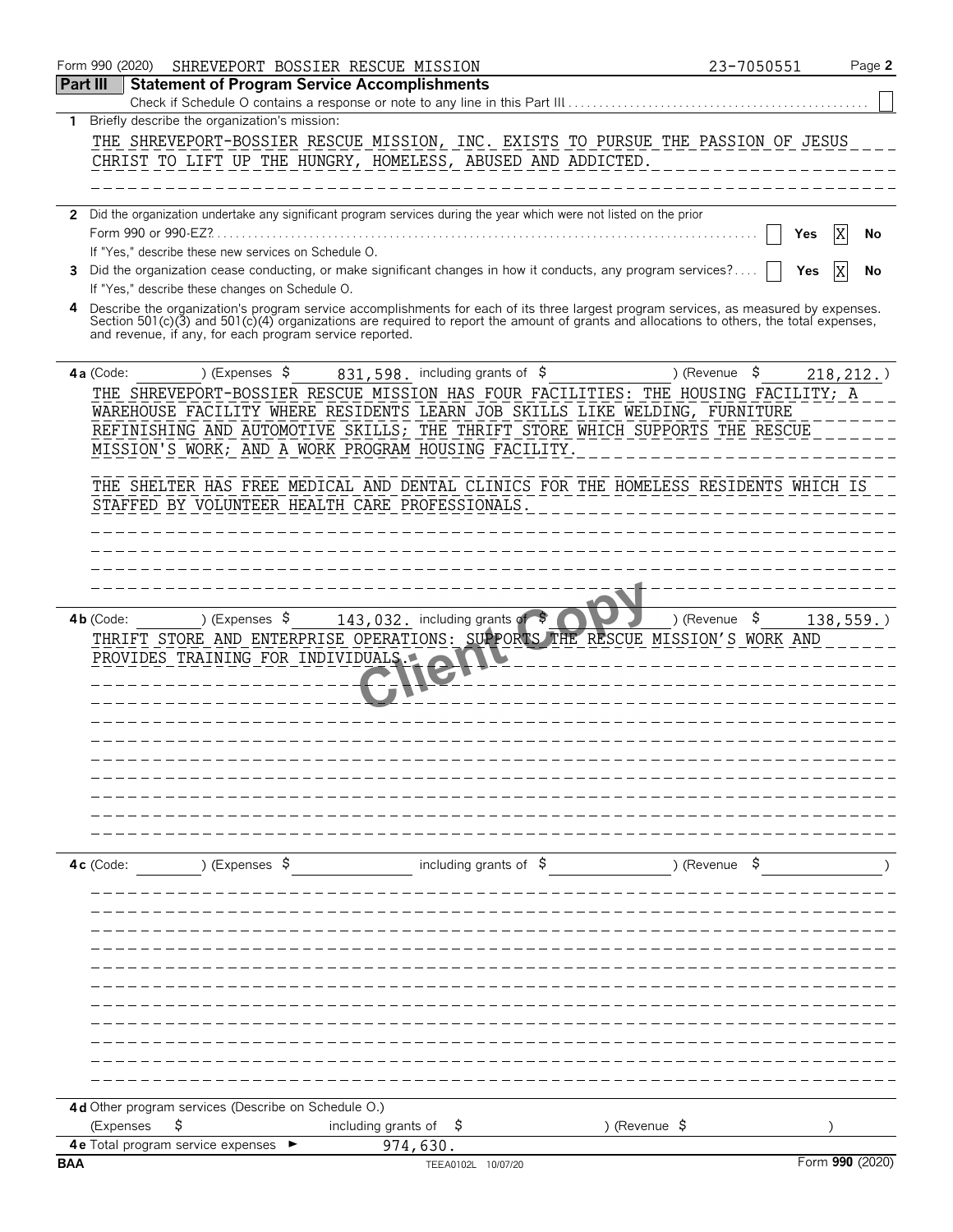Form 990 (2020) SHREVEPORT BOSSIER RESCUE MISSION 23-7050551 Page 2

## Part III Statement of Program Service Accomplishments

Check if Schedule O contains a response or note to any line in this Part III ☐

**1** Briefly describe the organization's mission:

THE SHREVEPORT-BOSSIER RESCUE MISSION, INC. EXISTS TO PURSUE THE PASSION OF JESUS CHRIST TO LIFT UP THE HUNGRY, HOMELESS, ABUSED AND ADDICTED.

**2** Did the organization undertake any significant program services during the year which were not listed on the prior Form 990 or 990-EZ? ☐ Yes ☒ No

If "Yes," describe these new services on Schedule O.

**3** Did the organization cease conducting, or make significant changes in how it conducts, any program services? ☐ Yes ☒ No

If "Yes," describe these changes on Schedule O.

**4** Describe the organization's program service accomplishments for each of its three largest program services, as measured by expenses. Section 501(c)(3) and 501(c)(4) organizations are required to report the amount of grants and allocations to others, the total expenses, and revenue, if any, for each program service reported.

**4a** (Code: ) (Expenses $ 831,598. including grants of $ ) (Revenue $ 218,212.)

THE SHREVEPORT-BOSSIER RESCUE MISSION HAS FOUR FACILITIES: THE HOUSING FACILITY; A WAREHOUSE FACILITY WHERE RESIDENTS LEARN JOB SKILLS LIKE WELDING, FURNITURE REFINISHING AND AUTOMOTIVE SKILLS; THE THRIFT STORE WHICH SUPPORTS THE RESCUE MISSION'S WORK; AND A WORK PROGRAM HOUSING FACILITY.

THE SHELTER HAS FREE MEDICAL AND DENTAL CLINICS FOR THE HOMELESS RESIDENTS WHICH IS STAFFED BY VOLUNTEER HEALTH CARE PROFESSIONALS.

**4b** (Code: ) (Expenses $ 143,032. including grants of $ ) (Revenue $ 138,559.)

THRIFT STORE AND ENTERPRISE OPERATIONS: SUPPORTS THE RESCUE MISSION'S WORK AND PROVIDES TRAINING FOR INDIVIDUALS.

**4c** (Code: ) (Expenses $ including grants of $ ) (Revenue $ )

**4d** Other program services (Describe on Schedule O.)

(Expenses $ including grants of $ ) (Revenue $ )

**4e** Total program service expenses ► 974,630.

BAA TEEA0102L 10/07/20 Form **990** (2020)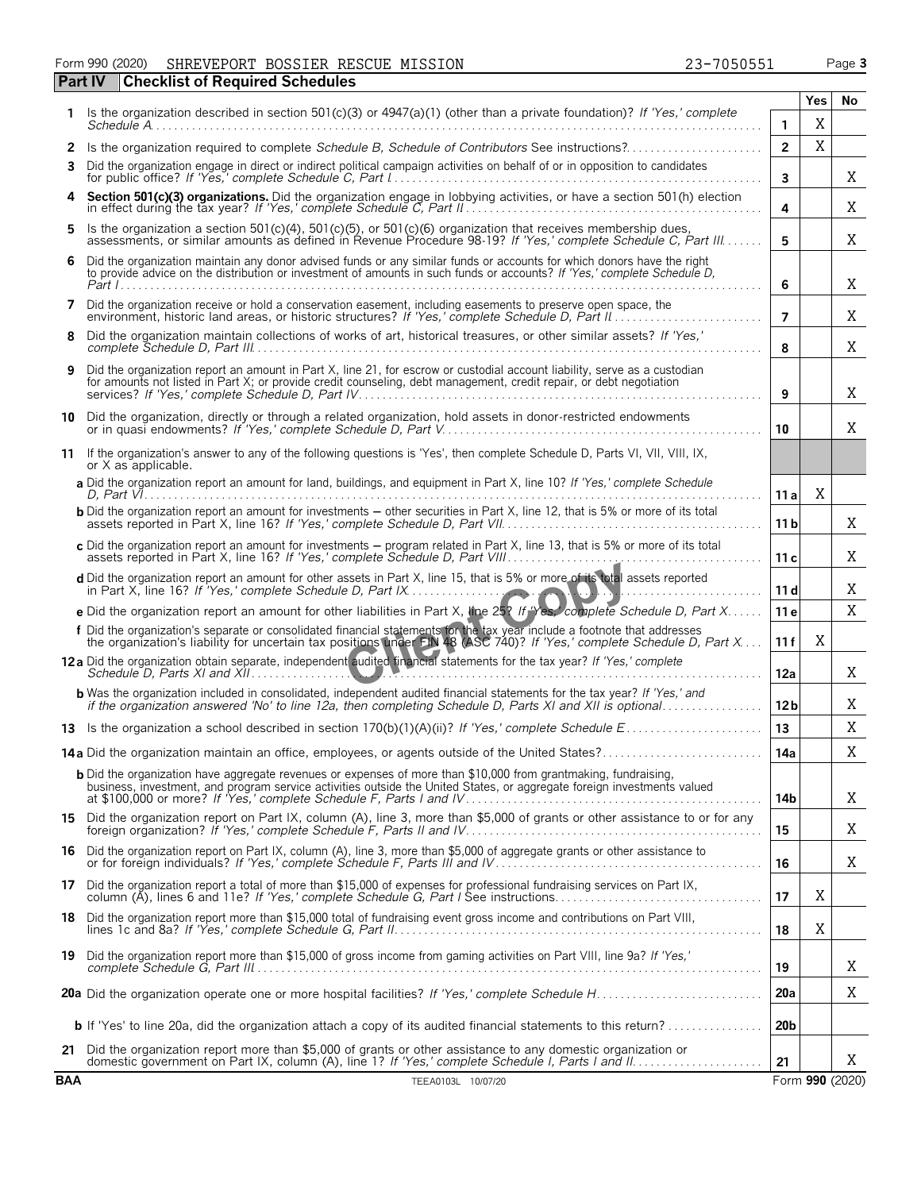Form 990 (2020) SHREVEPORT BOSSIER RESCUE MISSION 23-7050551 Page **3**

## Part IV Checklist of Required Schedules

| | | | Yes | No |
|---|---|---|---|---|
| **1** | Is the organization described in section 501(c)(3) or 4947(a)(1) (other than a private foundation)? *If 'Yes,' complete Schedule A* | **1** | X | |
| **2** | Is the organization required to complete *Schedule B, Schedule of Contributors* See instructions? | **2** | X | |
| **3** | Did the organization engage in direct or indirect political campaign activities on behalf of or in opposition to candidates for public office? *If 'Yes,' complete Schedule C, Part I* | **3** | | X |
| **4** | **Section 501(c)(3) organizations.** Did the organization engage in lobbying activities, or have a section 501(h) election in effect during the tax year? *If 'Yes,' complete Schedule C, Part II* | **4** | | X |
| **5** | Is the organization a section 501(c)(4), 501(c)(5), or 501(c)(6) organization that receives membership dues, assessments, or similar amounts as defined in Revenue Procedure 98-19? *If 'Yes,' complete Schedule C, Part III* | **5** | | X |
| **6** | Did the organization maintain any donor advised funds or any similar funds or accounts for which donors have the right to provide advice on the distribution or investment of amounts in such funds or accounts? *If 'Yes,' complete Schedule D, Part I* | **6** | | X |
| **7** | Did the organization receive or hold a conservation easement, including easements to preserve open space, the environment, historic land areas, or historic structures? *If 'Yes,' complete Schedule D, Part II* | **7** | | X |
| **8** | Did the organization maintain collections of works of art, historical treasures, or other similar assets? *If 'Yes,' complete Schedule D, Part III* | **8** | | X |
| **9** | Did the organization report an amount in Part X, line 21, for escrow or custodial account liability, serve as a custodian for amounts not listed in Part X; or provide credit counseling, debt management, credit repair, or debt negotiation services? *If 'Yes,' complete Schedule D, Part IV* | **9** | | X |
| **10** | Did the organization, directly or through a related organization, hold assets in donor-restricted endowments or in quasi endowments? *If 'Yes,' complete Schedule D, Part V* | **10** | | X |
| **11** | If the organization's answer to any of the following questions is 'Yes', then complete Schedule D, Parts VI, VII, VIII, IX, or X as applicable. | | | |
| | **a** Did the organization report an amount for land, buildings, and equipment in Part X, line 10? *If 'Yes,' complete Schedule D, Part VI* | **11a** | X | |
| | **b** Did the organization report an amount for investments – other securities in Part X, line 12, that is 5% or more of its total assets reported in Part X, line 16? *If 'Yes,' complete Schedule D, Part VII* | **11b** | | X |
| | **c** Did the organization report an amount for investments – program related in Part X, line 13, that is 5% or more of its total assets reported in Part X, line 16? *If 'Yes,' complete Schedule D, Part VIII* | **11c** | | X |
| | **d** Did the organization report an amount for other assets in Part X, line 15, that is 5% or more of its total assets reported in Part X, line 16? *If 'Yes,' complete Schedule D, Part IX* | **11d** | | X |
| | **e** Did the organization report an amount for other liabilities in Part X, line 25? *If 'Yes,' complete Schedule D, Part X* | **11e** | | X |
| | **f** Did the organization's separate or consolidated financial statements for the tax year include a footnote that addresses the organization's liability for uncertain tax positions under FIN 48 (ASC 740)? *If 'Yes,' complete Schedule D, Part X* | **11f** | X | |
| **12a** | Did the organization obtain separate, independent audited financial statements for the tax year? *If 'Yes,' complete Schedule D, Parts XI and XII* | **12a** | | X |
| | **b** Was the organization included in consolidated, independent audited financial statements for the tax year? *If 'Yes,' and if the organization answered 'No' to line 12a, then completing Schedule D, Parts XI and XII is optional* | **12b** | | X |
| **13** | Is the organization a school described in section 170(b)(1)(A)(ii)? *If 'Yes,' complete Schedule E* | **13** | | X |
| **14a** | Did the organization maintain an office, employees, or agents outside of the United States? | **14a** | | X |
| | **b** Did the organization have aggregate revenues or expenses of more than $10,000 from grantmaking, fundraising, business, investment, and program service activities outside the United States, or aggregate foreign investments valued at $100,000 or more? *If 'Yes,' complete Schedule F, Parts I and IV* | **14b** | | X |
| **15** | Did the organization report on Part IX, column (A), line 3, more than $5,000 of grants or other assistance to or for any foreign organization? *If 'Yes,' complete Schedule F, Parts II and IV* | **15** | | X |
| **16** | Did the organization report on Part IX, column (A), line 3, more than $5,000 of aggregate grants or other assistance to or for foreign individuals? *If 'Yes,' complete Schedule F, Parts III and IV* | **16** | | X |
| **17** | Did the organization report a total of more than $15,000 of expenses for professional fundraising services on Part IX, column (A), lines 6 and 11e? *If 'Yes,' complete Schedule G, Part I* See instructions | **17** | X | |
| **18** | Did the organization report more than $15,000 total of fundraising event gross income and contributions on Part VIII, lines 1c and 8a? *If 'Yes,' complete Schedule G, Part II* | **18** | X | |
| **19** | Did the organization report more than $15,000 of gross income from gaming activities on Part VIII, line 9a? *If 'Yes,' complete Schedule G, Part III* | **19** | | X |
| **20a** | Did the organization operate one or more hospital facilities? *If 'Yes,' complete Schedule H* | **20a** | | X |
| | **b** If 'Yes' to line 20a, did the organization attach a copy of its audited financial statements to this return? | **20b** | | |
| **21** | Did the organization report more than $5,000 of grants or other assistance to any domestic organization or domestic government on Part IX, column (A), line 1? *If 'Yes,' complete Schedule I, Parts I and II* | **21** | | X |

**BAA** TEEA0103L 10/07/20 Form **990** (2020)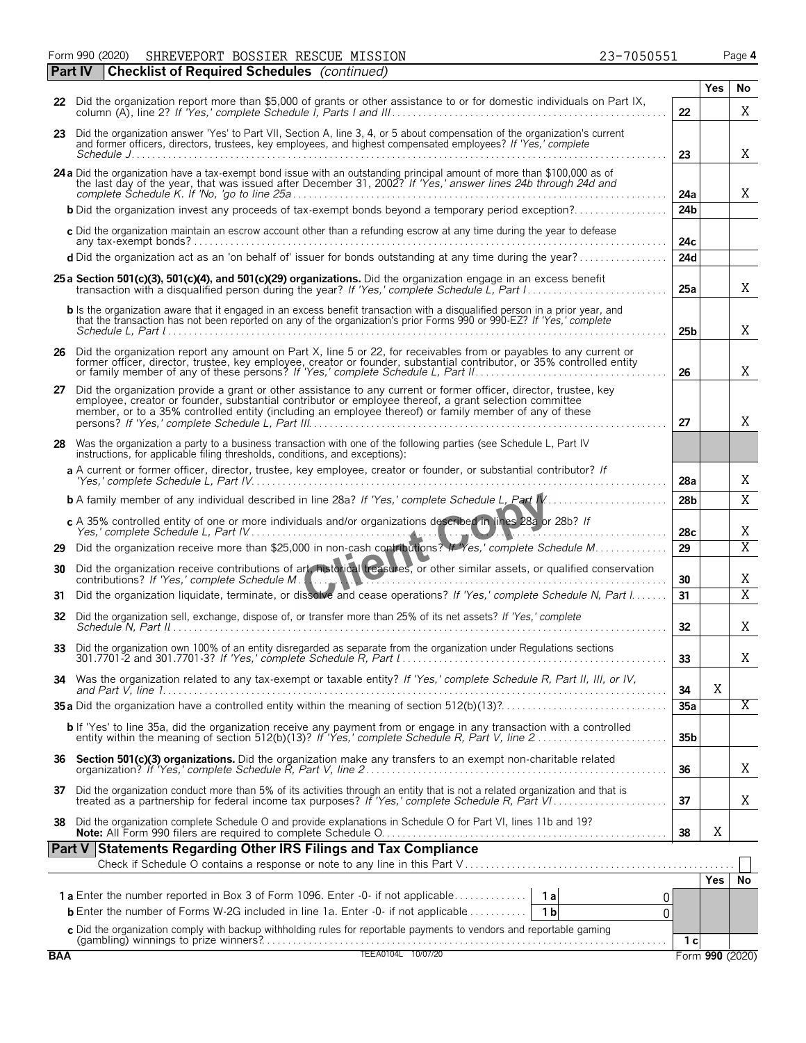Form 990 (2020) SHREVEPORT BOSSIER RESCUE MISSION 23-7050551 Page 4

## Part IV Checklist of Required Schedules *(continued)*

| | | | Yes | No |
|---|---|---|---|---|
| 22 | Did the organization report more than $5,000 of grants or other assistance to or for domestic individuals on Part IX, column (A), line 2? *If 'Yes,' complete Schedule I, Parts I and III* | 22 | | X |
| 23 | Did the organization answer 'Yes' to Part VII, Section A, line 3, 4, or 5 about compensation of the organization's current and former officers, directors, trustees, key employees, and highest compensated employees? *If 'Yes,' complete Schedule J* | 23 | | X |
| 24a | Did the organization have a tax-exempt bond issue with an outstanding principal amount of more than $100,000 as of the last day of the year, that was issued after December 31, 2002? *If 'Yes,' answer lines 24b through 24d and complete Schedule K. If 'No,' go to line 25a* | 24a | | X |
| b | Did the organization invest any proceeds of tax-exempt bonds beyond a temporary period exception? | 24b | | |
| c | Did the organization maintain an escrow account other than a refunding escrow at any time during the year to defease any tax-exempt bonds? | 24c | | |
| d | Did the organization act as an 'on behalf of' issuer for bonds outstanding at any time during the year? | 24d | | |
| 25a | **Section 501(c)(3), 501(c)(4), and 501(c)(29) organizations.** Did the organization engage in an excess benefit transaction with a disqualified person during the year? *If 'Yes,' complete Schedule L, Part I* | 25a | | X |
| b | Is the organization aware that it engaged in an excess benefit transaction with a disqualified person in a prior year, and that the transaction has not been reported on any of the organization's prior Forms 990 or 990-EZ? *If 'Yes,' complete Schedule L, Part I* | 25b | | X |
| 26 | Did the organization report any amount on Part X, line 5 or 22, for receivables from or payables to any current or former officer, director, trustee, key employee, creator or founder, substantial contributor, or 35% controlled entity or family member of any of these persons? *If 'Yes,' complete Schedule L, Part II* | 26 | | X |
| 27 | Did the organization provide a grant or other assistance to any current or former officer, director, trustee, key employee, creator or founder, substantial contributor or employee thereof, a grant selection committee member, or to a 35% controlled entity (including an employee thereof) or family member of any of these persons? *If 'Yes,' complete Schedule L, Part III* | 27 | | X |
| 28 | Was the organization a party to a business transaction with one of the following parties (see Schedule L, Part IV instructions, for applicable filing thresholds, conditions, and exceptions): | | | |
| a | A current or former officer, director, trustee, key employee, creator or founder, or substantial contributor? *If 'Yes,' complete Schedule L, Part IV* | 28a | | X |
| b | A family member of any individual described in line 28a? *If 'Yes,' complete Schedule L, Part IV* | 28b | | X |
| c | A 35% controlled entity of one or more individuals and/or organizations described in lines 28a or 28b? *If Yes,' complete Schedule L, Part IV* | 28c | | X |
| 29 | Did the organization receive more than $25,000 in non-cash contributions? *If 'Yes,' complete Schedule M* | 29 | | X |
| 30 | Did the organization receive contributions of art, historical treasures, or other similar assets, or qualified conservation contributions? *If 'Yes,' complete Schedule M* | 30 | | X |
| 31 | Did the organization liquidate, terminate, or dissolve and cease operations? *If 'Yes,' complete Schedule N, Part I* | 31 | | X |
| 32 | Did the organization sell, exchange, dispose of, or transfer more than 25% of its net assets? *If 'Yes,' complete Schedule N, Part II* | 32 | | X |
| 33 | Did the organization own 100% of an entity disregarded as separate from the organization under Regulations sections 301.7701-2 and 301.7701-3? *If 'Yes,' complete Schedule R, Part I* | 33 | | X |
| 34 | Was the organization related to any tax-exempt or taxable entity? *If 'Yes,' complete Schedule R, Part II, III, or IV, and Part V, line 1* | 34 | X | |
| 35a | Did the organization have a controlled entity within the meaning of section 512(b)(13)? | 35a | | X |
| b | If 'Yes' to line 35a, did the organization receive any payment from or engage in any transaction with a controlled entity within the meaning of section 512(b)(13)? *If 'Yes,' complete Schedule R, Part V, line 2* | 35b | | |
| 36 | **Section 501(c)(3) organizations.** Did the organization make any transfers to an exempt non-charitable related organization? *If 'Yes,' complete Schedule R, Part V, line 2* | 36 | | X |
| 37 | Did the organization conduct more than 5% of its activities through an entity that is not a related organization and that is treated as a partnership for federal income tax purposes? *If 'Yes,' complete Schedule R, Part VI* | 37 | | X |
| 38 | Did the organization complete Schedule O and provide explanations in Schedule O for Part VI, lines 11b and 19? **Note:** All Form 990 filers are required to complete Schedule O. | 38 | X | |

## Part V Statements Regarding Other IRS Filings and Tax Compliance

Check if Schedule O contains a response or note to any line in this Part V ☐

| | | | | | Yes | No |
|---|---|---|---|---|---|---|
| 1a | Enter the number reported in Box 3 of Form 1096. Enter -0- if not applicable | 1a | 0 | | | |
| b | Enter the number of Forms W-2G included in line 1a. Enter -0- if not applicable | 1b | 0 | | | |
| c | Did the organization comply with backup withholding rules for reportable payments to vendors and reportable gaming (gambling) winnings to prize winners? | | | 1c | | |

BAA TEEA0104L 10/07/20 Form **990** (2020)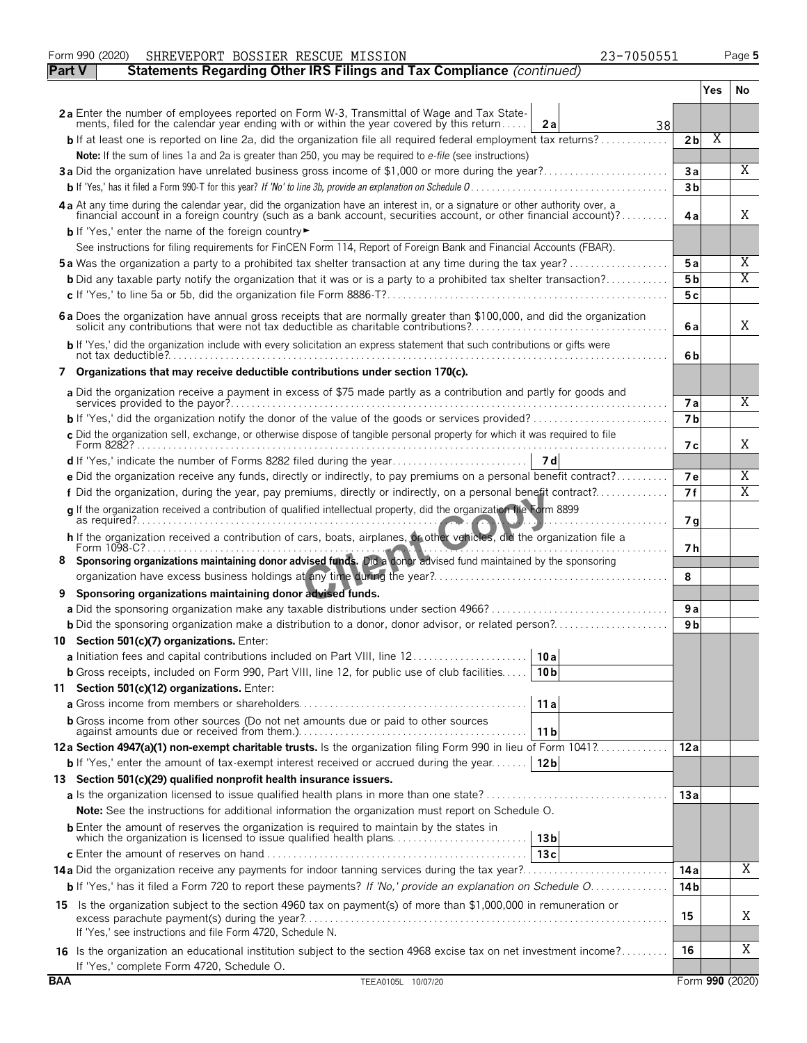Form 990 (2020) SHREVEPORT BOSSIER RESCUE MISSION 23-7050551 Page 5

## Part V Statements Regarding Other IRS Filings and Tax Compliance *(continued)*

| | | | Yes | No |
|---|---|---|---|---|
| **2a** Enter the number of employees reported on Form W-3, Transmittal of Wage and Tax Statements, filed for the calendar year ending with or within the year covered by this return | **2a** 38 | | | |
| **b** If at least one is reported on line 2a, did the organization file all required federal employment tax returns? | | **2b** | X | |
| **Note:** If the sum of lines 1a and 2a is greater than 250, you may be required to *e-file* (see instructions) | | | | |
| **3a** Did the organization have unrelated business gross income of $1,000 or more during the year? | | **3a** | | X |
| **b** If 'Yes,' has it filed a Form 990-T for this year? *If 'No' to line 3b, provide an explanation on Schedule O* | | **3b** | | |
| **4a** At any time during the calendar year, did the organization have an interest in, or a signature or other authority over, a financial account in a foreign country (such as a bank account, securities account, or other financial account)? | | **4a** | | X |
| **b** If 'Yes,' enter the name of the foreign country ► | | | | |
| See instructions for filing requirements for FinCEN Form 114, Report of Foreign Bank and Financial Accounts (FBAR). | | | | |
| **5a** Was the organization a party to a prohibited tax shelter transaction at any time during the tax year? | | **5a** | | X |
| **b** Did any taxable party notify the organization that it was or is a party to a prohibited tax shelter transaction? | | **5b** | | X |
| **c** If 'Yes,' to line 5a or 5b, did the organization file Form 8886-T? | | **5c** | | |
| **6a** Does the organization have annual gross receipts that are normally greater than $100,000, and did the organization solicit any contributions that were not tax deductible as charitable contributions? | | **6a** | | X |
| **b** If 'Yes,' did the organization include with every solicitation an express statement that such contributions or gifts were not tax deductible? | | **6b** | | |
| **7 Organizations that may receive deductible contributions under section 170(c).** | | | | |
| **a** Did the organization receive a payment in excess of $75 made partly as a contribution and partly for goods and services provided to the payor? | | **7a** | | X |
| **b** If 'Yes,' did the organization notify the donor of the value of the goods or services provided? | | **7b** | | |
| **c** Did the organization sell, exchange, or otherwise dispose of tangible personal property for which it was required to file Form 8282? | | **7c** | | X |
| **d** If 'Yes,' indicate the number of Forms 8282 filed during the year | **7d** | | | |
| **e** Did the organization receive any funds, directly or indirectly, to pay premiums on a personal benefit contract? | | **7e** | | X |
| **f** Did the organization, during the year, pay premiums, directly or indirectly, on a personal benefit contract? | | **7f** | | X |
| **g** If the organization received a contribution of qualified intellectual property, did the organization file Form 8899 as required? | | **7g** | | |
| **h** If the organization received a contribution of cars, boats, airplanes, or other vehicles, did the organization file a Form 1098-C? | | **7h** | | |
| **8 Sponsoring organizations maintaining donor advised funds.** Did a donor advised fund maintained by the sponsoring organization have excess business holdings at any time during the year? | | **8** | | |
| **9 Sponsoring organizations maintaining donor advised funds.** | | | | |
| **a** Did the sponsoring organization make any taxable distributions under section 4966? | | **9a** | | |
| **b** Did the sponsoring organization make a distribution to a donor, donor advisor, or related person? | | **9b** | | |
| **10 Section 501(c)(7) organizations.** Enter: | | | | |
| **a** Initiation fees and capital contributions included on Part VIII, line 12 | **10a** | | | |
| **b** Gross receipts, included on Form 990, Part VIII, line 12, for public use of club facilities | **10b** | | | |
| **11 Section 501(c)(12) organizations.** Enter: | | | | |
| **a** Gross income from members or shareholders | **11a** | | | |
| **b** Gross income from other sources (Do not net amounts due or paid to other sources against amounts due or received from them.) | **11b** | | | |
| **12a Section 4947(a)(1) non-exempt charitable trusts.** Is the organization filing Form 990 in lieu of Form 1041? | | **12a** | | |
| **b** If 'Yes,' enter the amount of tax-exempt interest received or accrued during the year | **12b** | | | |
| **13 Section 501(c)(29) qualified nonprofit health insurance issuers.** | | | | |
| **a** Is the organization licensed to issue qualified health plans in more than one state? | | **13a** | | |
| **Note:** See the instructions for additional information the organization must report on Schedule O. | | | | |
| **b** Enter the amount of reserves the organization is required to maintain by the states in which the organization is licensed to issue qualified health plans | **13b** | | | |
| **c** Enter the amount of reserves on hand | **13c** | | | |
| **14a** Did the organization receive any payments for indoor tanning services during the tax year? | | **14a** | | X |
| **b** If 'Yes,' has it filed a Form 720 to report these payments? *If 'No,' provide an explanation on Schedule O* | | **14b** | | |
| **15** Is the organization subject to the section 4960 tax on payment(s) of more than $1,000,000 in remuneration or excess parachute payment(s) during the year? If 'Yes,' see instructions and file Form 4720, Schedule N. | | **15** | | X |
| **16** Is the organization an educational institution subject to the section 4968 excise tax on net investment income? If 'Yes,' complete Form 4720, Schedule O. | | **16** | | X |

BAA TEEA0105L 10/07/20 Form **990** (2020)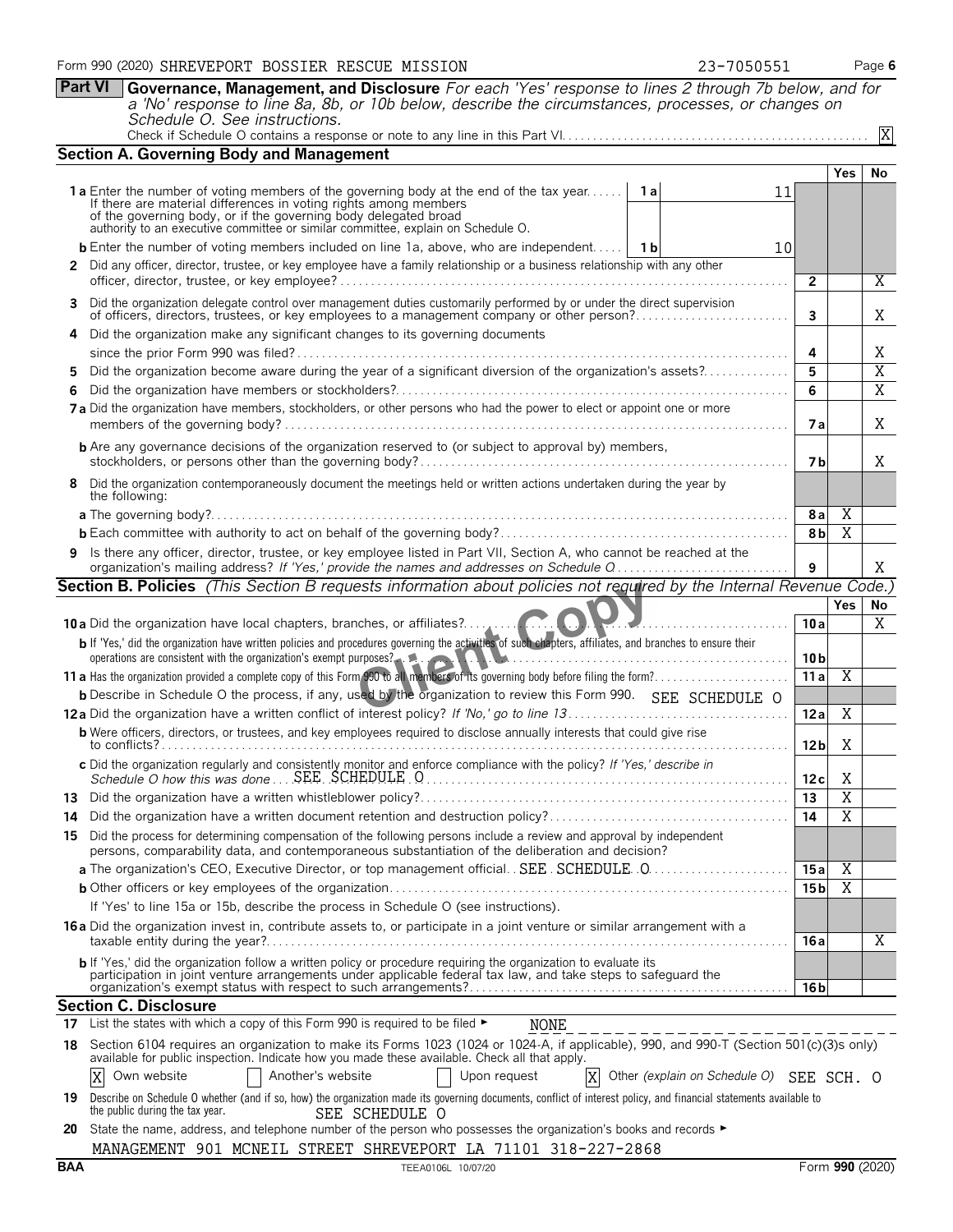Form 990 (2020) SHREVEPORT BOSSIER RESCUE MISSION 23-7050551 Page 6

## Part VI Governance, Management, and Disclosure

*For each 'Yes' response to lines 2 through 7b below, and for a 'No' response to line 8a, 8b, or 10b below, describe the circumstances, processes, or changes on Schedule O. See instructions.*

Check if Schedule O contains a response or note to any line in this Part VI . . . . . [X]

### Section A. Governing Body and Management

| | | | Yes | No |
|---|---|---|---|---|
| **1a** Enter the number of voting members of the governing body at the end of the tax year. If there are material differences in voting rights among members of the governing body, or if the governing body delegated broad authority to an executive committee or similar committee, explain on Schedule O. | 1a | 11 | | |
| **b** Enter the number of voting members included on line 1a, above, who are independent | 1b | 10 | | |
| **2** Did any officer, director, trustee, or key employee have a family relationship or a business relationship with any other officer, director, trustee, or key employee? | 2 | | | X |
| **3** Did the organization delegate control over management duties customarily performed by or under the direct supervision of officers, directors, trustees, or key employees to a management company or other person? | 3 | | | X |
| **4** Did the organization make any significant changes to its governing documents since the prior Form 990 was filed? | 4 | | | X |
| **5** Did the organization become aware during the year of a significant diversion of the organization's assets? | 5 | | | X |
| **6** Did the organization have members or stockholders? | 6 | | | X |
| **7a** Did the organization have members, stockholders, or other persons who had the power to elect or appoint one or more members of the governing body? | 7a | | | X |
| **b** Are any governance decisions of the organization reserved to (or subject to approval by) members, stockholders, or persons other than the governing body? | 7b | | | X |
| **8** Did the organization contemporaneously document the meetings held or written actions undertaken during the year by the following: | | | | |
| **a** The governing body? | 8a | | X | |
| **b** Each committee with authority to act on behalf of the governing body? | 8b | | X | |
| **9** Is there any officer, director, trustee, or key employee listed in Part VII, Section A, who cannot be reached at the organization's mailing address? *If 'Yes,' provide the names and addresses on Schedule O* | 9 | | | X |

### Section B. Policies *(This Section B requests information about policies not required by the Internal Revenue Code.)*

| | | Yes | No |
|---|---|---|---|
| **10a** Did the organization have local chapters, branches, or affiliates? | 10a | | X |
| **b** If 'Yes,' did the organization have written policies and procedures governing the activities of such chapters, affiliates, and branches to ensure their operations are consistent with the organization's exempt purposes? | 10b | | |
| **11a** Has the organization provided a complete copy of this Form 990 to all members of its governing body before filing the form? | 11a | X | |
| **b** Describe in Schedule O the process, if any, used by the organization to review this Form 990. SEE SCHEDULE O | | | |
| **12a** Did the organization have a written conflict of interest policy? *If 'No,' go to line 13* | 12a | X | |
| **b** Were officers, directors, or trustees, and key employees required to disclose annually interests that could give rise to conflicts? | 12b | X | |
| **c** Did the organization regularly and consistently monitor and enforce compliance with the policy? *If 'Yes,' describe in Schedule O how this was done* SEE SCHEDULE O | 12c | X | |
| **13** Did the organization have a written whistleblower policy? | 13 | X | |
| **14** Did the organization have a written document retention and destruction policy? | 14 | X | |
| **15** Did the process for determining compensation of the following persons include a review and approval by independent persons, comparability data, and contemporaneous substantiation of the deliberation and decision? | | | |
| **a** The organization's CEO, Executive Director, or top management official SEE SCHEDULE O | 15a | X | |
| **b** Other officers or key employees of the organization | 15b | X | |
| If 'Yes' to line 15a or 15b, describe the process in Schedule O (see instructions). | | | |
| **16a** Did the organization invest in, contribute assets to, or participate in a joint venture or similar arrangement with a taxable entity during the year? | 16a | | X |
| **b** If 'Yes,' did the organization follow a written policy or procedure requiring the organization to evaluate its participation in joint venture arrangements under applicable federal tax law, and take steps to safeguard the organization's exempt status with respect to such arrangements? | 16b | | |

### Section C. Disclosure

**17** List the states with which a copy of this Form 990 is required to be filed ► NONE

**18** Section 6104 requires an organization to make its Forms 1023 (1024 or 1024-A, if applicable), 990, and 990-T (Section 501(c)(3)s only) available for public inspection. Indicate how you made these available. Check all that apply.

[X] Own website [ ] Another's website [ ] Upon request [X] Other *(explain on Schedule O)* SEE SCH. O

**19** Describe on Schedule O whether (and if so, how) the organization made its governing documents, conflict of interest policy, and financial statements available to the public during the tax year. SEE SCHEDULE O

**20** State the name, address, and telephone number of the person who possesses the organization's books and records ►

MANAGEMENT 901 MCNEIL STREET SHREVEPORT LA 71101 318-227-2868

BAA TEEA0106L 10/07/20 Form **990** (2020)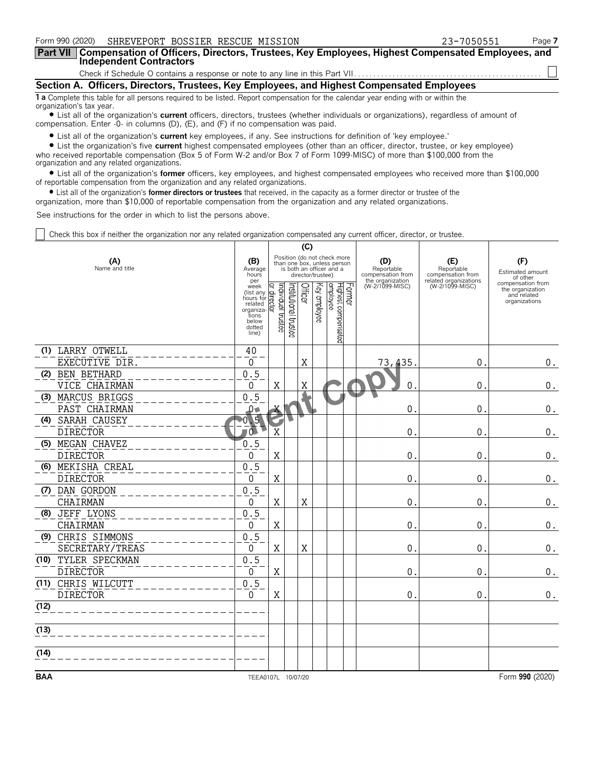Form 990 (2020) SHREVEPORT BOSSIER RESCUE MISSION 23-7050551 Page 7

## Part VII Compensation of Officers, Directors, Trustees, Key Employees, Highest Compensated Employees, and Independent Contractors

Check if Schedule O contains a response or note to any line in this Part VII. . . . . . . . . . . . . . . . . . . . . . . . . . . . . . . . . . . . . . . . . . . . . . . . .

### Section A. Officers, Directors, Trustees, Key Employees, and Highest Compensated Employees

**1 a** Complete this table for all persons required to be listed. Report compensation for the calendar year ending with or within the organization's tax year.

- List all of the organization's **current** officers, directors, trustees (whether individuals or organizations), regardless of amount of compensation. Enter -0- in columns (D), (E), and (F) if no compensation was paid.
- List all of the organization's **current** key employees, if any. See instructions for definition of 'key employee.'
- List the organization's five **current** highest compensated employees (other than an officer, director, trustee, or key employee) who received reportable compensation (Box 5 of Form W-2 and/or Box 7 of Form 1099-MISC) of more than $100,000 from the organization and any related organizations.
- List all of the organization's **former** officers, key employees, and highest compensated employees who received more than $100,000 of reportable compensation from the organization and any related organizations.
- List all of the organization's **former directors or trustees** that received, in the capacity as a former director or trustee of the organization, more than $10,000 of reportable compensation from the organization and any related organizations.

See instructions for the order in which to list the persons above.

☐ Check this box if neither the organization nor any related organization compensated any current officer, director, or trustee.

| (A) Name and title | (B) Average hours per week (list any hours for related organizations below dotted line) | (C) Position (do not check more than one box, unless person is both an officer and a director/trustee) | | | | | | (D) Reportable compensation from the organization (W-2/1099-MISC) | (E) Reportable compensation from related organizations (W-2/1099-MISC) | (F) Estimated amount of other compensation from the organization and related organizations |
|---|---|---|---|---|---|---|---|---|---|---|
| | | Individual trustee or director | Institutional trustee | Officer | Key employee | Highest compensated employee | Former | | | |
| (1) LARRY OTWELL<br>EXECUTIVE DIR. | 40<br>0 | | | X | | | | 73,435. | 0. | 0. |
| (2) BEN BETHARD<br>VICE CHAIRMAN | 0.5<br>0 | X | | X | | | | 0. | 0. | 0. |
| (3) MARCUS BRIGGS<br>PAST CHAIRMAN | 0.5<br>0 | X | | | | | | 0. | 0. | 0. |
| (4) SARAH CAUSEY<br>DIRECTOR | 0.5<br>0 | X | | | | | | 0. | 0. | 0. |
| (5) MEGAN CHAVEZ<br>DIRECTOR | 0.5<br>0 | X | | | | | | 0. | 0. | 0. |
| (6) MEKISHA CREAL<br>DIRECTOR | 0.5<br>0 | X | | | | | | 0. | 0. | 0. |
| (7) DAN GORDON<br>CHAIRMAN | 0.5<br>0 | X | | X | | | | 0. | 0. | 0. |
| (8) JEFF LYONS<br>CHAIRMAN | 0.5<br>0 | X | | | | | | 0. | 0. | 0. |
| (9) CHRIS SIMMONS<br>SECRETARY/TREAS | 0.5<br>0 | X | | X | | | | 0. | 0. | 0. |
| (10) TYLER SPECKMAN<br>DIRECTOR | 0.5<br>0 | X | | | | | | 0. | 0. | 0. |
| (11) CHRIS WILCUTT<br>DIRECTOR | 0.5<br>0 | X | | | | | | 0. | 0. | 0. |
| (12) | | | | | | | | | | |
| (13) | | | | | | | | | | |
| (14) | | | | | | | | | | |

BAA TEEA0107L 10/07/20 Form 990 (2020)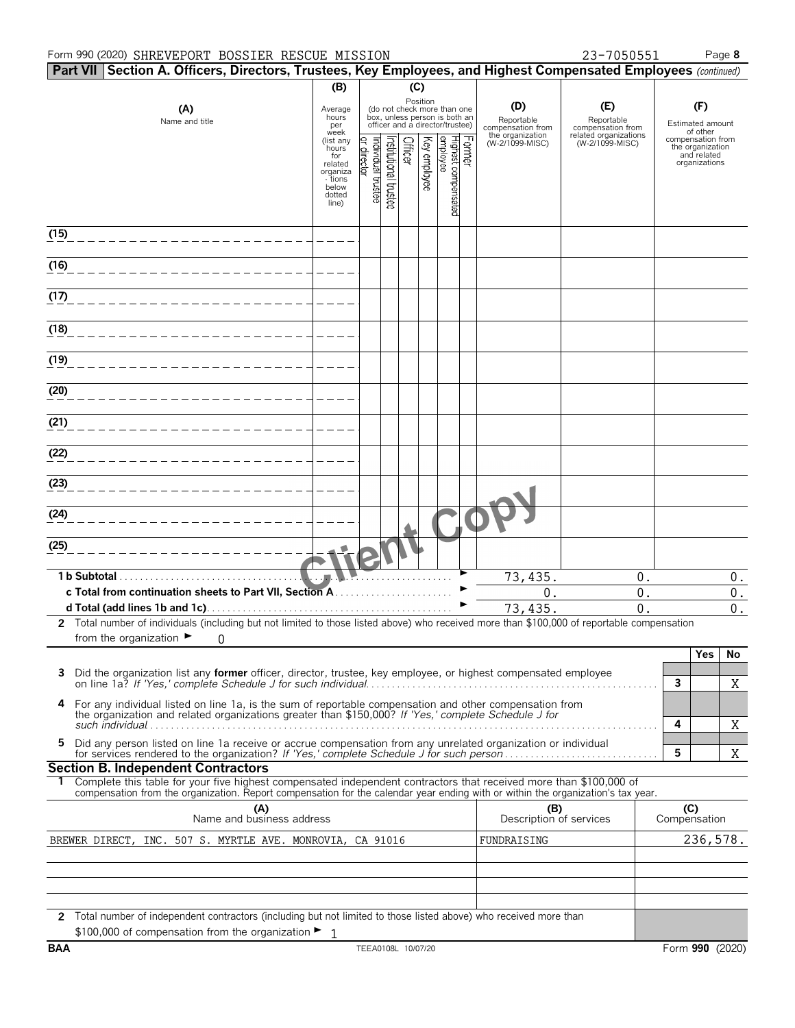Form 990 (2020) SHREVEPORT BOSSIER RESCUE MISSION 23-7050551 Page **8**

**Part VII Section A. Officers, Directors, Trustees, Key Employees, and Highest Compensated Employees** *(continued)*

| (A) Name and title | (B) Average hours per week (list any hours for related organizations below dotted line) | (C) Position: Individual trustee or director | Institutional trustee | Officer | Key employee | Highest compensated employee | Former | (D) Reportable compensation from the organization (W-2/1099-MISC) | (E) Reportable compensation from related organizations (W-2/1099-MISC) | (F) Estimated amount of other compensation from the organization and related organizations |
|---|---|---|---|---|---|---|---|---|---|---|
| (15) | | | | | | | | | | |
| (16) | | | | | | | | | | |
| (17) | | | | | | | | | | |
| (18) | | | | | | | | | | |
| (19) | | | | | | | | | | |
| (20) | | | | | | | | | | |
| (21) | | | | | | | | | | |
| (22) | | | | | | | | | | |
| (23) | | | | | | | | | | |
| (24) | | | | | | | | | | |
| (25) | | | | | | | | | | |
| **1 b Subtotal** | | | | | | | | 73,435. | 0. | 0. |
| **c Total from continuation sheets to Part VII, Section A** | | | | | | | | 0. | 0. | 0. |
| **d Total (add lines 1b and 1c)** | | | | | | | | 73,435. | 0. | 0. |

**2** Total number of individuals (including but not limited to those listed above) who received more than $100,000 of reportable compensation from the organization ► 0

| | | Yes | No |
|---|---|---|---|
| **3** Did the organization list any **former** officer, director, trustee, key employee, or highest compensated employee on line 1a? *If 'Yes,' complete Schedule J for such individual* | 3 | | X |
| **4** For any individual listed on line 1a, is the sum of reportable compensation and other compensation from the organization and related organizations greater than $150,000? *If 'Yes,' complete Schedule J for such individual* | 4 | | X |
| **5** Did any person listed on line 1a receive or accrue compensation from any unrelated organization or individual for services rendered to the organization? *If 'Yes,' complete Schedule J for such person* | 5 | | X |

**Section B. Independent Contractors**

**1** Complete this table for your five highest compensated independent contractors that received more than $100,000 of compensation from the organization. Report compensation for the calendar year ending with or within the organization's tax year.

| (A) Name and business address | (B) Description of services | (C) Compensation |
|---|---|---|
| BREWER DIRECT, INC. 507 S. MYRTLE AVE. MONROVIA, CA 91016 | FUNDRAISING | 236,578. |
| | | |
| | | |
| | | |
| | | |

**2** Total number of independent contractors (including but not limited to those listed above) who received more than $100,000 of compensation from the organization ► 1

BAA TEEA0108L 10/07/20 Form **990** (2020)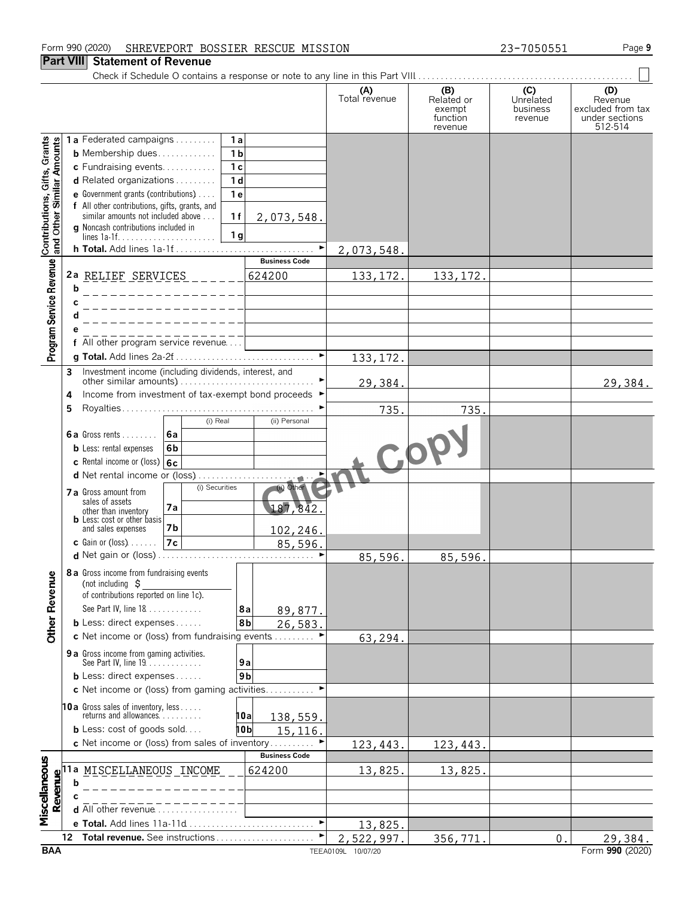Form 990 (2020) SHREVEPORT BOSSIER RESCUE MISSION 23-7050551

## Part VIII Statement of Revenue

Check if Schedule O contains a response or note to any line in this Part VIII . . . ☐

| | | | | (A) Total revenue | (B) Related or exempt function revenue | (C) Unrelated business revenue | (D) Revenue excluded from tax under sections 512-514 |
|---|---|---|---|---|---|---|---|
| **Contributions, Gifts, Grants and Other Similar Amounts** | 1a Federated campaigns | 1a | | | | | |
| | b Membership dues | 1b | | | | | |
| | c Fundraising events | 1c | | | | | |
| | d Related organizations | 1d | | | | | |
| | e Government grants (contributions) | 1e | | | | | |
| | f All other contributions, gifts, grants, and similar amounts not included above | 1f | 2,073,548. | | | | |
| | g Noncash contributions included in lines 1a-1f | 1g | | | | | |
| | h Total. Add lines 1a-1f | | | 2,073,548. | | | |
| **Program Service Revenue** | | | Business Code | | | | |
| | 2a RELIEF SERVICES | | 624200 | 133,172. | 133,172. | | |
| | b | | | | | | |
| | c | | | | | | |
| | d | | | | | | |
| | e | | | | | | |
| | f All other program service revenue | | | | | | |
| | g Total. Add lines 2a-2f | | | 133,172. | | | |
| **Other Revenue** | 3 Investment income (including dividends, interest, and other similar amounts) | | | 29,384. | | | 29,384. |
| | 4 Income from investment of tax-exempt bond proceeds | | | | | | |
| | 5 Royalties | | | 735. | 735. | | |
| | | (i) Real | (ii) Personal | | | | |
| | 6a Gross rents (6a) | | | | | | |
| | b Less: rental expenses (6b) | | | | | | |
| | c Rental income or (loss) (6c) | | | | | | |
| | d Net rental income or (loss) | | | | | | |
| | | (i) Securities | (ii) Other | | | | |
| | 7a Gross amount from sales of assets other than inventory (7a) | | 187,842. | | | | |
| | b Less: cost or other basis and sales expenses (7b) | | 102,246. | | | | |
| | c Gain or (loss) (7c) | | 85,596. | | | | |
| | d Net gain or (loss) | | | 85,596. | 85,596. | | |
| | 8a Gross income from fundraising events (not including $ ______ of contributions reported on line 1c). See Part IV, line 18 | 8a | 89,877. | | | | |
| | b Less: direct expenses | 8b | 26,583. | | | | |
| | c Net income or (loss) from fundraising events | | | 63,294. | | | |
| | 9a Gross income from gaming activities. See Part IV, line 19 | 9a | | | | | |
| | b Less: direct expenses | 9b | | | | | |
| | c Net income or (loss) from gaming activities | | | | | | |
| | 10a Gross sales of inventory, less returns and allowances | 10a | 138,559. | | | | |
| | b Less: cost of goods sold | 10b | 15,116. | | | | |
| | c Net income or (loss) from sales of inventory | | | 123,443. | 123,443. | | |
| **Miscellaneous Revenue** | | | Business Code | | | | |
| | 11a MISCELLANEOUS INCOME | | 624200 | 13,825. | 13,825. | | |
| | b | | | | | | |
| | c | | | | | | |
| | d All other revenue | | | | | | |
| | e Total. Add lines 11a-11d | | | 13,825. | | | |
| | 12 Total revenue. See instructions | | | 2,522,997. | 356,771. | 0. | 29,384. |

BAA TEEA0109L 10/07/20 Form 990 (2020)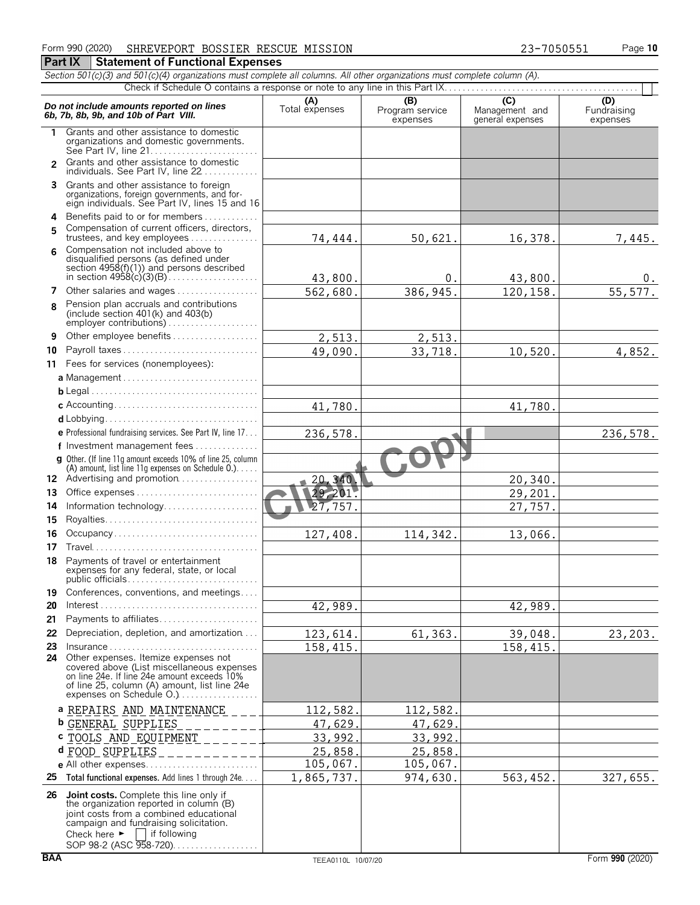Form 990 (2020) SHREVEPORT BOSSIER RESCUE MISSION 23-7050551

## Part IX Statement of Functional Expenses

*Section 501(c)(3) and 501(c)(4) organizations must complete all columns. All other organizations must complete column (A).*

Check if Schedule O contains a response or note to any line in this Part IX

| *Do not include amounts reported on lines 6b, 7b, 8b, 9b, and 10b of Part VIII.* | (A) Total expenses | (B) Program service expenses | (C) Management and general expenses | (D) Fundraising expenses |
|---|---|---|---|---|
| 1 Grants and other assistance to domestic organizations and domestic governments. See Part IV, line 21 | | | | |
| 2 Grants and other assistance to domestic individuals. See Part IV, line 22 | | | | |
| 3 Grants and other assistance to foreign organizations, foreign governments, and foreign individuals. See Part IV, lines 15 and 16 | | | | |
| 4 Benefits paid to or for members | | | | |
| 5 Compensation of current officers, directors, trustees, and key employees | 74,444. | 50,621. | 16,378. | 7,445. |
| 6 Compensation not included above to disqualified persons (as defined under section 4958(f)(1)) and persons described in section 4958(c)(3)(B) | 43,800. | 0. | 43,800. | 0. |
| 7 Other salaries and wages | 562,680. | 386,945. | 120,158. | 55,577. |
| 8 Pension plan accruals and contributions (include section 401(k) and 403(b) employer contributions) | | | | |
| 9 Other employee benefits | 2,513. | 2,513. | | |
| 10 Payroll taxes | 49,090. | 33,718. | 10,520. | 4,852. |
| 11 Fees for services (nonemployees): | | | | |
| a Management | | | | |
| b Legal | | | | |
| c Accounting | 41,780. | | 41,780. | |
| d Lobbying | | | | |
| e Professional fundraising services. See Part IV, line 17 | 236,578. | | | 236,578. |
| f Investment management fees | | | | |
| g Other. (If line 11g amount exceeds 10% of line 25, column (A) amount, list line 11g expenses on Schedule O.) | | | | |
| 12 Advertising and promotion | 20,340. | | 20,340. | |
| 13 Office expenses | 29,201. | | 29,201. | |
| 14 Information technology | 27,757. | | 27,757. | |
| 15 Royalties | | | | |
| 16 Occupancy | 127,408. | 114,342. | 13,066. | |
| 17 Travel | | | | |
| 18 Payments of travel or entertainment expenses for any federal, state, or local public officials | | | | |
| 19 Conferences, conventions, and meetings | | | | |
| 20 Interest | 42,989. | | 42,989. | |
| 21 Payments to affiliates | | | | |
| 22 Depreciation, depletion, and amortization | 123,614. | 61,363. | 39,048. | 23,203. |
| 23 Insurance | 158,415. | | 158,415. | |
| 24 Other expenses. Itemize expenses not covered above (List miscellaneous expenses on line 24e. If line 24e amount exceeds 10% of line 25, column (A) amount, list line 24e expenses on Schedule O.) | | | | |
| a REPAIRS AND MAINTENANCE | 112,582. | 112,582. | | |
| b GENERAL SUPPLIES | 47,629. | 47,629. | | |
| c TOOLS AND EQUIPMENT | 33,992. | 33,992. | | |
| d FOOD SUPPLIES | 25,858. | 25,858. | | |
| e All other expenses | 105,067. | 105,067. | | |
| 25 **Total functional expenses.** Add lines 1 through 24e | 1,865,737. | 974,630. | 563,452. | 327,655. |
| 26 **Joint costs.** Complete this line only if the organization reported in column (B) joint costs from a combined educational campaign and fundraising solicitation. Check here ► ☐ if following SOP 98-2 (ASC 958-720) | | | | |

BAA TEEA0110L 10/07/20 Form **990** (2020)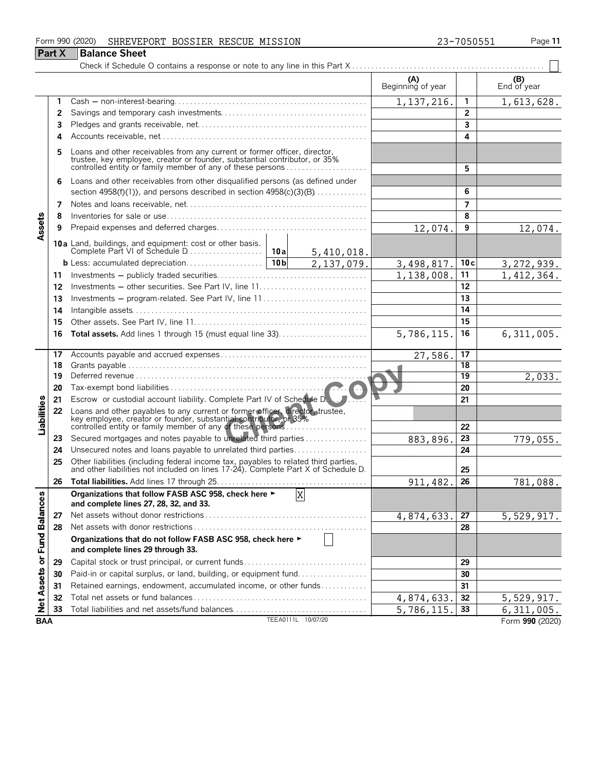Form 990 (2020) SHREVEPORT BOSSIER RESCUE MISSION 23-7050551 Page 11

## Part X Balance Sheet

Check if Schedule O contains a response or note to any line in this Part X . . . . . . . . ☐

| Section | Line | Description | | (A) Beginning of year | Line | (B) End of year |
|---|---|---|---|---|---|---|
| Assets | 1 | Cash — non-interest-bearing | | 1,137,216. | 1 | 1,613,628. |
| | 2 | Savings and temporary cash investments | | | 2 | |
| | 3 | Pledges and grants receivable, net | | | 3 | |
| | 4 | Accounts receivable, net | | | 4 | |
| | 5 | Loans and other receivables from any current or former officer, director, trustee, key employee, creator or founder, substantial contributor, or 35% controlled entity or family member of any of these persons | | | 5 | |
| | 6 | Loans and other receivables from other disqualified persons (as defined under section 4958(f)(1)), and persons described in section 4958(c)(3)(B) | | | 6 | |
| | 7 | Notes and loans receivable, net | | | 7 | |
| | 8 | Inventories for sale or use | | | 8 | |
| | 9 | Prepaid expenses and deferred charges | | 12,074. | 9 | 12,074. |
| | 10a | Land, buildings, and equipment: cost or other basis. Complete Part VI of Schedule D | 10a 5,410,018. | | | |
| | b | Less: accumulated depreciation | 10b 2,137,079. | 3,498,817. | 10c | 3,272,939. |
| | 11 | Investments — publicly traded securities | | 1,138,008. | 11 | 1,412,364. |
| | 12 | Investments — other securities. See Part IV, line 11 | | | 12 | |
| | 13 | Investments — program-related. See Part IV, line 11 | | | 13 | |
| | 14 | Intangible assets | | | 14 | |
| | 15 | Other assets. See Part IV, line 11 | | | 15 | |
| | 16 | **Total assets.** Add lines 1 through 15 (must equal line 33) | | 5,786,115. | 16 | 6,311,005. |
| Liabilities | 17 | Accounts payable and accrued expenses | | 27,586. | 17 | |
| | 18 | Grants payable | | | 18 | |
| | 19 | Deferred revenue | | | 19 | 2,033. |
| | 20 | Tax-exempt bond liabilities | | | 20 | |
| | 21 | Escrow or custodial account liability. Complete Part IV of Schedule D | | | 21 | |
| | 22 | Loans and other payables to any current or former officer, director, trustee, key employee, creator or founder, substantial contributor, or 35% controlled entity or family member of any of these persons | | | 22 | |
| | 23 | Secured mortgages and notes payable to unrelated third parties | | 883,896. | 23 | 779,055. |
| | 24 | Unsecured notes and loans payable to unrelated third parties | | | 24 | |
| | 25 | Other liabilities (including federal income tax, payables to related third parties, and other liabilities not included on lines 17-24). Complete Part X of Schedule D | | | 25 | |
| | 26 | **Total liabilities.** Add lines 17 through 25 | | 911,482. | 26 | 781,088. |
| Net Assets or Fund Balances | | **Organizations that follow FASB ASC 958, check here ► [X] and complete lines 27, 28, 32, and 33.** | | | | |
| | 27 | Net assets without donor restrictions | | 4,874,633. | 27 | 5,529,917. |
| | 28 | Net assets with donor restrictions | | | 28 | |
| | | **Organizations that do not follow FASB ASC 958, check here ► [ ] and complete lines 29 through 33.** | | | | |
| | 29 | Capital stock or trust principal, or current funds | | | 29 | |
| | 30 | Paid-in or capital surplus, or land, building, or equipment fund | | | 30 | |
| | 31 | Retained earnings, endowment, accumulated income, or other funds | | | 31 | |
| | 32 | Total net assets or fund balances | | 4,874,633. | 32 | 5,529,917. |
| | 33 | Total liabilities and net assets/fund balances | | 5,786,115. | 33 | 6,311,005. |

BAA TEEA0111L 10/07/20 Form **990** (2020)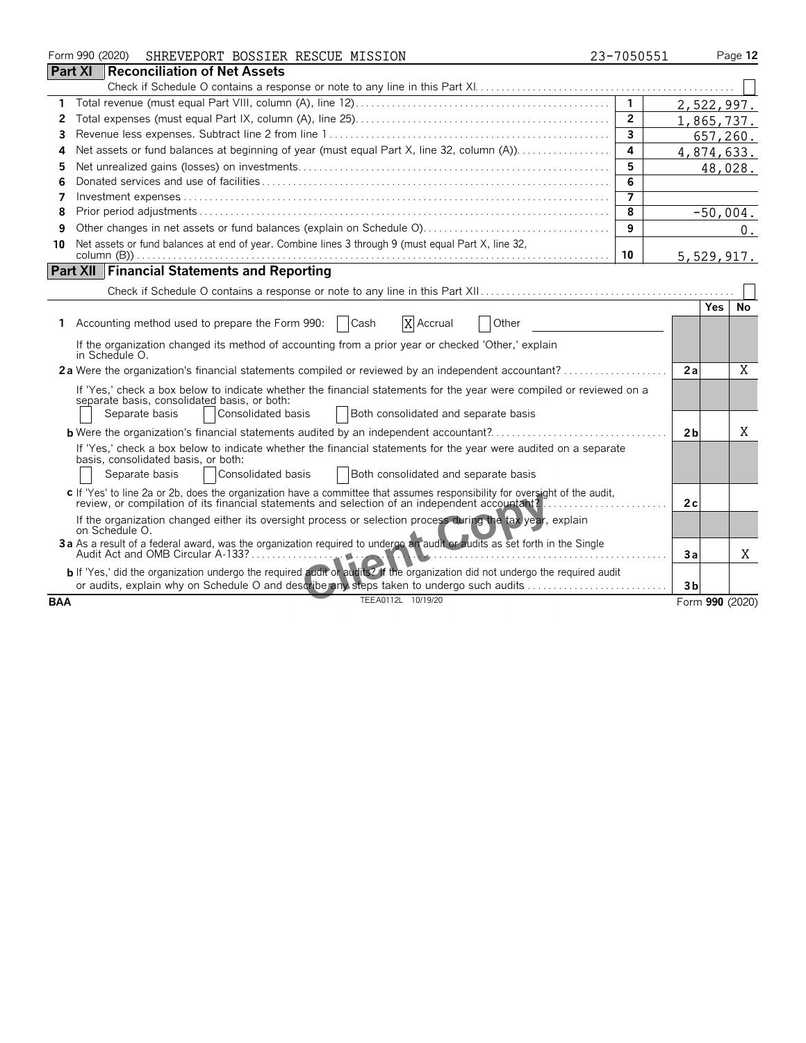Form 990 (2020) SHREVEPORT BOSSIER RESCUE MISSION 23-7050551

## Part XI Reconciliation of Net Assets

Check if Schedule O contains a response or note to any line in this Part XI. ☐

| | | | |
|---|---|---|---|
| 1 | Total revenue (must equal Part VIII, column (A), line 12) | 1 | 2,522,997. |
| 2 | Total expenses (must equal Part IX, column (A), line 25) | 2 | 1,865,737. |
| 3 | Revenue less expenses. Subtract line 2 from line 1 | 3 | 657,260. |
| 4 | Net assets or fund balances at beginning of year (must equal Part X, line 32, column (A)) | 4 | 4,874,633. |
| 5 | Net unrealized gains (losses) on investments | 5 | 48,028. |
| 6 | Donated services and use of facilities | 6 | |
| 7 | Investment expenses | 7 | |
| 8 | Prior period adjustments | 8 | -50,004. |
| 9 | Other changes in net assets or fund balances (explain on Schedule O) | 9 | 0. |
| 10 | Net assets or fund balances at end of year. Combine lines 3 through 9 (must equal Part X, line 32, column (B)) | 10 | 5,529,917. |

## Part XII Financial Statements and Reporting

Check if Schedule O contains a response or note to any line in this Part XII ☐

| | | | Yes | No |
|---|---|---|---|---|
| 1 | Accounting method used to prepare the Form 990: ☐ Cash ☒ Accrual ☐ Other | | | |
| | If the organization changed its method of accounting from a prior year or checked 'Other,' explain in Schedule O. | | | |
| 2a | Were the organization's financial statements compiled or reviewed by an independent accountant? | 2a | | X |
| | If 'Yes,' check a box below to indicate whether the financial statements for the year were compiled or reviewed on a separate basis, consolidated basis, or both: ☐ Separate basis ☐ Consolidated basis ☐ Both consolidated and separate basis | | | |
| b | Were the organization's financial statements audited by an independent accountant? | 2b | | X |
| | If 'Yes,' check a box below to indicate whether the financial statements for the year were audited on a separate basis, consolidated basis, or both: ☐ Separate basis ☐ Consolidated basis ☐ Both consolidated and separate basis | | | |
| c | If 'Yes' to line 2a or 2b, does the organization have a committee that assumes responsibility for oversight of the audit, review, or compilation of its financial statements and selection of an independent accountant? | 2c | | |
| | If the organization changed either its oversight process or selection process during the tax year, explain on Schedule O. | | | |
| 3a | As a result of a federal award, was the organization required to undergo an audit or audits as set forth in the Single Audit Act and OMB Circular A-133? | 3a | | X |
| b | If 'Yes,' did the organization undergo the required audit or audits? If the organization did not undergo the required audit or audits, explain why on Schedule O and describe any steps taken to undergo such audits | 3b | | |

BAA TEEA0112L 10/19/20 Form 990 (2020)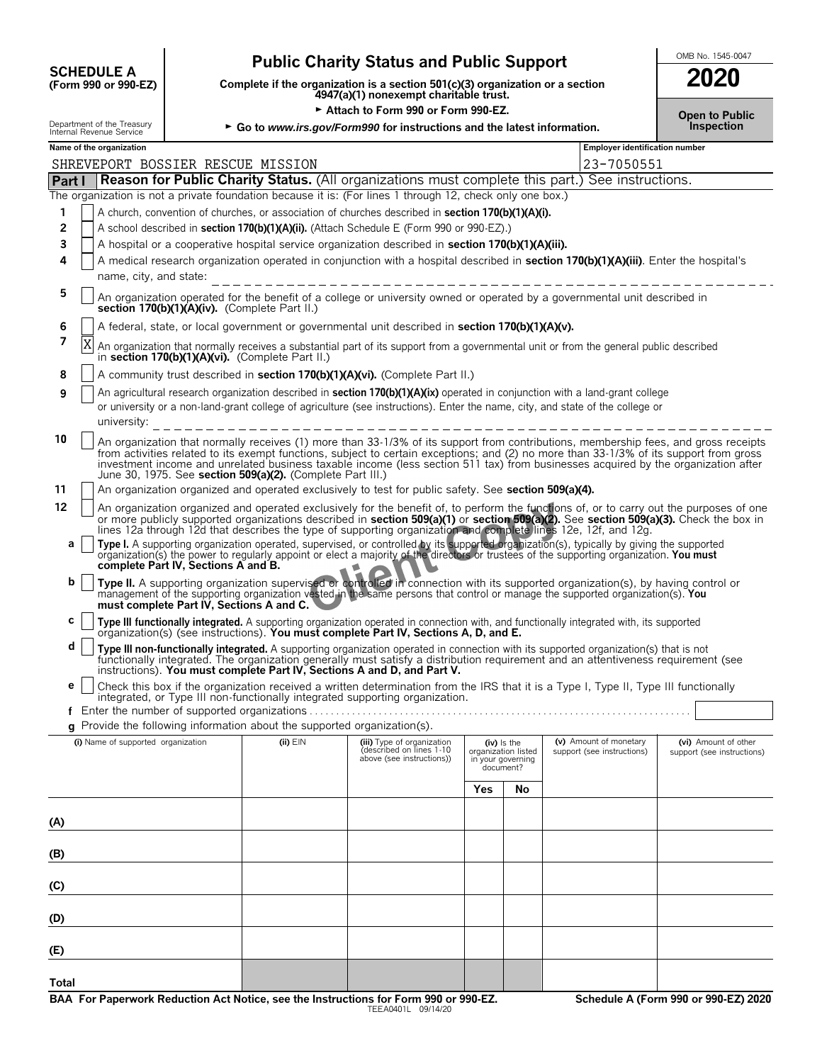**SCHEDULE A (Form 990 or 990-EZ)**

Department of the Treasury Internal Revenue Service

# Public Charity Status and Public Support

**Complete if the organization is a section 501(c)(3) organization or a section 4947(a)(1) nonexempt charitable trust.**

► **Attach to Form 990 or Form 990-EZ.**

► **Go to www.irs.gov/Form990 for instructions and the latest information.**

OMB No. 1545-0047

**2020**

**Open to Public Inspection**

**Name of the organization:** SHREVEPORT BOSSIER RESCUE MISSION

**Employer identification number:** 23-7050551

## Part I Reason for Public Charity Status. (All organizations must complete this part.) See instructions.

The organization is not a private foundation because it is: (For lines 1 through 12, check only one box.)

1. [ ] A church, convention of churches, or association of churches described in **section 170(b)(1)(A)(i).**
2. [ ] A school described in **section 170(b)(1)(A)(ii).** (Attach Schedule E (Form 990 or 990-EZ).)
3. [ ] A hospital or a cooperative hospital service organization described in **section 170(b)(1)(A)(iii).**
4. [ ] A medical research organization operated in conjunction with a hospital described in **section 170(b)(1)(A)(iii)**. Enter the hospital's name, city, and state:
5. [ ] An organization operated for the benefit of a college or university owned or operated by a governmental unit described in **section 170(b)(1)(A)(iv).** (Complete Part II.)
6. [ ] A federal, state, or local government or governmental unit described in **section 170(b)(1)(A)(v).**
7. [X] An organization that normally receives a substantial part of its support from a governmental unit or from the general public described in **section 170(b)(1)(A)(vi).** (Complete Part II.)
8. [ ] A community trust described in **section 170(b)(1)(A)(vi).** (Complete Part II.)
9. [ ] An agricultural research organization described in **section 170(b)(1)(A)(ix)** operated in conjunction with a land-grant college or university or a non-land-grant college of agriculture (see instructions). Enter the name, city, and state of the college or university:
10. [ ] An organization that normally receives (1) more than 33-1/3% of its support from contributions, membership fees, and gross receipts from activities related to its exempt functions, subject to certain exceptions; and (2) no more than 33-1/3% of its support from gross investment income and unrelated business taxable income (less section 511 tax) from businesses acquired by the organization after June 30, 1975. See **section 509(a)(2).** (Complete Part III.)
11. [ ] An organization organized and operated exclusively to test for public safety. See **section 509(a)(4).**
12. [ ] An organization organized and operated exclusively for the benefit of, to perform the functions of, or to carry out the purposes of one or more publicly supported organizations described in **section 509(a)(1)** or **section 509(a)(2).** See **section 509(a)(3).** Check the box in lines 12a through 12d that describes the type of supporting organization and complete lines 12e, 12f, and 12g.
   - **a** [ ] **Type I.** A supporting organization operated, supervised, or controlled by its supported organization(s), typically by giving the supported organization(s) the power to regularly appoint or elect a majority of the directors or trustees of the supporting organization. **You must complete Part IV, Sections A and B.**
   - **b** [ ] **Type II.** A supporting organization supervised or controlled in connection with its supported organization(s), by having control or management of the supporting organization vested in the same persons that control or manage the supported organization(s). **You must complete Part IV, Sections A and C.**
   - **c** [ ] **Type III functionally integrated.** A supporting organization operated in connection with, and functionally integrated with, its supported organization(s) (see instructions). **You must complete Part IV, Sections A, D, and E.**
   - **d** [ ] **Type III non-functionally integrated.** A supporting organization operated in connection with its supported organization(s) that is not functionally integrated. The organization generally must satisfy a distribution requirement and an attentiveness requirement (see instructions). **You must complete Part IV, Sections A and D, and Part V.**
   - **e** [ ] Check this box if the organization received a written determination from the IRS that it is a Type I, Type II, Type III functionally integrated, or Type III non-functionally integrated supporting organization.
   - **f** Enter the number of supported organizations
   - **g** Provide the following information about the supported organization(s).

| (i) Name of supported organization | (ii) EIN | (iii) Type of organization (described on lines 1-10 above (see instructions)) | (iv) Is the organization listed in your governing document? Yes | No | (v) Amount of monetary support (see instructions) | (vi) Amount of other support (see instructions) |
|---|---|---|---|---|---|---|
| (A) | | | | | | |
| (B) | | | | | | |
| (C) | | | | | | |
| (D) | | | | | | |
| (E) | | | | | | |
| Total | | | | | | |

BAA For Paperwork Reduction Act Notice, see the Instructions for Form 990 or 990-EZ. TEEA0401L 09/14/20 Schedule A (Form 990 or 990-EZ) 2020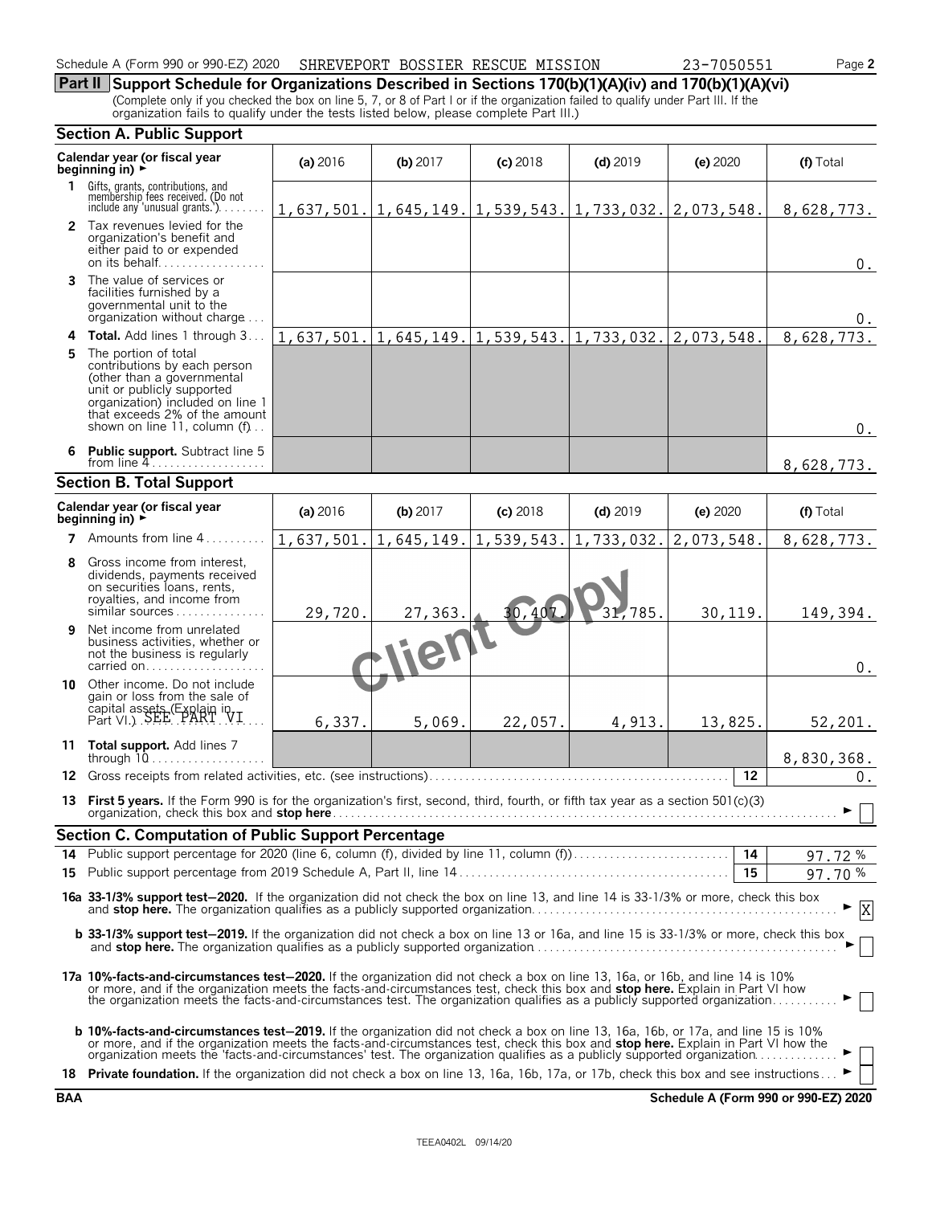Schedule A (Form 990 or 990-EZ) 2020 SHREVEPORT BOSSIER RESCUE MISSION 23-7050551 Page **2**

## Part II Support Schedule for Organizations Described in Sections 170(b)(1)(A)(iv) and 170(b)(1)(A)(vi)

(Complete only if you checked the box on line 5, 7, or 8 of Part I or if the organization failed to qualify under Part III. If the organization fails to qualify under the tests listed below, please complete Part III.)

### Section A. Public Support

| Calendar year (or fiscal year beginning in) ► | (a) 2016 | (b) 2017 | (c) 2018 | (d) 2019 | (e) 2020 | (f) Total |
|---|---|---|---|---|---|---|
| **1** Gifts, grants, contributions, and membership fees received. (Do not include any 'unusual grants.') | 1,637,501. | 1,645,149. | 1,539,543. | 1,733,032. | 2,073,548. | 8,628,773. |
| **2** Tax revenues levied for the organization's benefit and either paid to or expended on its behalf | | | | | | 0. |
| **3** The value of services or facilities furnished by a governmental unit to the organization without charge | | | | | | 0. |
| **4 Total.** Add lines 1 through 3 | 1,637,501. | 1,645,149. | 1,539,543. | 1,733,032. | 2,073,548. | 8,628,773. |
| **5** The portion of total contributions by each person (other than a governmental unit or publicly supported organization) included on line 1 that exceeds 2% of the amount shown on line 11, column (f) | | | | | | 0. |
| **6 Public support.** Subtract line 5 from line 4 | | | | | | 8,628,773. |

### Section B. Total Support

| Calendar year (or fiscal year beginning in) ► | (a) 2016 | (b) 2017 | (c) 2018 | (d) 2019 | (e) 2020 | (f) Total |
|---|---|---|---|---|---|---|
| **7** Amounts from line 4 | 1,637,501. | 1,645,149. | 1,539,543. | 1,733,032. | 2,073,548. | 8,628,773. |
| **8** Gross income from interest, dividends, payments received on securities loans, rents, royalties, and income from similar sources | 29,720. | 27,363. | 30,407. | 31,785. | 30,119. | 149,394. |
| **9** Net income from unrelated business activities, whether or not the business is regularly carried on | | | | | | 0. |
| **10** Other income. Do not include gain or loss from the sale of capital assets (Explain in Part VI.) SEE PART VI | 6,337. | 5,069. | 22,057. | 4,913. | 13,825. | 52,201. |
| **11 Total support.** Add lines 7 through 10 | | | | | | 8,830,368. |
| **12** Gross receipts from related activities, etc. (see instructions) | | | | | 12 | 0. |

**13 First 5 years.** If the Form 990 is for the organization's first, second, third, fourth, or fifth tax year as a section 501(c)(3) organization, check this box and **stop here** ► ☐

### Section C. Computation of Public Support Percentage

| | | | |
|---|---|---|---|
| **14** | Public support percentage for 2020 (line 6, column (f), divided by line 11, column (f)) | 14 | 97.72 % |
| **15** | Public support percentage from 2019 Schedule A, Part II, line 14 | 15 | 97.70 % |

**16a 33-1/3% support test–2020.** If the organization did not check the box on line 13, and line 14 is 33-1/3% or more, check this box and **stop here.** The organization qualifies as a publicly supported organization ► ☒

**b 33-1/3% support test–2019.** If the organization did not check a box on line 13 or 16a, and line 15 is 33-1/3% or more, check this box and **stop here.** The organization qualifies as a publicly supported organization ► ☐

**17a 10%-facts-and-circumstances test–2020.** If the organization did not check a box on line 13, 16a, or 16b, and line 14 is 10% or more, and if the organization meets the facts-and-circumstances test, check this box and **stop here.** Explain in Part VI how the organization meets the facts-and-circumstances test. The organization qualifies as a publicly supported organization ► ☐

**b 10%-facts-and-circumstances test–2019.** If the organization did not check a box on line 13, 16a, 16b, or 17a, and line 15 is 10% or more, and if the organization meets the facts-and-circumstances test, check this box and **stop here.** Explain in Part VI how the organization meets the 'facts-and-circumstances' test. The organization qualifies as a publicly supported organization ► ☐

**18 Private foundation.** If the organization did not check a box on line 13, 16a, 16b, 17a, or 17b, check this box and see instructions ► ☐

**BAA** **Schedule A (Form 990 or 990-EZ) 2020**

TEEA0402L 09/14/20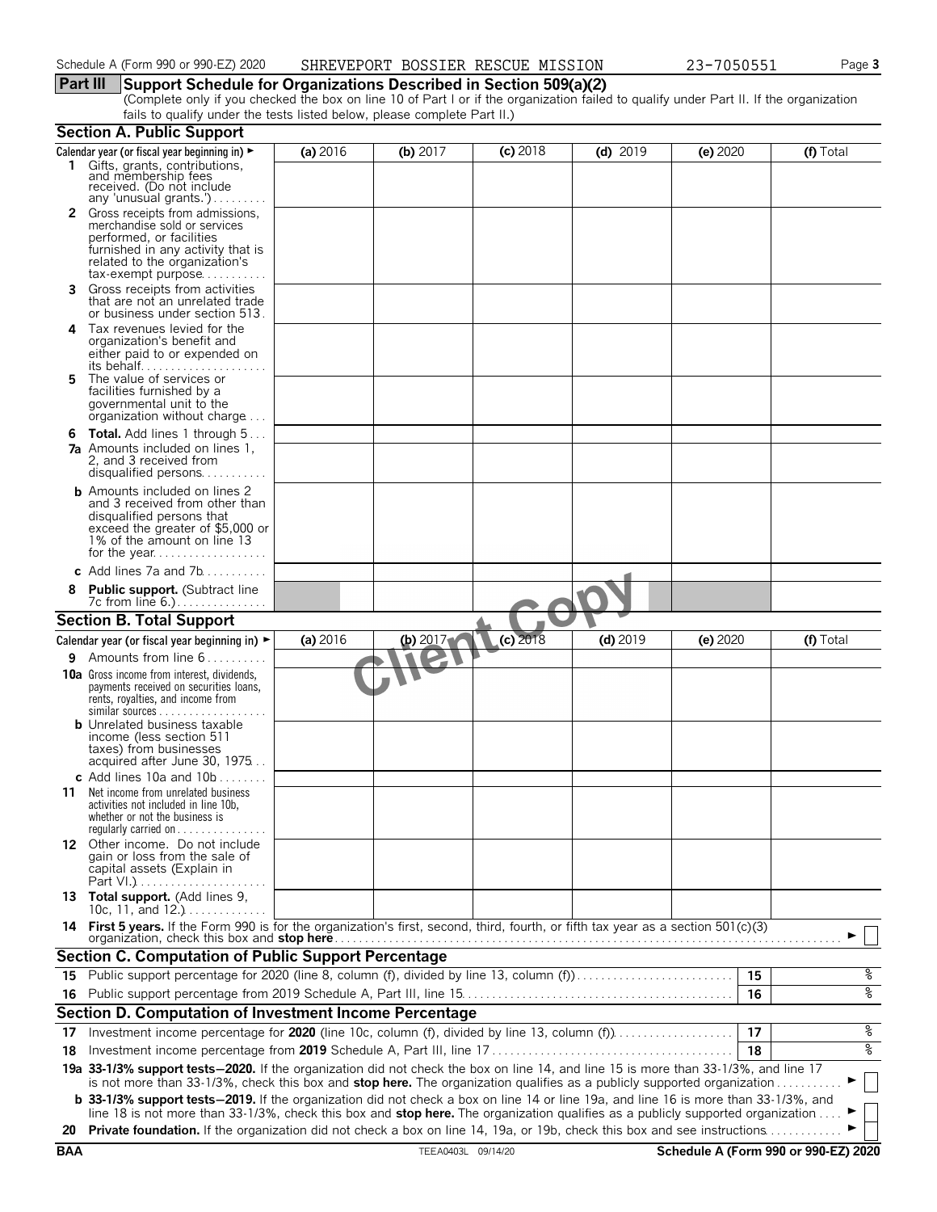Schedule A (Form 990 or 990-EZ) 2020 SHREVEPORT BOSSIER RESCUE MISSION 23-7050551

## Part III Support Schedule for Organizations Described in Section 509(a)(2)

(Complete only if you checked the box on line 10 of Part I or if the organization failed to qualify under Part II. If the organization fails to qualify under the tests listed below, please complete Part II.)

### Section A. Public Support

| Calendar year (or fiscal year beginning in) ► | (a) 2016 | (b) 2017 | (c) 2018 | (d) 2019 | (e) 2020 | (f) Total |
|---|---|---|---|---|---|---|
| **1** Gifts, grants, contributions, and membership fees received. (Do not include any 'unusual grants.') | | | | | | |
| **2** Gross receipts from admissions, merchandise sold or services performed, or facilities furnished in any activity that is related to the organization's tax-exempt purpose | | | | | | |
| **3** Gross receipts from activities that are not an unrelated trade or business under section 513 | | | | | | |
| **4** Tax revenues levied for the organization's benefit and either paid to or expended on its behalf | | | | | | |
| **5** The value of services or facilities furnished by a governmental unit to the organization without charge | | | | | | |
| **6 Total.** Add lines 1 through 5 | | | | | | |
| **7a** Amounts included on lines 1, 2, and 3 received from disqualified persons | | | | | | |
| **b** Amounts included on lines 2 and 3 received from other than disqualified persons that exceed the greater of $5,000 or 1% of the amount on line 13 for the year | | | | | | |
| **c** Add lines 7a and 7b | | | | | | |
| **8 Public support.** (Subtract line 7c from line 6.) | | | | | | |

### Section B. Total Support

| Calendar year (or fiscal year beginning in) ► | (a) 2016 | (b) 2017 | (c) 2018 | (d) 2019 | (e) 2020 | (f) Total |
|---|---|---|---|---|---|---|
| **9** Amounts from line 6 | | | | | | |
| **10a** Gross income from interest, dividends, payments received on securities loans, rents, royalties, and income from similar sources | | | | | | |
| **b** Unrelated business taxable income (less section 511 taxes) from businesses acquired after June 30, 1975 | | | | | | |
| **c** Add lines 10a and 10b | | | | | | |
| **11** Net income from unrelated business activities not included in line 10b, whether or not the business is regularly carried on | | | | | | |
| **12** Other income. Do not include gain or loss from the sale of capital assets (Explain in Part VI.) | | | | | | |
| **13 Total support.** (Add lines 9, 10c, 11, and 12.) | | | | | | |

**14 First 5 years.** If the Form 990 is for the organization's first, second, third, fourth, or fifth tax year as a section 501(c)(3) organization, check this box and **stop here** ► ☐

### Section C. Computation of Public Support Percentage

| | | | |
|---|---|---|---|
| **15** | Public support percentage for 2020 (line 8, column (f), divided by line 13, column (f)) | 15 | % |
| **16** | Public support percentage from 2019 Schedule A, Part III, line 15 | 16 | % |

### Section D. Computation of Investment Income Percentage

| | | | |
|---|---|---|---|
| **17** | Investment income percentage for **2020** (line 10c, column (f), divided by line 13, column (f)) | 17 | % |
| **18** | Investment income percentage from **2019** Schedule A, Part III, line 17 | 18 | % |

**19a 33-1/3% support tests—2020.** If the organization did not check the box on line 14, and line 15 is more than 33-1/3%, and line 17 is not more than 33-1/3%, check this box and **stop here.** The organization qualifies as a publicly supported organization ► ☐

**b 33-1/3% support tests—2019.** If the organization did not check a box on line 14 or line 19a, and line 16 is more than 33-1/3%, and line 18 is not more than 33-1/3%, check this box and **stop here.** The organization qualifies as a publicly supported organization ► ☐

**20 Private foundation.** If the organization did not check a box on line 14, 19a, or 19b, check this box and see instructions ► ☐

BAA TEEA0403L 09/14/20 Schedule A (Form 990 or 990-EZ) 2020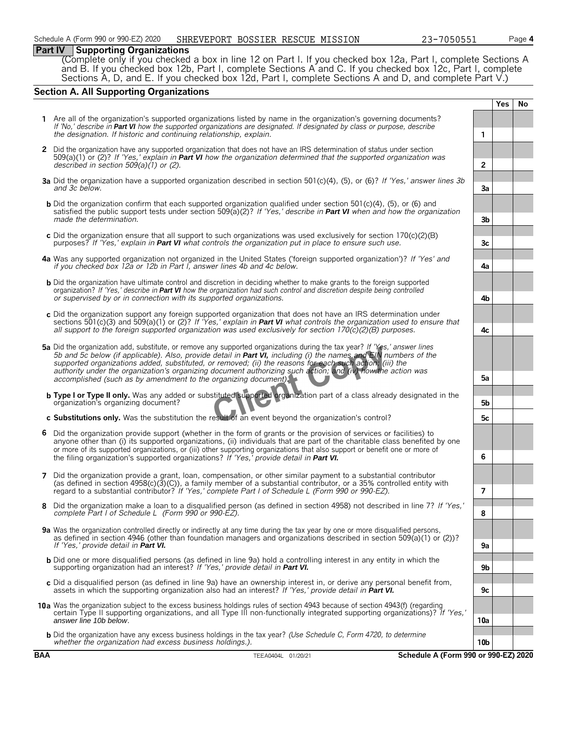Schedule A (Form 990 or 990-EZ) 2020 SHREVEPORT BOSSIER RESCUE MISSION 23-7050551

## Part IV Supporting Organizations

(Complete only if you checked a box in line 12 on Part I. If you checked box 12a, Part I, complete Sections A and B. If you checked box 12b, Part I, complete Sections A and C. If you checked box 12c, Part I, complete Sections A, D, and E. If you checked box 12d, Part I, complete Sections A and D, and complete Part V.)

### Section A. All Supporting Organizations

| | | | Yes | No |
|---|---|---|---|---|
| **1** | Are all of the organization's supported organizations listed by name in the organization's governing documents? *If 'No,' describe in **Part VI** how the supported organizations are designated. If designated by class or purpose, describe the designation. If historic and continuing relationship, explain.* | 1 | | |
| **2** | Did the organization have any supported organization that does not have an IRS determination of status under section 509(a)(1) or (2)? *If 'Yes,' explain in **Part VI** how the organization determined that the supported organization was described in section 509(a)(1) or (2).* | 2 | | |
| **3a** | Did the organization have a supported organization described in section 501(c)(4), (5), or (6)? *If 'Yes,' answer lines 3b and 3c below.* | 3a | | |
| **b** | Did the organization confirm that each supported organization qualified under section 501(c)(4), (5), or (6) and satisfied the public support tests under section 509(a)(2)? *If 'Yes,' describe in **Part VI** when and how the organization made the determination.* | 3b | | |
| **c** | Did the organization ensure that all support to such organizations was used exclusively for section 170(c)(2)(B) purposes? *If 'Yes,' explain in **Part VI** what controls the organization put in place to ensure such use.* | 3c | | |
| **4a** | Was any supported organization not organized in the United States ('foreign supported organization')? *If 'Yes' and if you checked box 12a or 12b in Part I, answer lines 4b and 4c below.* | 4a | | |
| **b** | Did the organization have ultimate control and discretion in deciding whether to make grants to the foreign supported organization? *If 'Yes,' describe in **Part VI** how the organization had such control and discretion despite being controlled or supervised by or in connection with its supported organizations.* | 4b | | |
| **c** | Did the organization support any foreign supported organization that does not have an IRS determination under sections 501(c)(3) and 509(a)(1) or (2)? *If 'Yes,' explain in **Part VI** what controls the organization used to ensure that all support to the foreign supported organization was used exclusively for section 170(c)(2)(B) purposes.* | 4c | | |
| **5a** | Did the organization add, substitute, or remove any supported organizations during the tax year? *If 'Yes,' answer lines 5b and 5c below (if applicable). Also, provide detail in **Part VI,** including (i) the names and EIN numbers of the supported organizations added, substituted, or removed; (ii) the reasons for each such action; (iii) the authority under the organization's organizing document authorizing such action; and (iv) how the action was accomplished (such as by amendment to the organizing document).* | 5a | | |
| **b** | **Type I or Type II only.** Was any added or substituted supported organization part of a class already designated in the organization's organizing document? | 5b | | |
| **c** | **Substitutions only.** Was the substitution the result of an event beyond the organization's control? | 5c | | |
| **6** | Did the organization provide support (whether in the form of grants or the provision of services or facilities) to anyone other than (i) its supported organizations, (ii) individuals that are part of the charitable class benefited by one or more of its supported organizations, or (iii) other supporting organizations that also support or benefit one or more of the filing organization's supported organizations? *If 'Yes,' provide detail in **Part VI.*** | 6 | | |
| **7** | Did the organization provide a grant, loan, compensation, or other similar payment to a substantial contributor (as defined in section 4958(c)(3)(C)), a family member of a substantial contributor, or a 35% controlled entity with regard to a substantial contributor? *If 'Yes,' complete Part I of Schedule L (Form 990 or 990-EZ).* | 7 | | |
| **8** | Did the organization make a loan to a disqualified person (as defined in section 4958) not described in line 7? *If 'Yes,' complete Part I of Schedule L (Form 990 or 990-EZ).* | 8 | | |
| **9a** | Was the organization controlled directly or indirectly at any time during the tax year by one or more disqualified persons, as defined in section 4946 (other than foundation managers and organizations described in section 509(a)(1) or (2))? *If 'Yes,' provide detail in **Part VI.*** | 9a | | |
| **b** | Did one or more disqualified persons (as defined in line 9a) hold a controlling interest in any entity in which the supporting organization had an interest? *If 'Yes,' provide detail in **Part VI.*** | 9b | | |
| **c** | Did a disqualified person (as defined in line 9a) have an ownership interest in, or derive any personal benefit from, assets in which the supporting organization also had an interest? *If 'Yes,' provide detail in **Part VI.*** | 9c | | |
| **10a** | Was the organization subject to the excess business holdings rules of section 4943 because of section 4943(f) (regarding certain Type II supporting organizations, and all Type III non-functionally integrated supporting organizations)? *If 'Yes,' answer line 10b below.* | 10a | | |
| **b** | Did the organization have any excess business holdings in the tax year? *(Use Schedule C, Form 4720, to determine whether the organization had excess business holdings.).* | 10b | | |

**BAA** TEEA0404L 01/20/21 **Schedule A (Form 990 or 990-EZ) 2020**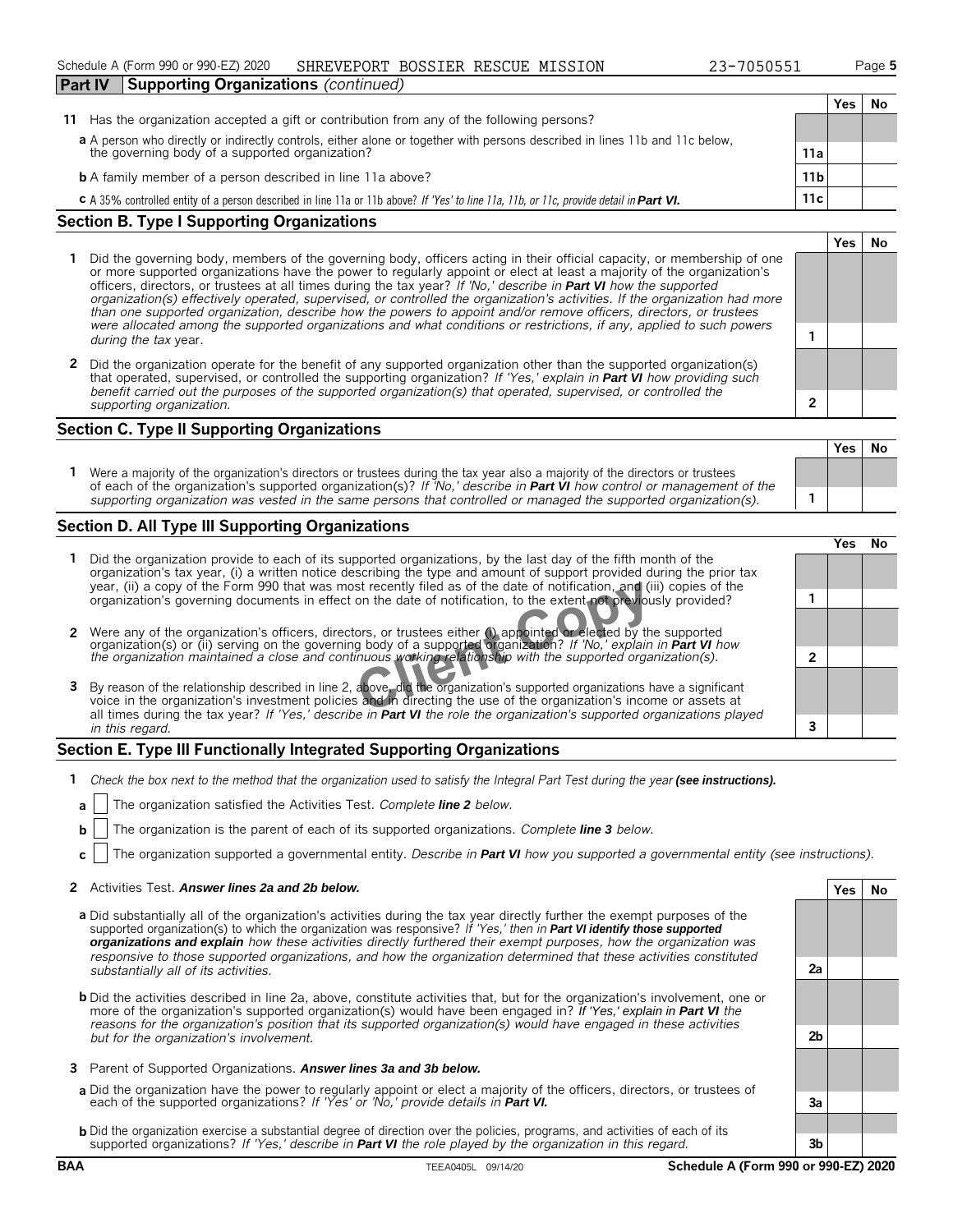## Part IV Supporting Organizations *(continued)*

| | | | Yes | No |
|---|---|---|---|---|
| **11** | Has the organization accepted a gift or contribution from any of the following persons? | | | |
| | **a** A person who directly or indirectly controls, either alone or together with persons described in lines 11b and 11c below, the governing body of a supported organization? | 11a | | |
| | **b** A family member of a person described in line 11a above? | 11b | | |
| | **c** A 35% controlled entity of a person described in line 11a or 11b above? *If 'Yes' to line 11a, 11b, or 11c, provide detail in* ***Part VI.*** | 11c | | |

## Section B. Type I Supporting Organizations

| | | | Yes | No |
|---|---|---|---|---|
| **1** | Did the governing body, members of the governing body, officers acting in their official capacity, or membership of one or more supported organizations have the power to regularly appoint or elect at least a majority of the organization's officers, directors, or trustees at all times during the tax year? *If 'No,' describe in* ***Part VI*** *how the supported organization(s) effectively operated, supervised, or controlled the organization's activities. If the organization had more than one supported organization, describe how the powers to appoint and/or remove officers, directors, or trustees were allocated among the supported organizations and what conditions or restrictions, if any, applied to such powers during the tax* year. | 1 | | |
| **2** | Did the organization operate for the benefit of any supported organization other than the supported organization(s) that operated, supervised, or controlled the supporting organization? *If 'Yes,' explain in* ***Part VI*** *how providing such benefit carried out the purposes of the supported organization(s) that operated, supervised, or controlled the supporting organization.* | 2 | | |

## Section C. Type II Supporting Organizations

| | | | Yes | No |
|---|---|---|---|---|
| **1** | Were a majority of the organization's directors or trustees during the tax year also a majority of the directors or trustees of each of the organization's supported organization(s)? *If 'No,' describe in* ***Part VI*** *how control or management of the supporting organization was vested in the same persons that controlled or managed the supported organization(s).* | 1 | | |

## Section D. All Type III Supporting Organizations

| | | | Yes | No |
|---|---|---|---|---|
| **1** | Did the organization provide to each of its supported organizations, by the last day of the fifth month of the organization's tax year, (i) a written notice describing the type and amount of support provided during the prior tax year, (ii) a copy of the Form 990 that was most recently filed as of the date of notification, and (iii) copies of the organization's governing documents in effect on the date of notification, to the extent not previously provided? | 1 | | |
| **2** | Were any of the organization's officers, directors, or trustees either (i) appointed or elected by the supported organization(s) or (ii) serving on the governing body of a supported organization? *If 'No,' explain in* ***Part VI*** *how the organization maintained a close and continuous working relationship with the supported organization(s).* | 2 | | |
| **3** | By reason of the relationship described in line 2, above, did the organization's supported organizations have a significant voice in the organization's investment policies and in directing the use of the organization's income or assets at all times during the tax year? *If 'Yes,' describe in* ***Part VI*** *the role the organization's supported organizations played in this regard.* | 3 | | |

## Section E. Type III Functionally Integrated Supporting Organizations

**1** *Check the box next to the method that the organization used to satisfy the Integral Part Test during the year* ***(see instructions).***

**a** ☐ The organization satisfied the Activities Test. *Complete* ***line 2*** *below.*

**b** ☐ The organization is the parent of each of its supported organizations. *Complete* ***line 3*** *below.*

**c** ☐ The organization supported a governmental entity. *Describe in* ***Part VI*** *how you supported a governmental entity (see instructions).*

| | | | Yes | No |
|---|---|---|---|---|
| **2** | Activities Test. ***Answer lines 2a and 2b below.*** | | | |
| | **a** Did substantially all of the organization's activities during the tax year directly further the exempt purposes of the supported organization(s) to which the organization was responsive? *If 'Yes,' then in* ***Part VI identify those supported organizations and explain*** *how these activities directly furthered their exempt purposes, how the organization was responsive to those supported organizations, and how the organization determined that these activities constituted substantially all of its activities.* | 2a | | |
| | **b** Did the activities described in line 2a, above, constitute activities that, but for the organization's involvement, one or more of the organization's supported organization(s) would have been engaged in? *If 'Yes,' explain in* ***Part VI*** *the reasons for the organization's position that its supported organization(s) would have engaged in these activities but for the organization's involvement.* | 2b | | |
| **3** | Parent of Supported Organizations. ***Answer lines 3a and 3b below.*** | | | |
| | **a** Did the organization have the power to regularly appoint or elect a majority of the officers, directors, or trustees of each of the supported organizations? *If 'Yes' or 'No,' provide details in* ***Part VI.*** | 3a | | |
| | **b** Did the organization exercise a substantial degree of direction over the policies, programs, and activities of each of its supported organizations? *If 'Yes,' describe in* ***Part VI*** *the role played by the organization in this regard.* | 3b | | |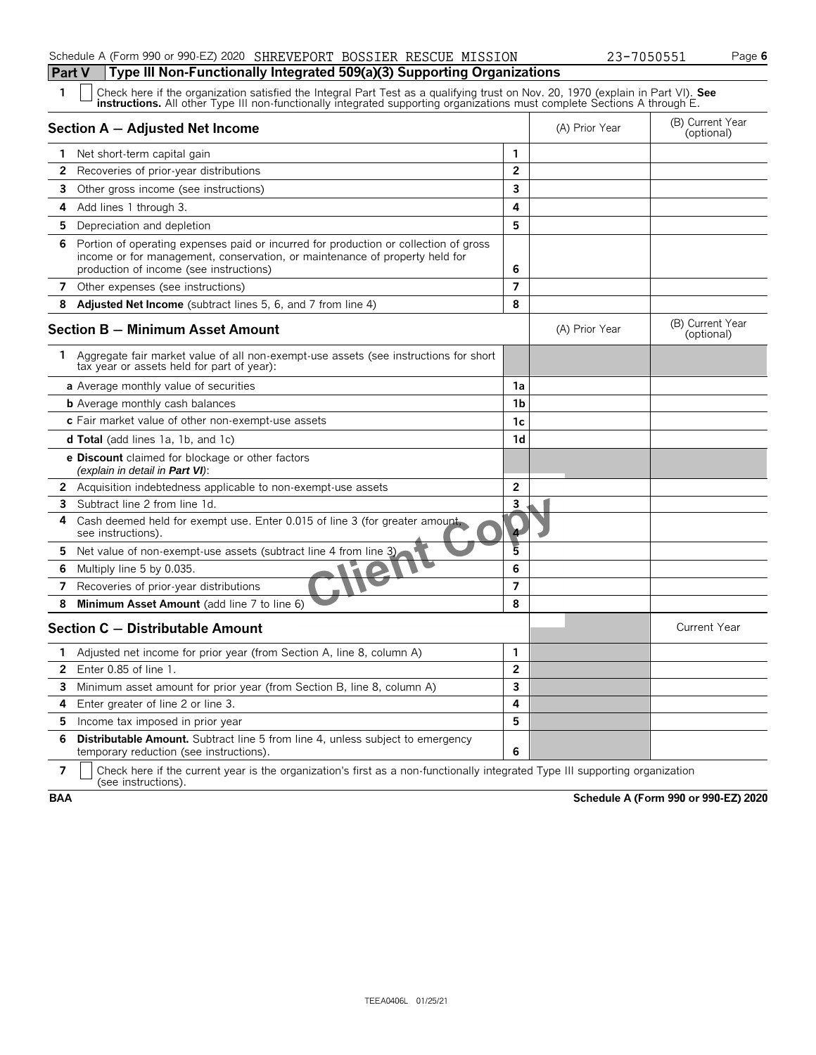Schedule A (Form 990 or 990-EZ) 2020 SHREVEPORT BOSSIER RESCUE MISSION 23-7050551

## Part V Type III Non-Functionally Integrated 509(a)(3) Supporting Organizations

**1** ☐ Check here if the organization satisfied the Integral Part Test as a qualifying trust on Nov. 20, 1970 (explain in Part VI). **See instructions.** All other Type III non-functionally integrated supporting organizations must complete Sections A through E.

| **Section A — Adjusted Net Income** | | (A) Prior Year | (B) Current Year (optional) |
|---|---|---|---|
| **1** Net short-term capital gain | 1 | | |
| **2** Recoveries of prior-year distributions | 2 | | |
| **3** Other gross income (see instructions) | 3 | | |
| **4** Add lines 1 through 3. | 4 | | |
| **5** Depreciation and depletion | 5 | | |
| **6** Portion of operating expenses paid or incurred for production or collection of gross income or for management, conservation, or maintenance of property held for production of income (see instructions) | 6 | | |
| **7** Other expenses (see instructions) | 7 | | |
| **8** **Adjusted Net Income** (subtract lines 5, 6, and 7 from line 4) | 8 | | |

| **Section B — Minimum Asset Amount** | | (A) Prior Year | (B) Current Year (optional) |
|---|---|---|---|
| **1** Aggregate fair market value of all non-exempt-use assets (see instructions for short tax year or assets held for part of year): | | | |
| **a** Average monthly value of securities | 1a | | |
| **b** Average monthly cash balances | 1b | | |
| **c** Fair market value of other non-exempt-use assets | 1c | | |
| **d Total** (add lines 1a, 1b, and 1c) | 1d | | |
| **e Discount** claimed for blockage or other factors *(explain in detail in* ***Part VI****)*: | | | |
| **2** Acquisition indebtedness applicable to non-exempt-use assets | 2 | | |
| **3** Subtract line 2 from line 1d. | 3 | | |
| **4** Cash deemed held for exempt use. Enter 0.015 of line 3 (for greater amount, see instructions). | 4 | | |
| **5** Net value of non-exempt-use assets (subtract line 4 from line 3) | 5 | | |
| **6** Multiply line 5 by 0.035. | 6 | | |
| **7** Recoveries of prior-year distributions | 7 | | |
| **8** **Minimum Asset Amount** (add line 7 to line 6) | 8 | | |

| **Section C — Distributable Amount** | | | Current Year |
|---|---|---|---|
| **1** Adjusted net income for prior year (from Section A, line 8, column A) | 1 | | |
| **2** Enter 0.85 of line 1. | 2 | | |
| **3** Minimum asset amount for prior year (from Section B, line 8, column A) | 3 | | |
| **4** Enter greater of line 2 or line 3. | 4 | | |
| **5** Income tax imposed in prior year | 5 | | |
| **6** **Distributable Amount.** Subtract line 5 from line 4, unless subject to emergency temporary reduction (see instructions). | 6 | | |

**7** ☐ Check here if the current year is the organization's first as a non-functionally integrated Type III supporting organization (see instructions).

BAA Schedule A (Form 990 or 990-EZ) 2020

TEEA0406L 01/25/21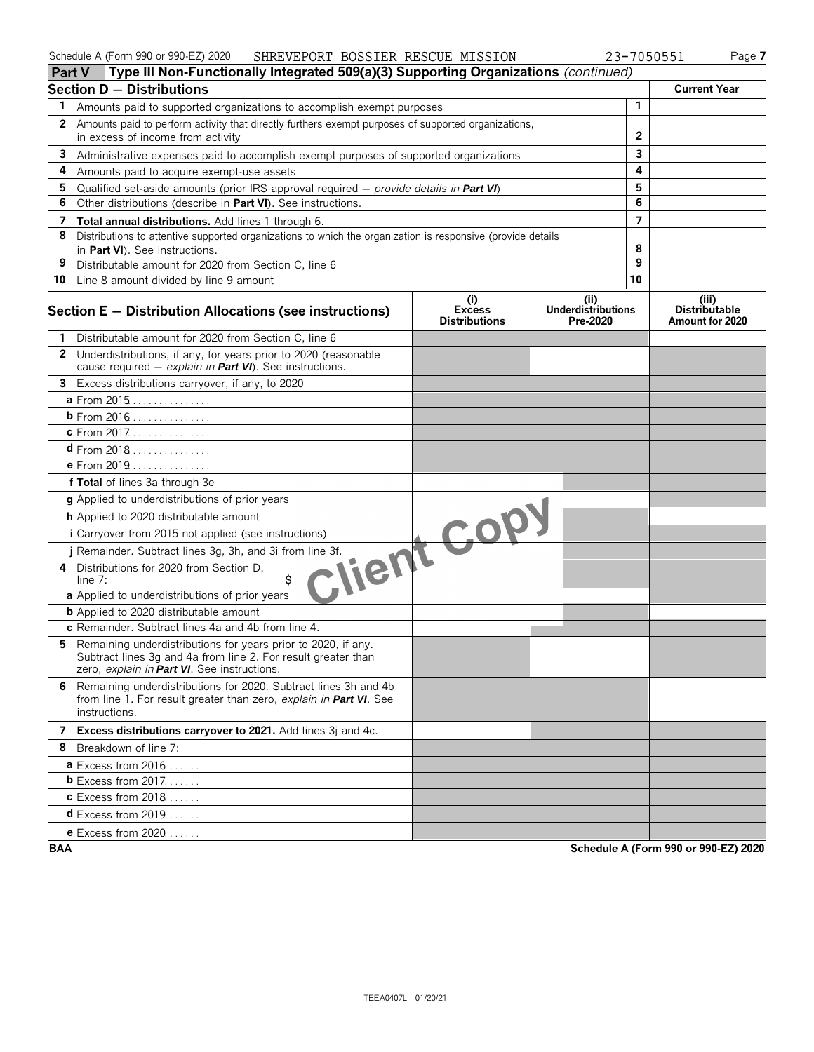Schedule A (Form 990 or 990-EZ) 2020 SHREVEPORT BOSSIER RESCUE MISSION 23-7050551

## Part V Type III Non-Functionally Integrated 509(a)(3) Supporting Organizations *(continued)*

| **Section D — Distributions** | | **Current Year** |
|---|---|---|
| 1 Amounts paid to supported organizations to accomplish exempt purposes | 1 | |
| 2 Amounts paid to perform activity that directly furthers exempt purposes of supported organizations, in excess of income from activity | 2 | |
| 3 Administrative expenses paid to accomplish exempt purposes of supported organizations | 3 | |
| 4 Amounts paid to acquire exempt-use assets | 4 | |
| 5 Qualified set-aside amounts (prior IRS approval required — *provide details in* **Part VI**) | 5 | |
| 6 Other distributions (describe in **Part VI**). See instructions. | 6 | |
| 7 **Total annual distributions.** Add lines 1 through 6. | 7 | |
| 8 Distributions to attentive supported organizations to which the organization is responsive (provide details in **Part VI**). See instructions. | 8 | |
| 9 Distributable amount for 2020 from Section C, line 6 | 9 | |
| 10 Line 8 amount divided by line 9 amount | 10 | |

| **Section E — Distribution Allocations (see instructions)** | **(i) Excess Distributions** | **(ii) Underdistributions Pre-2020** | **(iii) Distributable Amount for 2020** |
|---|---|---|---|
| 1 Distributable amount for 2020 from Section C, line 6 | | | |
| 2 Underdistributions, if any, for years prior to 2020 (reasonable cause required — *explain in* **Part VI**). See instructions. | | | |
| 3 Excess distributions carryover, if any, to 2020 | | | |
| a From 2015 | | | |
| b From 2016 | | | |
| c From 2017 | | | |
| d From 2018 | | | |
| e From 2019 | | | |
| f **Total** of lines 3a through 3e | | | |
| g Applied to underdistributions of prior years | | | |
| h Applied to 2020 distributable amount | | | |
| i Carryover from 2015 not applied (see instructions) | | | |
| j Remainder. Subtract lines 3g, 3h, and 3i from line 3f. | | | |
| 4 Distributions for 2020 from Section D, line 7: $ | | | |
| a Applied to underdistributions of prior years | | | |
| b Applied to 2020 distributable amount | | | |
| c Remainder. Subtract lines 4a and 4b from line 4. | | | |
| 5 Remaining underdistributions for years prior to 2020, if any. Subtract lines 3g and 4a from line 2. For result greater than zero, *explain in* **Part VI**. See instructions. | | | |
| 6 Remaining underdistributions for 2020. Subtract lines 3h and 4b from line 1. For result greater than zero, *explain in* **Part VI**. See instructions. | | | |
| 7 **Excess distributions carryover to 2021.** Add lines 3j and 4c. | | | |
| 8 Breakdown of line 7: | | | |
| a Excess from 2016 | | | |
| b Excess from 2017 | | | |
| c Excess from 2018 | | | |
| d Excess from 2019 | | | |
| e Excess from 2020 | | | |

Client Copy

BAA Schedule A (Form 990 or 990-EZ) 2020

TEEA0407L 01/20/21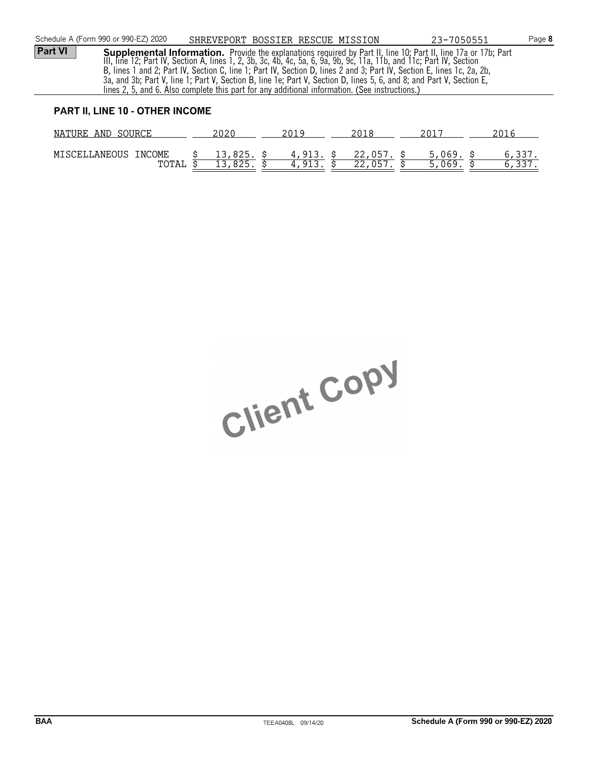Schedule A (Form 990 or 990-EZ) 2020 SHREVEPORT BOSSIER RESCUE MISSION 23-7050551 Page **8**

**Part VI** **Supplemental Information.** Provide the explanations required by Part II, line 10; Part II, line 17a or 17b; Part III, line 12; Part IV, Section A, lines 1, 2, 3b, 3c, 4b, 4c, 5a, 6, 9a, 9b, 9c, 11a, 11b, and 11c; Part IV, Section B, lines 1 and 2; Part IV, Section C, line 1; Part IV, Section D, lines 2 and 3; Part IV, Section E, lines 1c, 2a, 2b, 3a, and 3b; Part V, line 1; Part V, Section B, line 1e; Part V, Section D, lines 5, 6, and 8; and Part V, Section E, lines 2, 5, and 6. Also complete this part for any additional information. (See instructions.)

**PART II, LINE 10 - OTHER INCOME**

| NATURE AND SOURCE | 2020 | 2019 | 2018 | 2017 | 2016 |
|---|---|---|---|---|---|
| MISCELLANEOUS INCOME | $ 13,825. | $ 4,913. | $ 22,057. | $ 5,069. | $ 6,337. |
| TOTAL | $ 13,825. | $ 4,913. | $ 22,057. | $ 5,069. | $ 6,337. |

Client Copy

BAA TEEA0408L 09/14/20 Schedule A (Form 990 or 990-EZ) 2020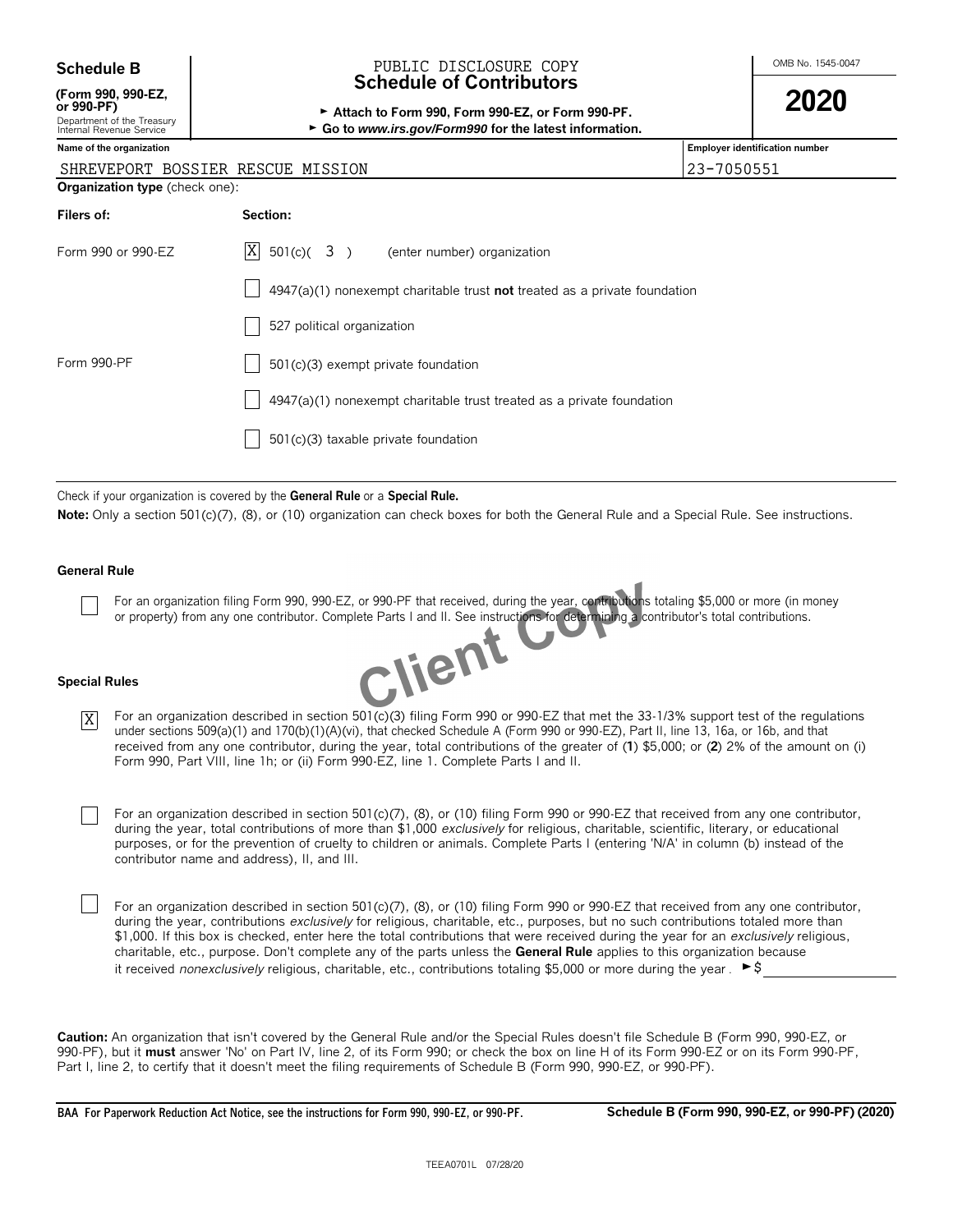**Schedule B**
**(Form 990, 990-EZ, or 990-PF)**
Department of the Treasury
Internal Revenue Service

PUBLIC DISCLOSURE COPY

# Schedule of Contributors

► **Attach to Form 990, Form 990-EZ, or Form 990-PF.**
► **Go to *www.irs.gov/Form990* for the latest information.**

OMB No. 1545-0047

**2020**

| Name of the organization | Employer identification number |
|---|---|
| SHREVEPORT BOSSIER RESCUE MISSION | 23-7050551 |

**Organization type** (check one):

| Filers of: | Section: |
|---|---|
| Form 990 or 990-EZ | [X] 501(c)( 3 ) (enter number) organization |
| | [ ] 4947(a)(1) nonexempt charitable trust **not** treated as a private foundation |
| | [ ] 527 political organization |
| Form 990-PF | [ ] 501(c)(3) exempt private foundation |
| | [ ] 4947(a)(1) nonexempt charitable trust treated as a private foundation |
| | [ ] 501(c)(3) taxable private foundation |

Check if your organization is covered by the **General Rule** or a **Special Rule.**

**Note:** Only a section 501(c)(7), (8), or (10) organization can check boxes for both the General Rule and a Special Rule. See instructions.

**General Rule**

[ ] For an organization filing Form 990, 990-EZ, or 990-PF that received, during the year, contributions totaling $5,000 or more (in money or property) from any one contributor. Complete Parts I and II. See instructions for determining a contributor's total contributions.

**Special Rules**

[X] For an organization described in section 501(c)(3) filing Form 990 or 990-EZ that met the 33-1/3% support test of the regulations under sections 509(a)(1) and 170(b)(1)(A)(vi), that checked Schedule A (Form 990 or 990-EZ), Part II, line 13, 16a, or 16b, and that received from any one contributor, during the year, total contributions of the greater of (**1**) $5,000; or (**2**) 2% of the amount on (i) Form 990, Part VIII, line 1h; or (ii) Form 990-EZ, line 1. Complete Parts I and II.

[ ] For an organization described in section 501(c)(7), (8), or (10) filing Form 990 or 990-EZ that received from any one contributor, during the year, total contributions of more than $1,000 *exclusively* for religious, charitable, scientific, literary, or educational purposes, or for the prevention of cruelty to children or animals. Complete Parts I (entering 'N/A' in column (b) instead of the contributor name and address), II, and III.

[ ] For an organization described in section 501(c)(7), (8), or (10) filing Form 990 or 990-EZ that received from any one contributor, during the year, contributions *exclusively* for religious, charitable, etc., purposes, but no such contributions totaled more than $1,000. If this box is checked, enter here the total contributions that were received during the year for an *exclusively* religious, charitable, etc., purpose. Don't complete any of the parts unless the **General Rule** applies to this organization because it received *nonexclusively* religious, charitable, etc., contributions totaling $5,000 or more during the year . ► $ ____________

**Caution:** An organization that isn't covered by the General Rule and/or the Special Rules doesn't file Schedule B (Form 990, 990-EZ, or 990-PF), but it **must** answer 'No' on Part IV, line 2, of its Form 990; or check the box on line H of its Form 990-EZ or on its Form 990-PF, Part I, line 2, to certify that it doesn't meet the filing requirements of Schedule B (Form 990, 990-EZ, or 990-PF).

**BAA For Paperwork Reduction Act Notice, see the instructions for Form 990, 990-EZ, or 990-PF.** **Schedule B (Form 990, 990-EZ, or 990-PF) (2020)**

TEEA0701L 07/28/20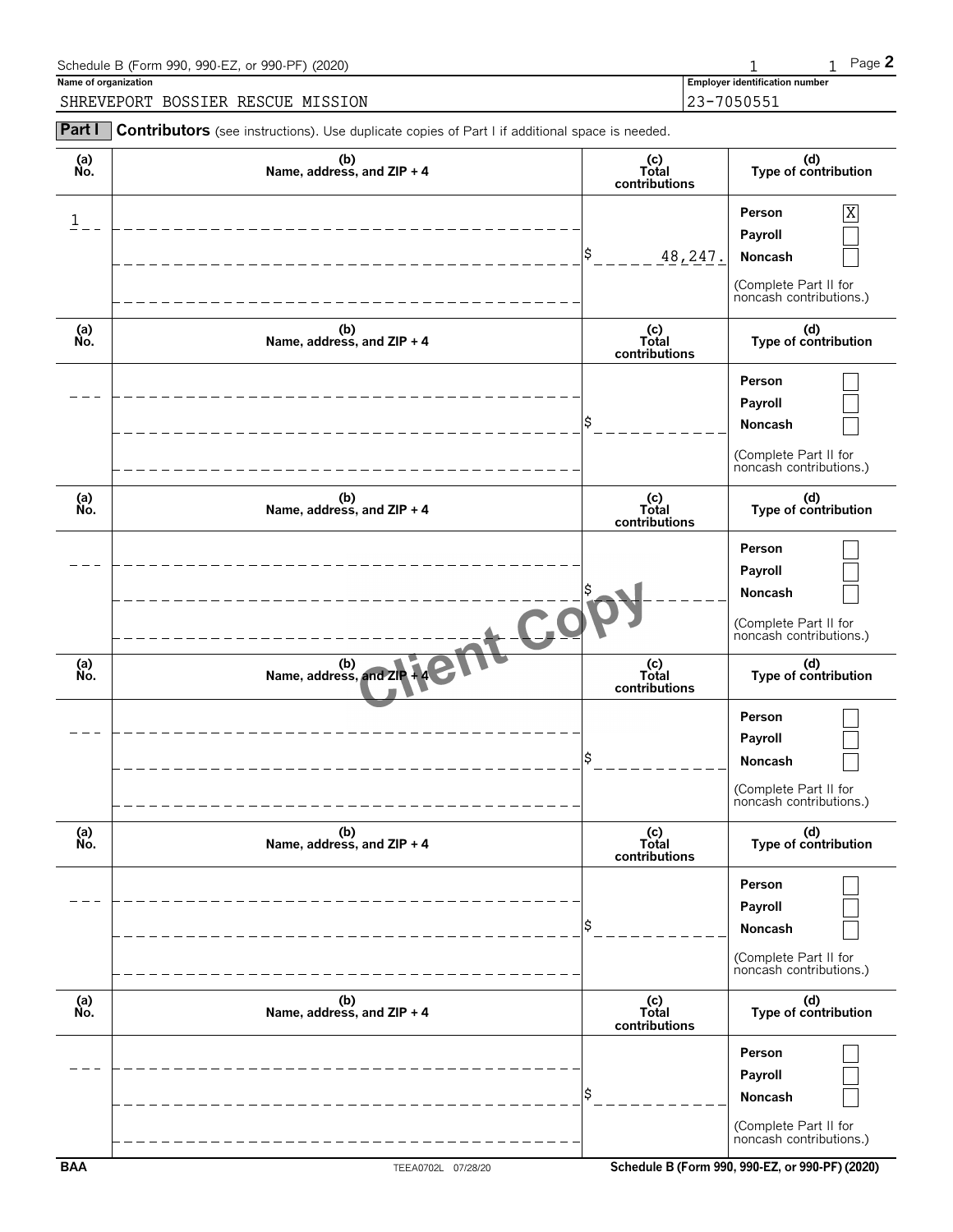Schedule B (Form 990, 990-EZ, or 990-PF) (2020) Page **2**

**Name of organization**

SHREVEPORT BOSSIER RESCUE MISSION

**Employer identification number**

23-7050551

**Part I** **Contributors** (see instructions). Use duplicate copies of Part I if additional space is needed.

| (a) No. | (b) Name, address, and ZIP + 4 | (c) Total contributions | (d) Type of contribution |
|---|---|---|---|
| 1 | | $ 48,247. | Person [X] Payroll [ ] Noncash [ ] (Complete Part II for noncash contributions.) |
| | | $ | Person [ ] Payroll [ ] Noncash [ ] (Complete Part II for noncash contributions.) |
| | | $ | Person [ ] Payroll [ ] Noncash [ ] (Complete Part II for noncash contributions.) |
| | | $ | Person [ ] Payroll [ ] Noncash [ ] (Complete Part II for noncash contributions.) |
| | | $ | Person [ ] Payroll [ ] Noncash [ ] (Complete Part II for noncash contributions.) |
| | | $ | Person [ ] Payroll [ ] Noncash [ ] (Complete Part II for noncash contributions.) |

Client Copy

BAA TEEA0702L 07/28/20 Schedule B (Form 990, 990-EZ, or 990-PF) (2020)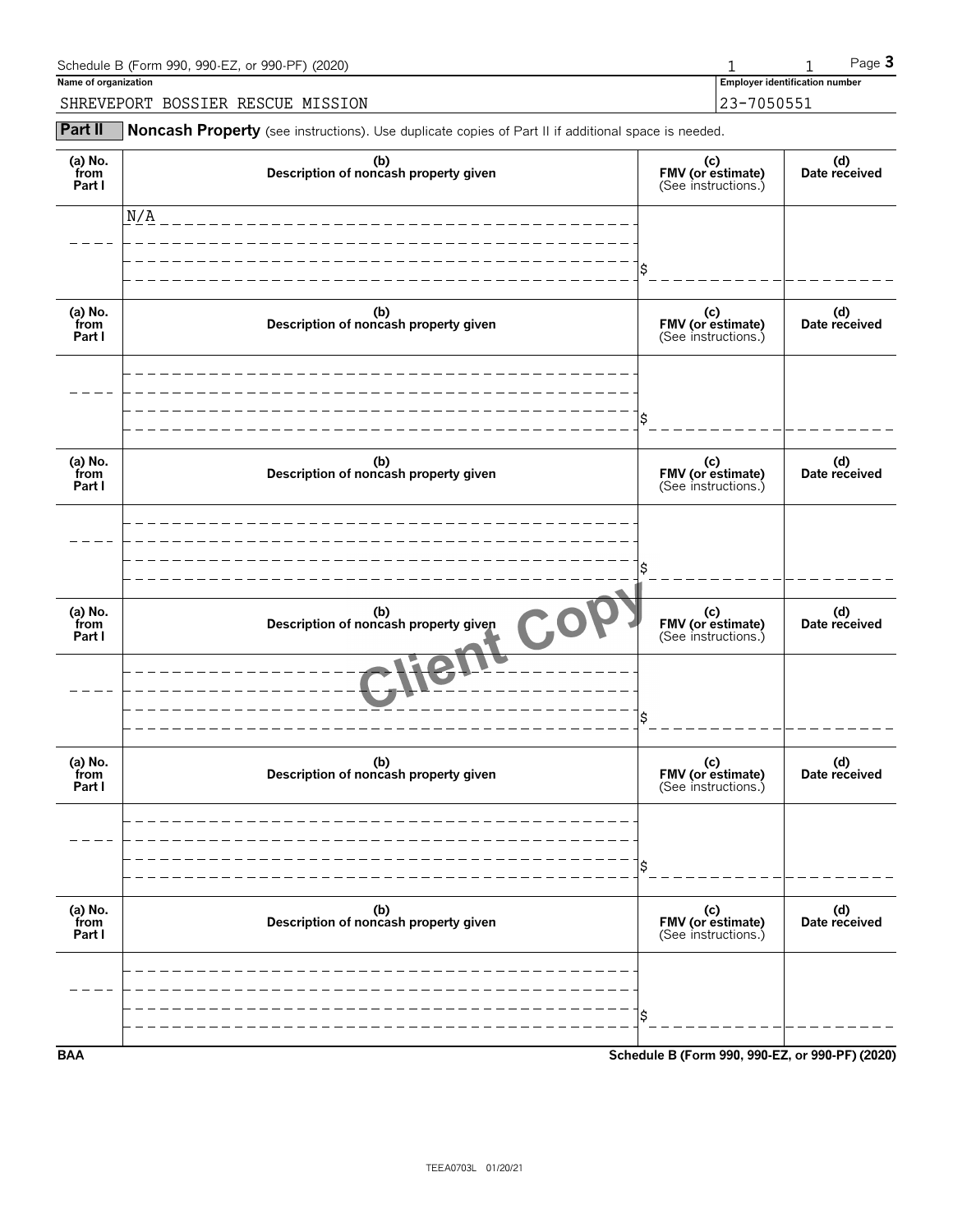Schedule B (Form 990, 990-EZ, or 990-PF) (2020) 1 1 Page **3**

**Name of organization**

SHREVEPORT BOSSIER RESCUE MISSION

**Employer identification number**

23-7050551

## Part II Noncash Property (see instructions). Use duplicate copies of Part II if additional space is needed.

| (a) No. from Part I | (b) Description of noncash property given | (c) FMV (or estimate) (See instructions.) | (d) Date received |
|---|---|---|---|
| | N/A | $ | |

| (a) No. from Part I | (b) Description of noncash property given | (c) FMV (or estimate) (See instructions.) | (d) Date received |
|---|---|---|---|
| | | $ | |

| (a) No. from Part I | (b) Description of noncash property given | (c) FMV (or estimate) (See instructions.) | (d) Date received |
|---|---|---|---|
| | | $ | |

| (a) No. from Part I | (b) Description of noncash property given | (c) FMV (or estimate) (See instructions.) | (d) Date received |
|---|---|---|---|
| | | $ | |

| (a) No. from Part I | (b) Description of noncash property given | (c) FMV (or estimate) (See instructions.) | (d) Date received |
|---|---|---|---|
| | | $ | |

| (a) No. from Part I | (b) Description of noncash property given | (c) FMV (or estimate) (See instructions.) | (d) Date received |
|---|---|---|---|
| | | $ | |

Client Copy

BAA **Schedule B (Form 990, 990-EZ, or 990-PF) (2020)**

TEEA0703L 01/20/21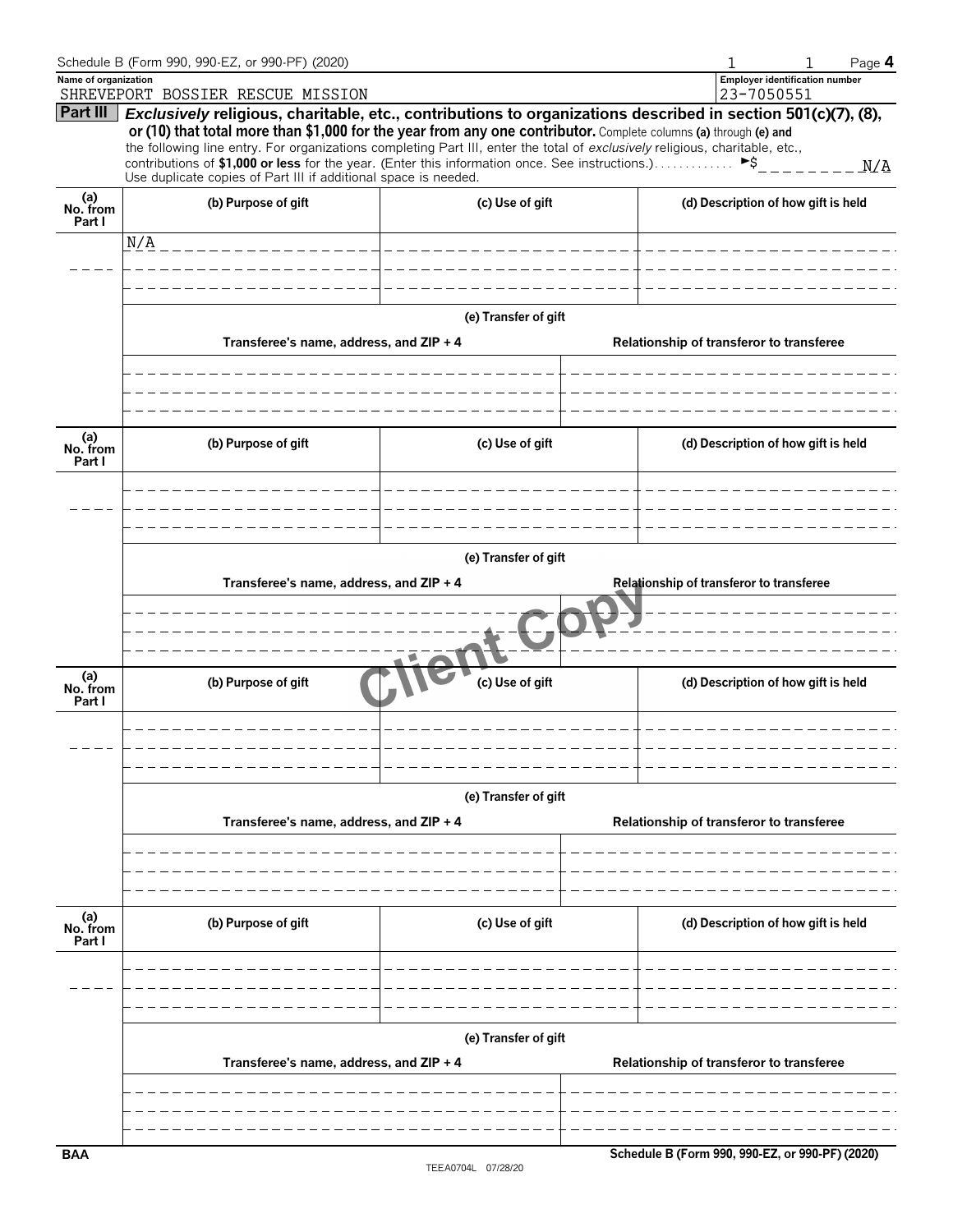Schedule B (Form 990, 990-EZ, or 990-PF) (2020)

**Name of organization**
SHREVEPORT BOSSIER RESCUE MISSION

**Employer identification number**
23-7050551

## Part III

***Exclusively* religious, charitable, etc., contributions to organizations described in section 501(c)(7), (8), or (10) that total more than $1,000 for the year from any one contributor.** Complete columns **(a)** through **(e)** and the following line entry. For organizations completing Part III, enter the total of *exclusively* religious, charitable, etc., contributions of **$1,000 or less** for the year. (Enter this information once. See instructions.) ►$ N/A

Use duplicate copies of Part III if additional space is needed.

| (a) No. from Part I | (b) Purpose of gift | (c) Use of gift | (d) Description of how gift is held |
|---|---|---|---|
| | N/A | | |

**(e) Transfer of gift**

| Transferee's name, address, and ZIP + 4 | Relationship of transferor to transferee |
|---|---|
| | |

| (a) No. from Part I | (b) Purpose of gift | (c) Use of gift | (d) Description of how gift is held |
|---|---|---|---|
| | | | |

**(e) Transfer of gift**

| Transferee's name, address, and ZIP + 4 | Relationship of transferor to transferee |
|---|---|
| | |

| (a) No. from Part I | (b) Purpose of gift | (c) Use of gift | (d) Description of how gift is held |
|---|---|---|---|
| | | | |

**(e) Transfer of gift**

| Transferee's name, address, and ZIP + 4 | Relationship of transferor to transferee |
|---|---|
| | |

| (a) No. from Part I | (b) Purpose of gift | (c) Use of gift | (d) Description of how gift is held |
|---|---|---|---|
| | | | |

**(e) Transfer of gift**

| Transferee's name, address, and ZIP + 4 | Relationship of transferor to transferee |
|---|---|
| | |

BAA

Schedule B (Form 990, 990-EZ, or 990-PF) (2020)

TEEA0704L 07/28/20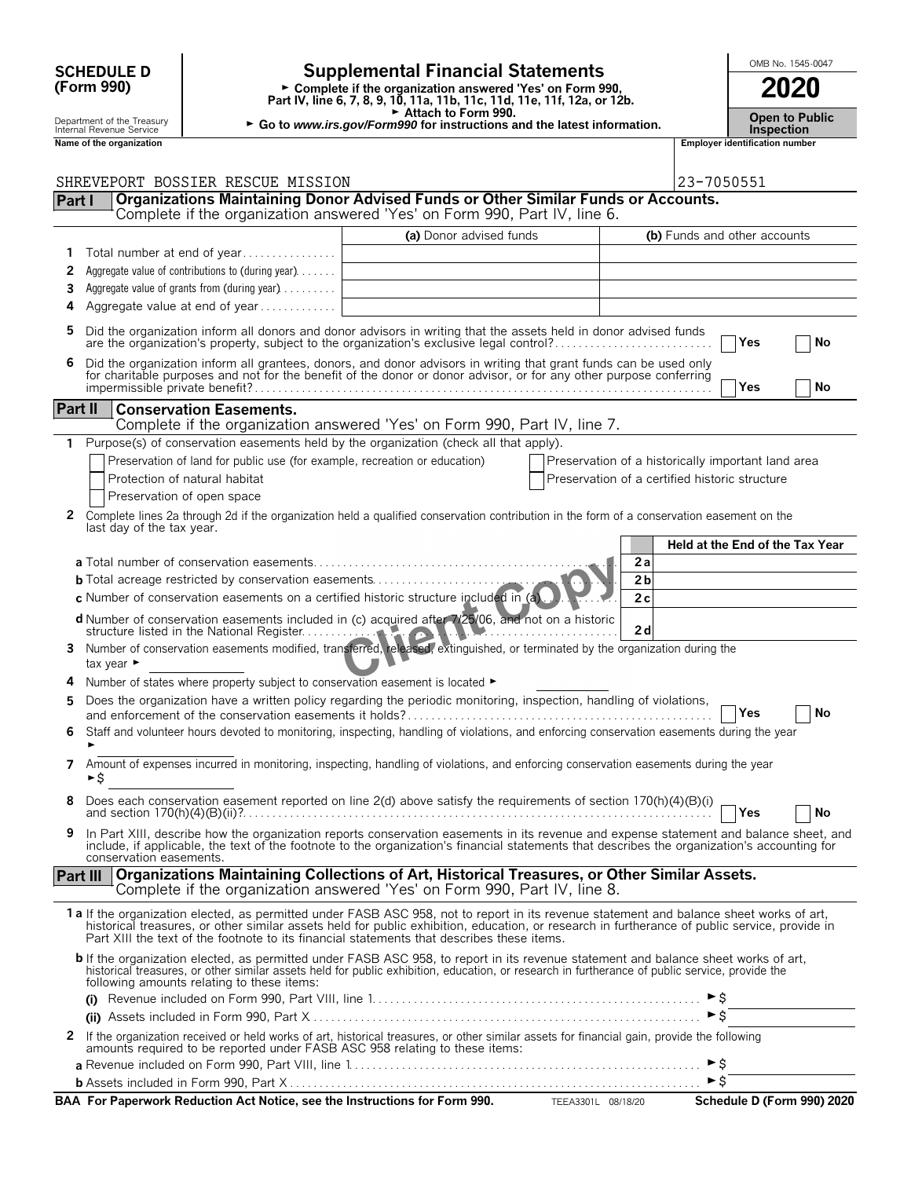# SCHEDULE D (Form 990)

Department of the Treasury Internal Revenue Service

## Supplemental Financial Statements

► Complete if the organization answered 'Yes' on Form 990, Part IV, line 6, 7, 8, 9, 10, 11a, 11b, 11c, 11d, 11e, 11f, 12a, or 12b.

► Attach to Form 990.

► Go to *www.irs.gov/Form990* for instructions and the latest information.

OMB No. 1545-0047

**2020**

**Open to Public Inspection**

Name of the organization: SHREVEPORT BOSSIER RESCUE MISSION

Employer identification number: 23-7050551

## Part I Organizations Maintaining Donor Advised Funds or Other Similar Funds or Accounts.

Complete if the organization answered 'Yes' on Form 990, Part IV, line 6.

| | | (a) Donor advised funds | (b) Funds and other accounts |
|---|---|---|---|
| 1 | Total number at end of year | | |
| 2 | Aggregate value of contributions to (during year) | | |
| 3 | Aggregate value of grants from (during year) | | |
| 4 | Aggregate value at end of year | | |

5 Did the organization inform all donors and donor advisors in writing that the assets held in donor advised funds are the organization's property, subject to the organization's exclusive legal control? ☐ Yes ☐ No

6 Did the organization inform all grantees, donors, and donor advisors in writing that grant funds can be used only for charitable purposes and not for the benefit of the donor or donor advisor, or for any other purpose conferring impermissible private benefit? ☐ Yes ☐ No

## Part II Conservation Easements.

Complete if the organization answered 'Yes' on Form 990, Part IV, line 7.

1 Purpose(s) of conservation easements held by the organization (check all that apply).

- ☐ Preservation of land for public use (for example, recreation or education)
- ☐ Protection of natural habitat
- ☐ Preservation of open space
- ☐ Preservation of a historically important land area
- ☐ Preservation of a certified historic structure

2 Complete lines 2a through 2d if the organization held a qualified conservation contribution in the form of a conservation easement on the last day of the tax year.

| | | Held at the End of the Tax Year |
|---|---|---|
| **a** Total number of conservation easements | 2a | |
| **b** Total acreage restricted by conservation easements | 2b | |
| **c** Number of conservation easements on a certified historic structure included in (a) | 2c | |
| **d** Number of conservation easements included in (c) acquired after 7/25/06, and not on a historic structure listed in the National Register | 2d | |

3 Number of conservation easements modified, transferred, released, extinguished, or terminated by the organization during the tax year ►

4 Number of states where property subject to conservation easement is located ►

5 Does the organization have a written policy regarding the periodic monitoring, inspection, handling of violations, and enforcement of the conservation easements it holds? ☐ Yes ☐ No

6 Staff and volunteer hours devoted to monitoring, inspecting, handling of violations, and enforcing conservation easements during the year ►

7 Amount of expenses incurred in monitoring, inspecting, handling of violations, and enforcing conservation easements during the year ►$

8 Does each conservation easement reported on line 2(d) above satisfy the requirements of section 170(h)(4)(B)(i) and section 170(h)(4)(B)(ii)? ☐ Yes ☐ No

9 In Part XIII, describe how the organization reports conservation easements in its revenue and expense statement and balance sheet, and include, if applicable, the text of the footnote to the organization's financial statements that describes the organization's accounting for conservation easements.

## Part III Organizations Maintaining Collections of Art, Historical Treasures, or Other Similar Assets.

Complete if the organization answered 'Yes' on Form 990, Part IV, line 8.

**1a** If the organization elected, as permitted under FASB ASC 958, not to report in its revenue statement and balance sheet works of art, historical treasures, or other similar assets held for public exhibition, education, or research in furtherance of public service, provide in Part XIII the text of the footnote to its financial statements that describes these items.

**b** If the organization elected, as permitted under FASB ASC 958, to report in its revenue statement and balance sheet works of art, historical treasures, or other similar assets held for public exhibition, education, or research in furtherance of public service, provide the following amounts relating to these items:

**(i)** Revenue included on Form 990, Part VIII, line 1 ►$

**(ii)** Assets included in Form 990, Part X ►$

2 If the organization received or held works of art, historical treasures, or other similar assets for financial gain, provide the following amounts required to be reported under FASB ASC 958 relating to these items:

**a** Revenue included on Form 990, Part VIII, line 1 ►$

**b** Assets included in Form 990, Part X ►$

**BAA For Paperwork Reduction Act Notice, see the Instructions for Form 990.** TEEA3301L 08/18/20 **Schedule D (Form 990) 2020**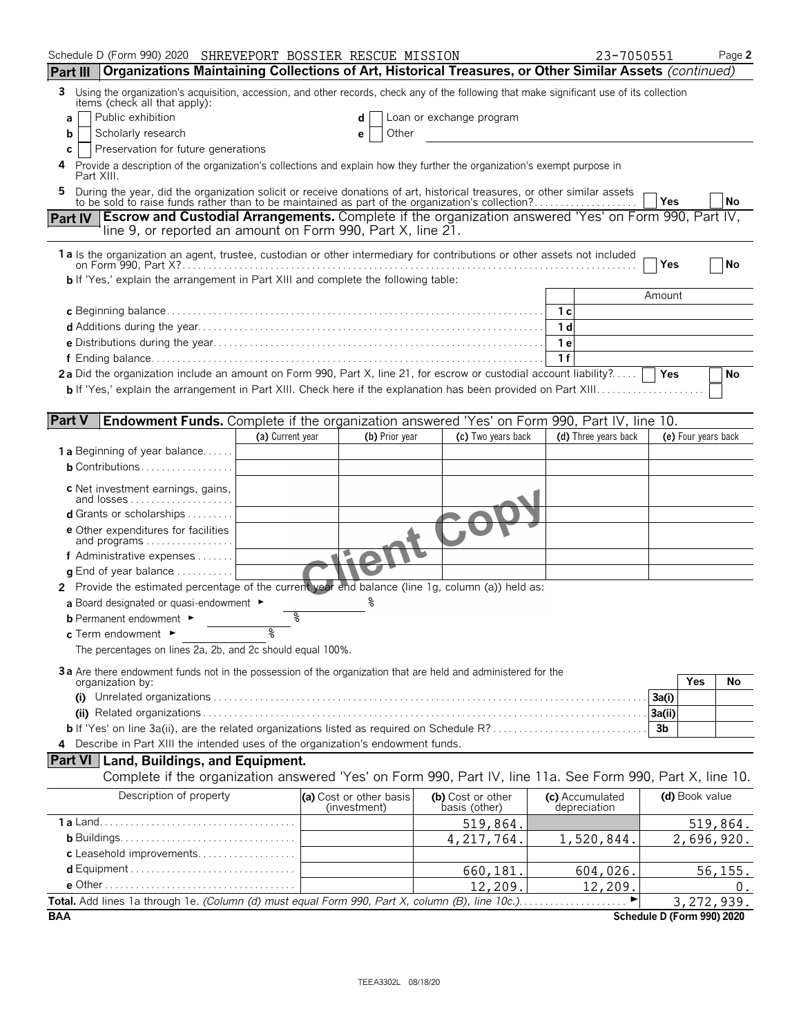Schedule D (Form 990) 2020 SHREVEPORT BOSSIER RESCUE MISSION 23-7050551 Page 2

## Part III Organizations Maintaining Collections of Art, Historical Treasures, or Other Similar Assets *(continued)*

**3** Using the organization's acquisition, accession, and other records, check any of the following that make significant use of its collection items (check all that apply):

- **a** ☐ Public exhibition
- **b** ☐ Scholarly research
- **c** ☐ Preservation for future generations
- **d** ☐ Loan or exchange program
- **e** ☐ Other

**4** Provide a description of the organization's collections and explain how they further the organization's exempt purpose in Part XIII.

**5** During the year, did the organization solicit or receive donations of art, historical treasures, or other similar assets to be sold to raise funds rather than to be maintained as part of the organization's collection? ☐ Yes ☐ No

## Part IV Escrow and Custodial Arrangements.

Complete if the organization answered 'Yes' on Form 990, Part IV, line 9, or reported an amount on Form 990, Part X, line 21.

**1a** Is the organization an agent, trustee, custodian or other intermediary for contributions or other assets not included on Form 990, Part X? ☐ Yes ☐ No

**b** If 'Yes,' explain the arrangement in Part XIII and complete the following table:

| | | Amount |
|---|---|---|
| **c** Beginning balance | 1c | |
| **d** Additions during the year | 1d | |
| **e** Distributions during the year | 1e | |
| **f** Ending balance | 1f | |

**2a** Did the organization include an amount on Form 990, Part X, line 21, for escrow or custodial account liability? ☐ Yes ☐ No

**b** If 'Yes,' explain the arrangement in Part XIII. Check here if the explanation has been provided on Part XIII ☐

## Part V Endowment Funds.

Complete if the organization answered 'Yes' on Form 990, Part IV, line 10.

| | (a) Current year | (b) Prior year | (c) Two years back | (d) Three years back | (e) Four years back |
|---|---|---|---|---|---|
| **1a** Beginning of year balance | | | | | |
| **b** Contributions | | | | | |
| **c** Net investment earnings, gains, and losses | | | | | |
| **d** Grants or scholarships | | | | | |
| **e** Other expenditures for facilities and programs | | | | | |
| **f** Administrative expenses | | | | | |
| **g** End of year balance | | | | | |

**2** Provide the estimated percentage of the current year end balance (line 1g, column (a)) held as:

- **a** Board designated or quasi-endowment ► %
- **b** Permanent endowment ► %
- **c** Term endowment ► %

The percentages on lines 2a, 2b, and 2c should equal 100%.

**3a** Are there endowment funds not in the possession of the organization that are held and administered for the organization by:

| | | Yes | No |
|---|---|---|---|
| **(i)** Unrelated organizations | 3a(i) | | |
| **(ii)** Related organizations | 3a(ii) | | |
| **b** If 'Yes' on line 3a(ii), are the related organizations listed as required on Schedule R? | 3b | | |

**4** Describe in Part XIII the intended uses of the organization's endowment funds.

## Part VI Land, Buildings, and Equipment.

Complete if the organization answered 'Yes' on Form 990, Part IV, line 11a. See Form 990, Part X, line 10.

| Description of property | (a) Cost or other basis (investment) | (b) Cost or other basis (other) | (c) Accumulated depreciation | (d) Book value |
|---|---|---|---|---|
| **1a** Land | | 519,864. | | 519,864. |
| **b** Buildings | | 4,217,764. | 1,520,844. | 2,696,920. |
| **c** Leasehold improvements | | | | |
| **d** Equipment | | 660,181. | 604,026. | 56,155. |
| **e** Other | | 12,209. | 12,209. | 0. |
| **Total.** Add lines 1a through 1e. *(Column (d) must equal Form 990, Part X, column (B), line 10c.)* ► | | | | 3,272,939. |

BAA Schedule D (Form 990) 2020

TEEA3302L 08/18/20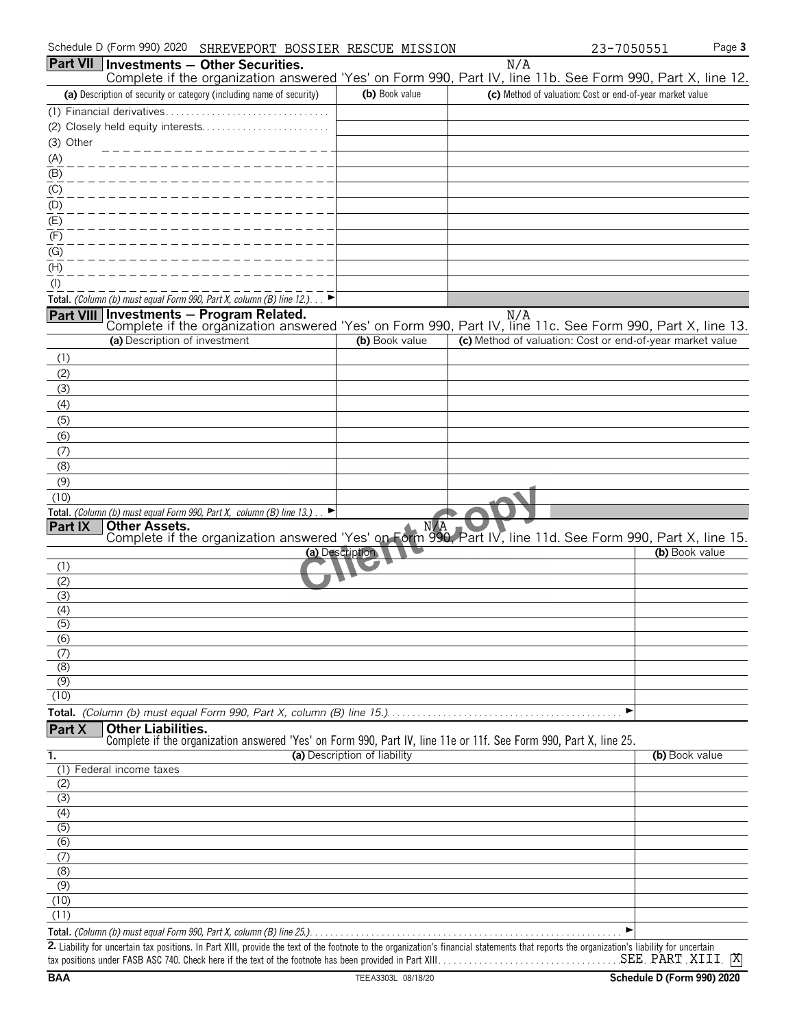Schedule D (Form 990) 2020 SHREVEPORT BOSSIER RESCUE MISSION 23-7050551 Page 3

## Part VII Investments — Other Securities.

N/A

Complete if the organization answered 'Yes' on Form 990, Part IV, line 11b. See Form 990, Part X, line 12.

| (a) Description of security or category (including name of security) | (b) Book value | (c) Method of valuation: Cost or end-of-year market value |
|---|---|---|
| (1) Financial derivatives | | |
| (2) Closely held equity interests | | |
| (3) Other | | |
| (A) | | |
| (B) | | |
| (C) | | |
| (D) | | |
| (E) | | |
| (F) | | |
| (G) | | |
| (H) | | |
| (I) | | |
| **Total.** *(Column (b) must equal Form 990, Part X, column (B) line 12.)* ► | | |

## Part VIII Investments — Program Related.

N/A

Complete if the organization answered 'Yes' on Form 990, Part IV, line 11c. See Form 990, Part X, line 13.

| (a) Description of investment | (b) Book value | (c) Method of valuation: Cost or end-of-year market value |
|---|---|---|
| (1) | | |
| (2) | | |
| (3) | | |
| (4) | | |
| (5) | | |
| (6) | | |
| (7) | | |
| (8) | | |
| (9) | | |
| (10) | | |
| **Total.** *(Column (b) must equal Form 990, Part X, column (B) line 13.)* ► | | |

## Part IX Other Assets.

N/A

Complete if the organization answered 'Yes' on Form 990, Part IV, line 11d. See Form 990, Part X, line 15.

| (a) Description | (b) Book value |
|---|---|
| (1) | |
| (2) | |
| (3) | |
| (4) | |
| (5) | |
| (6) | |
| (7) | |
| (8) | |
| (9) | |
| (10) | |
| **Total.** *(Column (b) must equal Form 990, Part X, column (B) line 15.)* ► | |

## Part X Other Liabilities.

Complete if the organization answered 'Yes' on Form 990, Part IV, line 11e or 11f. See Form 990, Part X, line 25.

| 1. (a) Description of liability | (b) Book value |
|---|---|
| (1) Federal income taxes | |
| (2) | |
| (3) | |
| (4) | |
| (5) | |
| (6) | |
| (7) | |
| (8) | |
| (9) | |
| (10) | |
| (11) | |
| **Total.** *(Column (b) must equal Form 990, Part X, column (B) line 25.)* ► | |

**2.** Liability for uncertain tax positions. In Part XIII, provide the text of the footnote to the organization's financial statements that reports the organization's liability for uncertain tax positions under FASB ASC 740. Check here if the text of the footnote has been provided in Part XIII. SEE PART XIII [X]

BAA TEEA3303L 08/18/20 Schedule D (Form 990) 2020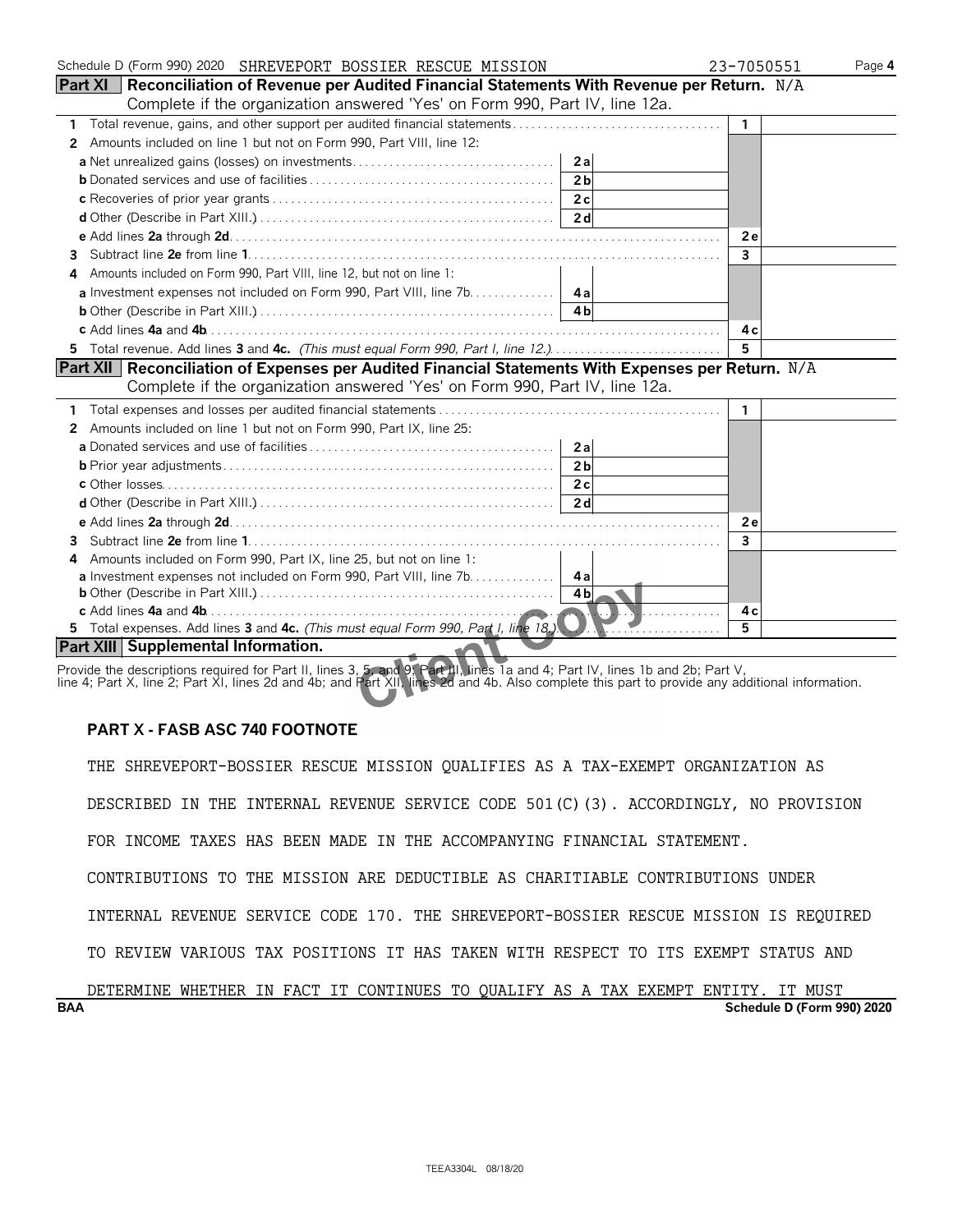Schedule D (Form 990) 2020 SHREVEPORT BOSSIER RESCUE MISSION 23-7050551

## Part XI Reconciliation of Revenue per Audited Financial Statements With Revenue per Return. N/A

Complete if the organization answered 'Yes' on Form 990, Part IV, line 12a.

| | | | | |
|---|---|---|---|---|
| 1 | Total revenue, gains, and other support per audited financial statements | | 1 | |
| 2 | Amounts included on line 1 but not on Form 990, Part VIII, line 12: | | | |
| a | Net unrealized gains (losses) on investments | 2a | | |
| b | Donated services and use of facilities | 2b | | |
| c | Recoveries of prior year grants | 2c | | |
| d | Other (Describe in Part XIII.) | 2d | | |
| e | Add lines 2a through 2d | | 2e | |
| 3 | Subtract line 2e from line 1 | | 3 | |
| 4 | Amounts included on Form 990, Part VIII, line 12, but not on line 1: | | | |
| a | Investment expenses not included on Form 990, Part VIII, line 7b | 4a | | |
| b | Other (Describe in Part XIII.) | 4b | | |
| c | Add lines 4a and 4b | | 4c | |
| 5 | Total revenue. Add lines 3 and 4c. *(This must equal Form 990, Part I, line 12.)* | | 5 | |

## Part XII Reconciliation of Expenses per Audited Financial Statements With Expenses per Return. N/A

Complete if the organization answered 'Yes' on Form 990, Part IV, line 12a.

| | | | | |
|---|---|---|---|---|
| 1 | Total expenses and losses per audited financial statements | | 1 | |
| 2 | Amounts included on line 1 but not on Form 990, Part IX, line 25: | | | |
| a | Donated services and use of facilities | 2a | | |
| b | Prior year adjustments | 2b | | |
| c | Other losses | 2c | | |
| d | Other (Describe in Part XIII.) | 2d | | |
| e | Add lines 2a through 2d | | 2e | |
| 3 | Subtract line 2e from line 1 | | 3 | |
| 4 | Amounts included on Form 990, Part IX, line 25, but not on line 1: | | | |
| a | Investment expenses not included on Form 990, Part VIII, line 7b | 4a | | |
| b | Other (Describe in Part XIII.) | 4b | | |
| c | Add lines 4a and 4b | | 4c | |
| 5 | Total expenses. Add lines 3 and 4c. *(This must equal Form 990, Part I, line 18.)* | | 5 | |

## Part XIII Supplemental Information.

Provide the descriptions required for Part II, lines 3, 5, and 9; Part III, lines 1a and 4; Part IV, lines 1b and 2b; Part V, line 4; Part X, line 2; Part XI, lines 2d and 4b; and Part XII, lines 2d and 4b. Also complete this part to provide any additional information.

**PART X - FASB ASC 740 FOOTNOTE**

THE SHREVEPORT-BOSSIER RESCUE MISSION QUALIFIES AS A TAX-EXEMPT ORGANIZATION AS DESCRIBED IN THE INTERNAL REVENUE SERVICE CODE 501(C)(3). ACCORDINGLY, NO PROVISION FOR INCOME TAXES HAS BEEN MADE IN THE ACCOMPANYING FINANCIAL STATEMENT. CONTRIBUTIONS TO THE MISSION ARE DEDUCTIBLE AS CHARITIABLE CONTRIBUTIONS UNDER INTERNAL REVENUE SERVICE CODE 170. THE SHREVEPORT-BOSSIER RESCUE MISSION IS REQUIRED TO REVIEW VARIOUS TAX POSITIONS IT HAS TAKEN WITH RESPECT TO ITS EXEMPT STATUS AND DETERMINE WHETHER IN FACT IT CONTINUES TO QUALIFY AS A TAX EXEMPT ENTITY. IT MUST

BAA Schedule D (Form 990) 2020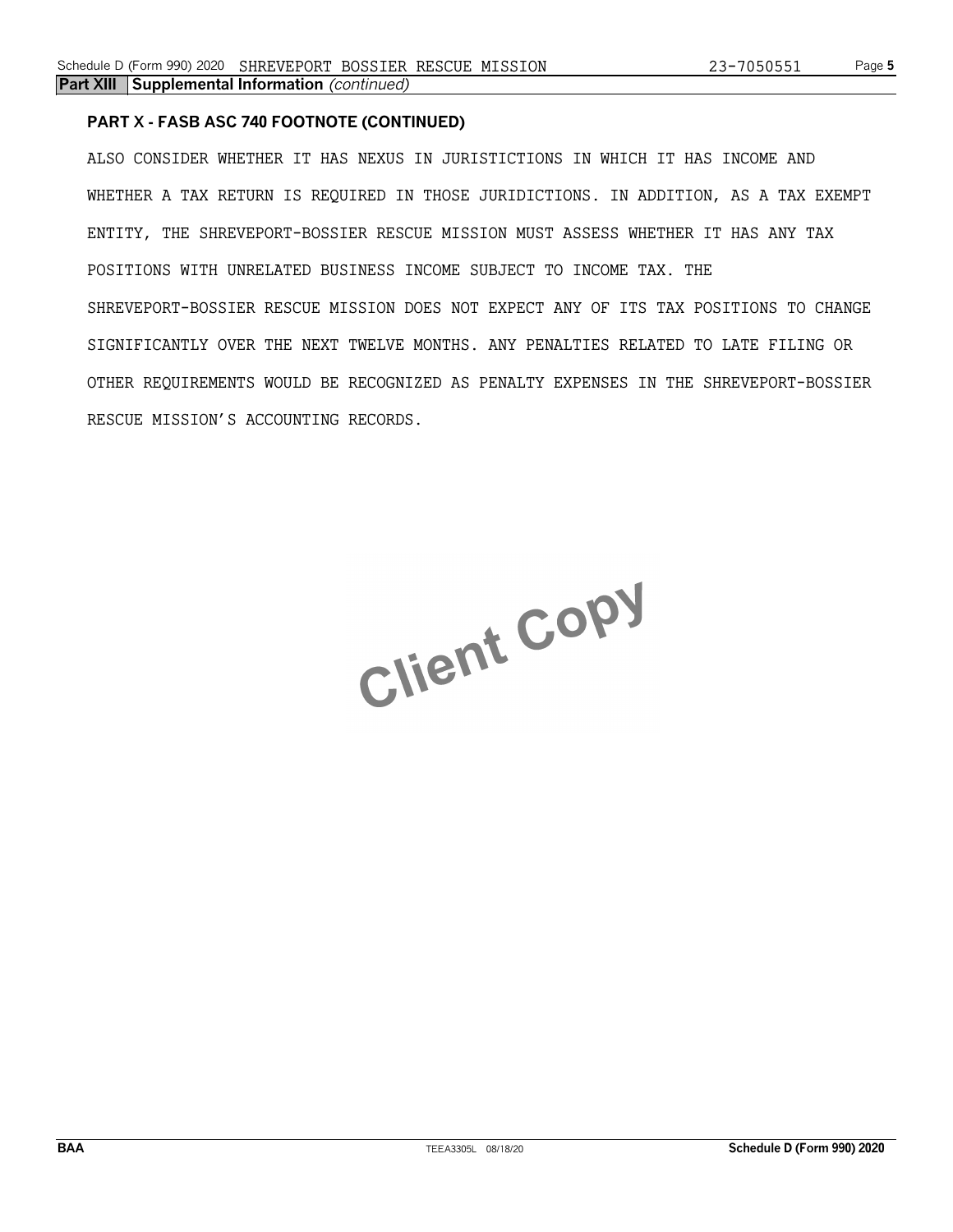**Part XIII Supplemental Information** *(continued)*

**PART X - FASB ASC 740 FOOTNOTE (CONTINUED)**

ALSO CONSIDER WHETHER IT HAS NEXUS IN JURISTICTIONS IN WHICH IT HAS INCOME AND WHETHER A TAX RETURN IS REQUIRED IN THOSE JURIDICTIONS. IN ADDITION, AS A TAX EXEMPT ENTITY, THE SHREVEPORT-BOSSIER RESCUE MISSION MUST ASSESS WHETHER IT HAS ANY TAX POSITIONS WITH UNRELATED BUSINESS INCOME SUBJECT TO INCOME TAX. THE SHREVEPORT-BOSSIER RESCUE MISSION DOES NOT EXPECT ANY OF ITS TAX POSITIONS TO CHANGE SIGNIFICANTLY OVER THE NEXT TWELVE MONTHS. ANY PENALTIES RELATED TO LATE FILING OR OTHER REQUIREMENTS WOULD BE RECOGNIZED AS PENALTY EXPENSES IN THE SHREVEPORT-BOSSIER RESCUE MISSION'S ACCOUNTING RECORDS.

Client Copy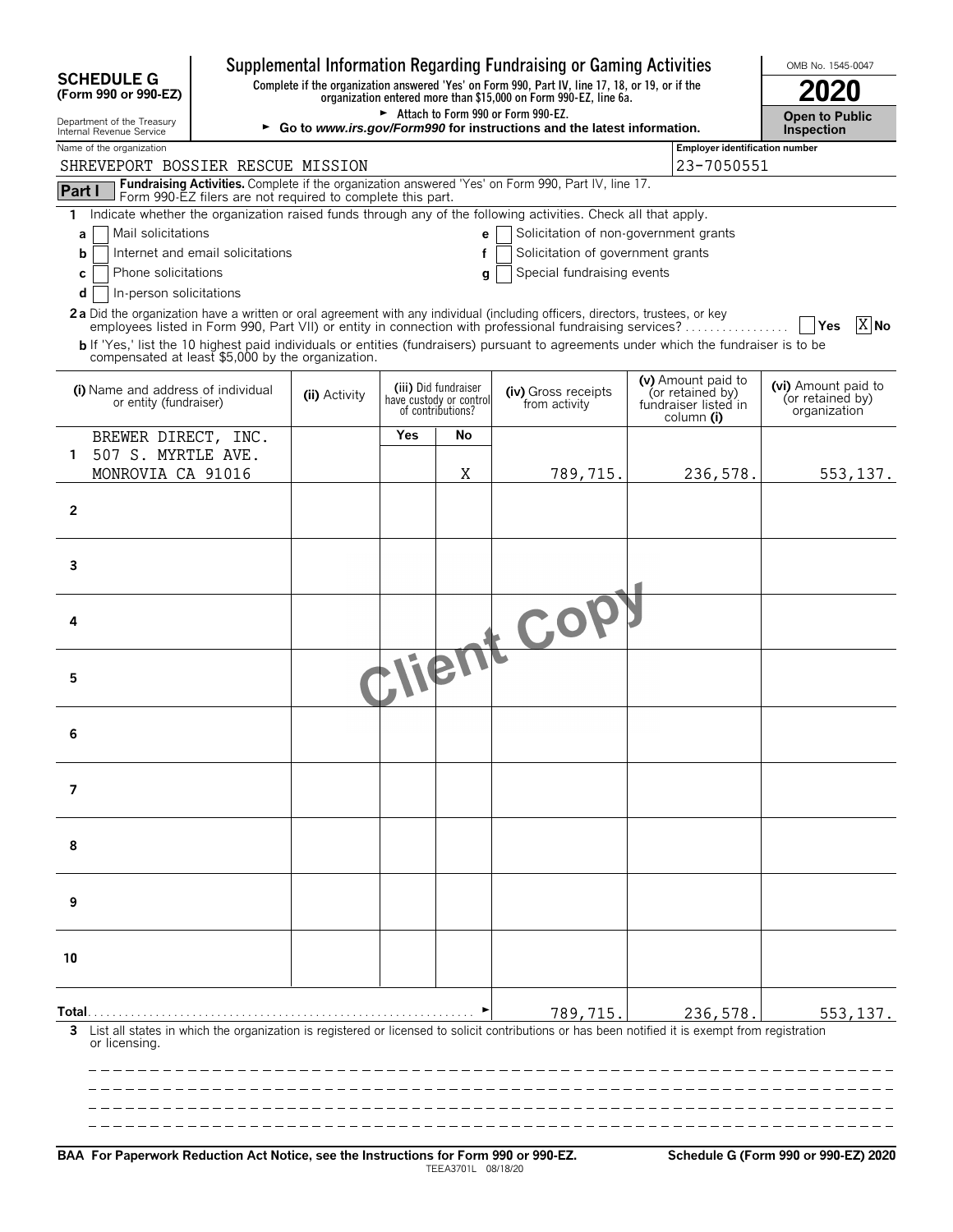**SCHEDULE G (Form 990 or 990-EZ)**

Department of the Treasury
Internal Revenue Service

# Supplemental Information Regarding Fundraising or Gaming Activities

**Complete if the organization answered 'Yes' on Form 990, Part IV, line 17, 18, or 19, or if the organization entered more than $15,000 on Form 990-EZ, line 6a.**

► Attach to Form 990 or Form 990-EZ.

► **Go to *www.irs.gov/Form990* for instructions and the latest information.**

OMB No. 1545-0047

**2020**

**Open to Public Inspection**

Name of the organization: SHREVEPORT BOSSIER RESCUE MISSION

Employer identification number: 23-7050551

**Part I** **Fundraising Activities.** Complete if the organization answered 'Yes' on Form 990, Part IV, line 17. Form 990-EZ filers are not required to complete this part.

**1** Indicate whether the organization raised funds through any of the following activities. Check all that apply.

- **a** [ ] Mail solicitations
- **b** [ ] Internet and email solicitations
- **c** [ ] Phone solicitations
- **d** [ ] In-person solicitations
- **e** [ ] Solicitation of non-government grants
- **f** [ ] Solicitation of government grants
- **g** [ ] Special fundraising events

**2a** Did the organization have a written or oral agreement with any individual (including officers, directors, trustees, or key employees listed in Form 990, Part VII) or entity in connection with professional fundraising services? [ ] **Yes** [X] **No**

**b** If 'Yes,' list the 10 highest paid individuals or entities (fundraisers) pursuant to agreements under which the fundraiser is to be compensated at least $5,000 by the organization.

| | (i) Name and address of individual or entity (fundraiser) | (ii) Activity | (iii) Did fundraiser have custody or control of contributions? Yes | No | (iv) Gross receipts from activity | (v) Amount paid to (or retained by) fundraiser listed in column (i) | (vi) Amount paid to (or retained by) organization |
|---|---|---|---|---|---|---|---|
| 1 | BREWER DIRECT, INC. 507 S. MYRTLE AVE. MONROVIA CA 91016 | | | X | 789,715. | 236,578. | 553,137. |
| 2 | | | | | | | |
| 3 | | | | | | | |
| 4 | | | | | | | |
| 5 | | | | | | | |
| 6 | | | | | | | |
| 7 | | | | | | | |
| 8 | | | | | | | |
| 9 | | | | | | | |
| 10 | | | | | | | |
| **Total** | | | | ► | 789,715. | 236,578. | 553,137. |

**3** List all states in which the organization is registered or licensed to solicit contributions or has been notified it is exempt from registration or licensing.

**BAA For Paperwork Reduction Act Notice, see the Instructions for Form 990 or 990-EZ.** TEEA3701L 08/18/20 **Schedule G (Form 990 or 990-EZ) 2020**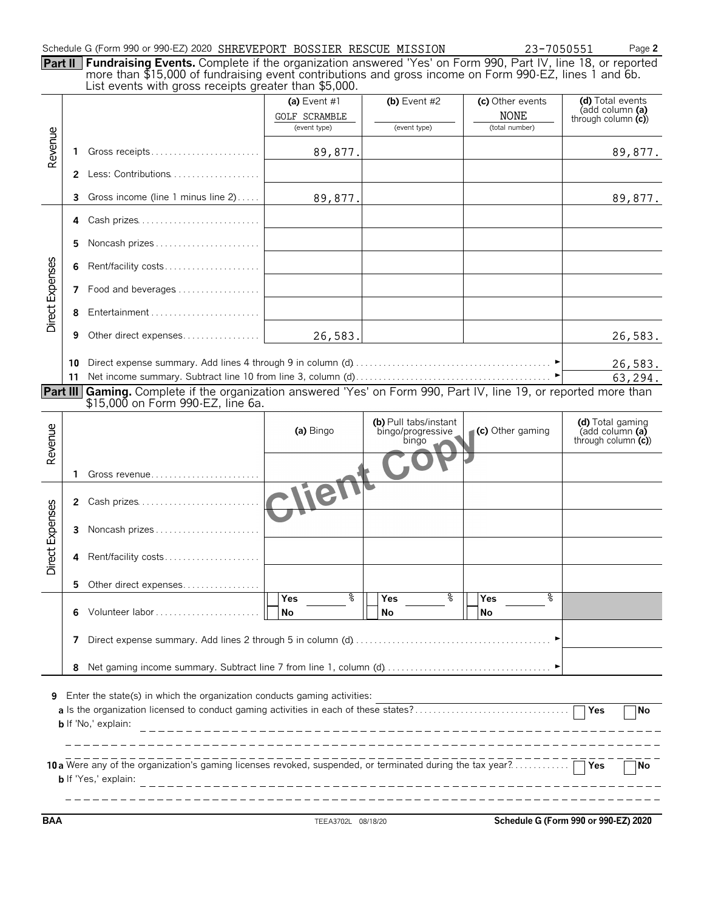Schedule G (Form 990 or 990-EZ) 2020 SHREVEPORT BOSSIER RESCUE MISSION 23-7050551 Page **2**

**Part II** **Fundraising Events.** Complete if the organization answered 'Yes' on Form 990, Part IV, line 18, or reported more than $15,000 of fundraising event contributions and gross income on Form 990-EZ, lines 1 and 6b. List events with gross receipts greater than $5,000.

| | | | (a) Event #1 GOLF SCRAMBLE (event type) | (b) Event #2 (event type) | (c) Other events NONE (total number) | (d) Total events (add column (a) through column (c)) |
|---|---|---|---|---|---|---|
| Revenue | 1 | Gross receipts | 89,877. | | | 89,877. |
| | 2 | Less: Contributions | | | | |
| | 3 | Gross income (line 1 minus line 2) | 89,877. | | | 89,877. |
| Direct Expenses | 4 | Cash prizes | | | | |
| | 5 | Noncash prizes | | | | |
| | 6 | Rent/facility costs | | | | |
| | 7 | Food and beverages | | | | |
| | 8 | Entertainment | | | | |
| | 9 | Other direct expenses | 26,583. | | | 26,583. |
| | 10 | Direct expense summary. Add lines 4 through 9 in column (d) | | | | 26,583. |
| | 11 | Net income summary. Subtract line 10 from line 3, column (d) | | | | 63,294. |

**Part III** **Gaming.** Complete if the organization answered 'Yes' on Form 990, Part IV, line 19, or reported more than $15,000 on Form 990-EZ, line 6a.

| | | | (a) Bingo | (b) Pull tabs/instant bingo/progressive bingo | (c) Other gaming | (d) Total gaming (add column (a) through column (c)) |
|---|---|---|---|---|---|---|
| Revenue | 1 | Gross revenue | | | | |
| Direct Expenses | 2 | Cash prizes | | | | |
| | 3 | Noncash prizes | | | | |
| | 4 | Rent/facility costs | | | | |
| | 5 | Other direct expenses | | | | |
| | 6 | Volunteer labor | Yes ___ % No | Yes ___ % No | Yes ___ % No | |
| | 7 | Direct expense summary. Add lines 2 through 5 in column (d) | | | | |
| | 8 | Net gaming income summary. Subtract line 7 from line 1, column (d) | | | | |

**9** Enter the state(s) in which the organization conducts gaming activities:

**a** Is the organization licensed to conduct gaming activities in each of these states? ☐ Yes ☐ No

**b** If 'No,' explain:

**10 a** Were any of the organization's gaming licenses revoked, suspended, or terminated during the tax year? ☐ Yes ☐ No

**b** If 'Yes,' explain:

Client Copy

BAA TEEA3702L 08/18/20 Schedule G (Form 990 or 990-EZ) 2020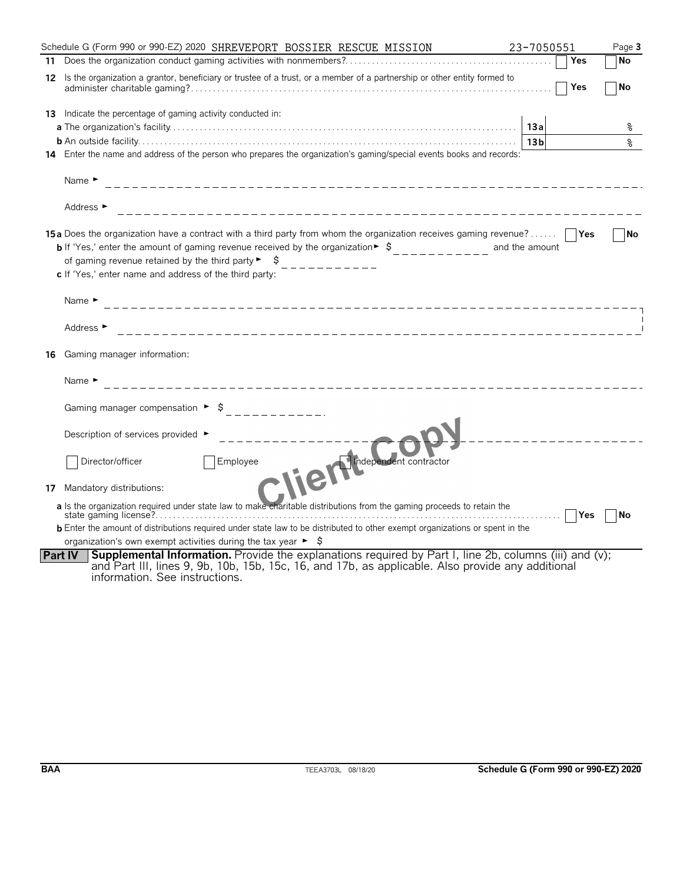Schedule G (Form 990 or 990-EZ) 2020 SHREVEPORT BOSSIER RESCUE MISSION 23-7050551

**11** Does the organization conduct gaming activities with nonmembers? ☐ Yes ☐ No

**12** Is the organization a grantor, beneficiary or trustee of a trust, or a member of a partnership or other entity formed to administer charitable gaming? ☐ Yes ☐ No

**13** Indicate the percentage of gaming activity conducted in:

**a** The organization's facility — **13a** %

**b** An outside facility — **13b** %

**14** Enter the name and address of the person who prepares the organization's gaming/special events books and records:

Name ►

Address ►

**15a** Does the organization have a contract with a third party from whom the organization receives gaming revenue? ☐ Yes ☐ No

**b** If 'Yes,' enter the amount of gaming revenue received by the organization ► $ ____________ and the amount of gaming revenue retained by the third party ► $ ____________

**c** If 'Yes,' enter name and address of the third party:

Name ►

Address ►

**16** Gaming manager information:

Name ►

Gaming manager compensation ► $ ____________

Description of services provided ►

☐ Director/officer ☐ Employee ☐ Independent contractor

**17** Mandatory distributions:

**a** Is the organization required under state law to make charitable distributions from the gaming proceeds to retain the state gaming license? ☐ Yes ☐ No

**b** Enter the amount of distributions required under state law to be distributed to other exempt organizations or spent in the organization's own exempt activities during the tax year ► $

**Part IV** **Supplemental Information.** Provide the explanations required by Part I, line 2b, columns (iii) and (v); and Part III, lines 9, 9b, 10b, 15b, 15c, 16, and 17b, as applicable. Also provide any additional information. See instructions.

BAA TEEA3703L 08/18/20 **Schedule G (Form 990 or 990-EZ) 2020**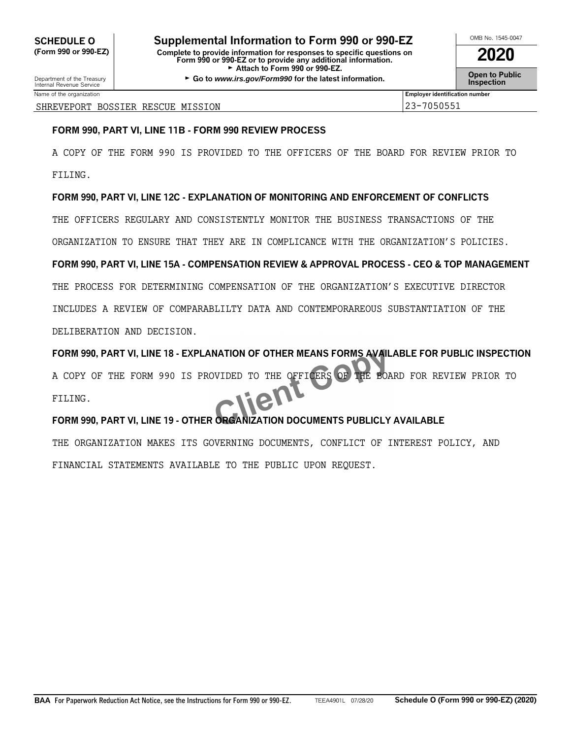**SCHEDULE O (Form 990 or 990-EZ)**

Department of the Treasury
Internal Revenue Service

# Supplemental Information to Form 990 or 990-EZ

**Complete to provide information for responses to specific questions on Form 990 or 990-EZ or to provide any additional information.**
► **Attach to Form 990 or 990-EZ.**
► **Go to *www.irs.gov/Form990* for the latest information.**

OMB No. 1545-0047

**2020**

**Open to Public Inspection**

| Name of the organization | Employer identification number |
|---|---|
| SHREVEPORT BOSSIER RESCUE MISSION | 23-7050551 |

**FORM 990, PART VI, LINE 11B - FORM 990 REVIEW PROCESS**

A COPY OF THE FORM 990 IS PROVIDED TO THE OFFICERS OF THE BOARD FOR REVIEW PRIOR TO FILING.

**FORM 990, PART VI, LINE 12C - EXPLANATION OF MONITORING AND ENFORCEMENT OF CONFLICTS**

THE OFFICERS REGULARY AND CONSISTENTLY MONITOR THE BUSINESS TRANSACTIONS OF THE ORGANIZATION TO ENSURE THAT THEY ARE IN COMPLICANCE WITH THE ORGANIZATION'S POLICIES.

**FORM 990, PART VI, LINE 15A - COMPENSATION REVIEW & APPROVAL PROCESS - CEO & TOP MANAGEMENT**

THE PROCESS FOR DETERMINING COMPENSATION OF THE ORGANIZATION'S EXECUTIVE DIRECTOR INCLUDES A REVIEW OF COMPARABLILTY DATA AND CONTEMPORAREOUS SUBSTANTIATION OF THE DELIBERATION AND DECISION.

**FORM 990, PART VI, LINE 18 - EXPLANATION OF OTHER MEANS FORMS AVAILABLE FOR PUBLIC INSPECTION**

A COPY OF THE FORM 990 IS PROVIDED TO THE OFFICERS OF THE BOARD FOR REVIEW PRIOR TO FILING.

**FORM 990, PART VI, LINE 19 - OTHER ORGANIZATION DOCUMENTS PUBLICLY AVAILABLE**

THE ORGANIZATION MAKES ITS GOVERNING DOCUMENTS, CONFLICT OF INTEREST POLICY, AND FINANCIAL STATEMENTS AVAILABLE TO THE PUBLIC UPON REQUEST.

**BAA** For Paperwork Reduction Act Notice, see the Instructions for Form 990 or 990-EZ. TEEA4901L 07/28/20 **Schedule O (Form 990 or 990-EZ) (2020)**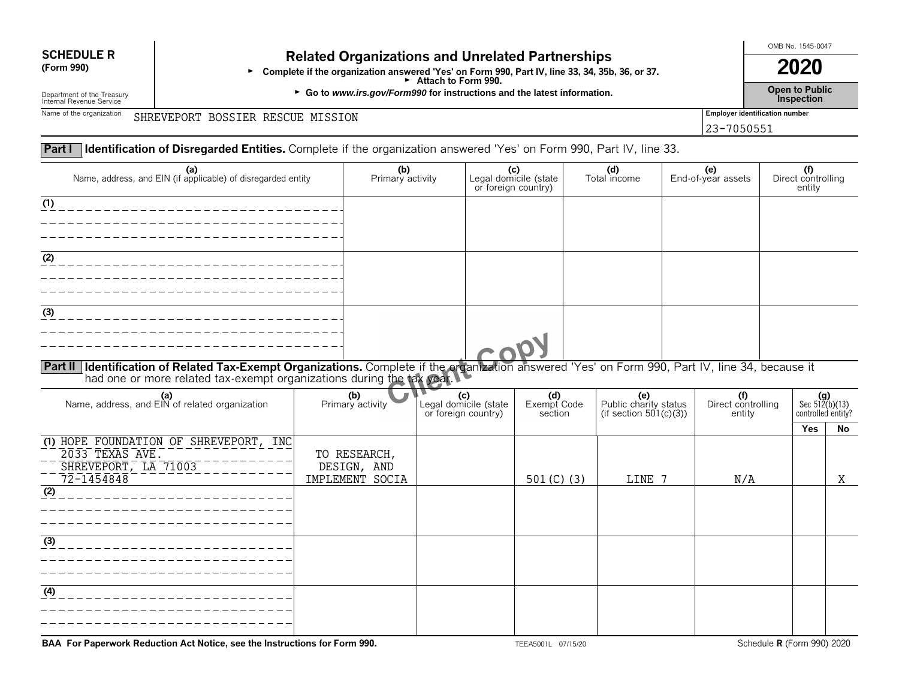**SCHEDULE R**
**(Form 990)**

Department of the Treasury
Internal Revenue Service

# Related Organizations and Unrelated Partnerships

► **Complete if the organization answered 'Yes' on Form 990, Part IV, line 33, 34, 35b, 36, or 37.**
► **Attach to Form 990.**
► **Go to *www.irs.gov/Form990* for instructions and the latest information.**

OMB No. 1545-0047

**2020**

**Open to Public Inspection**

Name of the organization: SHREVEPORT BOSSIER RESCUE MISSION

Employer identification number: 23-7050551

## Part I Identification of Disregarded Entities.

Complete if the organization answered 'Yes' on Form 990, Part IV, line 33.

| (a) Name, address, and EIN (if applicable) of disregarded entity | (b) Primary activity | (c) Legal domicile (state or foreign country) | (d) Total income | (e) End-of-year assets | (f) Direct controlling entity |
|---|---|---|---|---|---|
| (1) | | | | | |
| (2) | | | | | |
| (3) | | | | | |

## Part II Identification of Related Tax-Exempt Organizations.

Complete if the organization answered 'Yes' on Form 990, Part IV, line 34, because it had one or more related tax-exempt organizations during the tax year.

| (a) Name, address, and EIN of related organization | (b) Primary activity | (c) Legal domicile (state or foreign country) | (d) Exempt Code section | (e) Public charity status (if section 501(c)(3)) | (f) Direct controlling entity | (g) Sec 512(b)(13) controlled entity? Yes | No |
|---|---|---|---|---|---|---|---|
| (1) HOPE FOUNDATION OF SHREVEPORT, INC 2033 TEXAS AVE. SHREVEPORT, LA 71003 72-1454848 | TO RESEARCH, DESIGN, AND IMPLEMENT SOCIA | | 501(C)(3) | LINE 7 | N/A | | X |
| (2) | | | | | | | |
| (3) | | | | | | | |
| (4) | | | | | | | |

**BAA For Paperwork Reduction Act Notice, see the Instructions for Form 990.** TEEA5001L 07/15/20 Schedule **R** (Form 990) 2020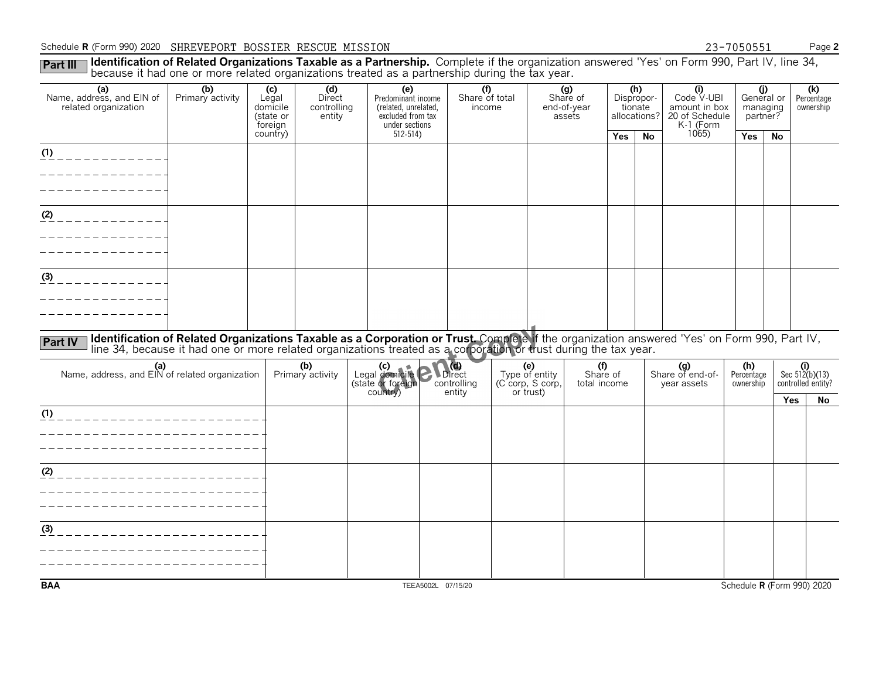Schedule **R** (Form 990) 2020 SHREVEPORT BOSSIER RESCUE MISSION 23-7050551

**Part III** **Identification of Related Organizations Taxable as a Partnership.** Complete if the organization answered 'Yes' on Form 990, Part IV, line 34, because it had one or more related organizations treated as a partnership during the tax year.

| (a) Name, address, and EIN of related organization | (b) Primary activity | (c) Legal domicile (state or foreign country) | (d) Direct controlling entity | (e) Predominant income (related, unrelated, excluded from tax under sections 512-514) | (f) Share of total income | (g) Share of end-of-year assets | (h) Disproportionate allocations? | | (i) Code V-UBI amount in box 20 of Schedule K-1 (Form 1065) | (j) General or managing partner? | | (k) Percentage ownership |
|---|---|---|---|---|---|---|---|---|---|---|---|---|
| | | | | | | | Yes | No | | Yes | No | |
| (1) | | | | | | | | | | | | |
| (2) | | | | | | | | | | | | |
| (3) | | | | | | | | | | | | |

**Part IV** **Identification of Related Organizations Taxable as a Corporation or Trust.** Complete if the organization answered 'Yes' on Form 990, Part IV, line 34, because it had one or more related organizations treated as a corporation or trust during the tax year.

| (a) Name, address, and EIN of related organization | (b) Primary activity | (c) Legal domicile (state or foreign country) | (d) Direct controlling entity | (e) Type of entity (C corp, S corp, or trust) | (f) Share of total income | (g) Share of end-of-year assets | (h) Percentage ownership | (i) Sec 512(b)(13) controlled entity? | |
|---|---|---|---|---|---|---|---|---|---|
| | | | | | | | | Yes | No |
| (1) | | | | | | | | | |
| (2) | | | | | | | | | |
| (3) | | | | | | | | | |

BAA TEEA5002L 07/15/20 Schedule **R** (Form 990) 2020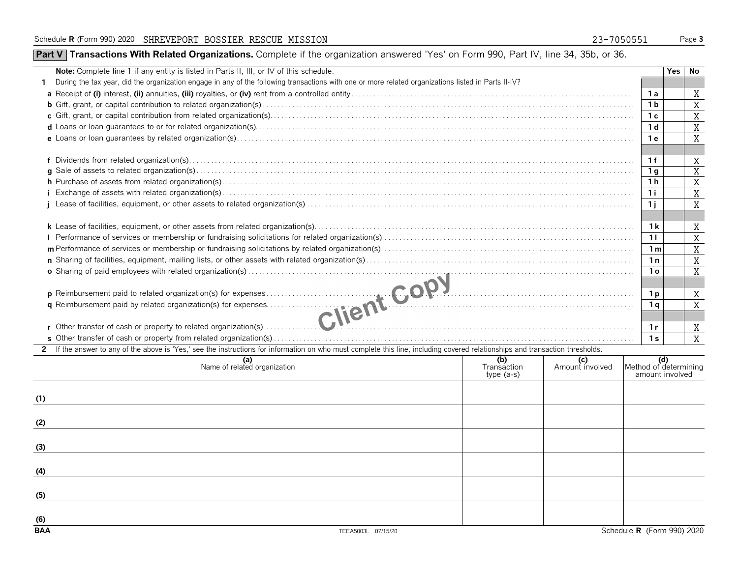Schedule **R** (Form 990) 2020 SHREVEPORT BOSSIER RESCUE MISSION 23-7050551

## Part V Transactions With Related Organizations. Complete if the organization answered 'Yes' on Form 990, Part IV, line 34, 35b, or 36.

| | | | Yes | No |
|---|---|---|---|---|
| | **Note:** Complete line 1 if any entity is listed in Parts II, III, or IV of this schedule. | | | |
| **1** | During the tax year, did the organization engage in any of the following transactions with one or more related organizations listed in Parts II-IV? | | | |
| **a** | Receipt of **(i)** interest, **(ii)** annuities, **(iii)** royalties, or **(iv)** rent from a controlled entity | **1a** | | X |
| **b** | Gift, grant, or capital contribution to related organization(s) | **1b** | | X |
| **c** | Gift, grant, or capital contribution from related organization(s) | **1c** | | X |
| **d** | Loans or loan guarantees to or for related organization(s) | **1d** | | X |
| **e** | Loans or loan guarantees by related organization(s) | **1e** | | X |
| **f** | Dividends from related organization(s) | **1f** | | X |
| **g** | Sale of assets to related organization(s) | **1g** | | X |
| **h** | Purchase of assets from related organization(s) | **1h** | | X |
| **i** | Exchange of assets with related organization(s) | **1i** | | X |
| **j** | Lease of facilities, equipment, or other assets to related organization(s) | **1j** | | X |
| **k** | Lease of facilities, equipment, or other assets from related organization(s) | **1k** | | X |
| **l** | Performance of services or membership or fundraising solicitations for related organization(s) | **1l** | | X |
| **m** | Performance of services or membership or fundraising solicitations by related organization(s) | **1m** | | X |
| **n** | Sharing of facilities, equipment, mailing lists, or other assets with related organization(s) | **1n** | | X |
| **o** | Sharing of paid employees with related organization(s) | **1o** | | X |
| **p** | Reimbursement paid to related organization(s) for expenses | **1p** | | X |
| **q** | Reimbursement paid by related organization(s) for expenses | **1q** | | X |
| **r** | Other transfer of cash or property to related organization(s) | **1r** | | X |
| **s** | Other transfer of cash or property from related organization(s) | **1s** | | X |

**2** If the answer to any of the above is 'Yes,' see the instructions for information on who must complete this line, including covered relationships and transaction thresholds.

| | (a) Name of related organization | (b) Transaction type (a-s) | (c) Amount involved | (d) Method of determining amount involved |
|---|---|---|---|---|
| (1) | | | | |
| (2) | | | | |
| (3) | | | | |
| (4) | | | | |
| (5) | | | | |
| (6) | | | | |

BAA TEEA5003L 07/15/20 Schedule **R** (Form 990) 2020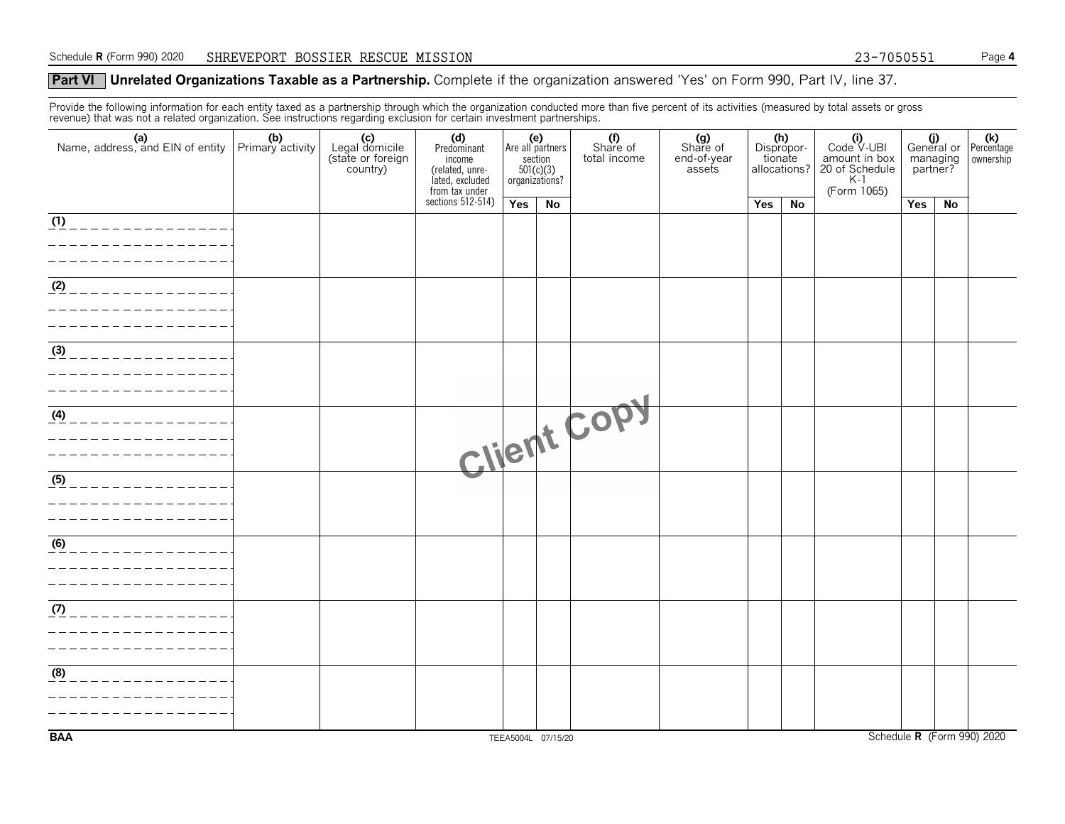Schedule R (Form 990) 2020 SHREVEPORT BOSSIER RESCUE MISSION 23-7050551

## Part VI Unrelated Organizations Taxable as a Partnership. Complete if the organization answered 'Yes' on Form 990, Part IV, line 37.

Provide the following information for each entity taxed as a partnership through which the organization conducted more than five percent of its activities (measured by total assets or gross revenue) that was not a related organization. See instructions regarding exclusion for certain investment partnerships.

| (a) Name, address, and EIN of entity | (b) Primary activity | (c) Legal domicile (state or foreign country) | (d) Predominant income (related, unrelated, excluded from tax under sections 512-514) | (e) Are all partners section 501(c)(3) organizations? | | (f) Share of total income | (g) Share of end-of-year assets | (h) Disproportionate allocations? | | (i) Code V-UBI amount in box 20 of Schedule K-1 (Form 1065) | (j) General or managing partner? | | (k) Percentage ownership |
|---|---|---|---|---|---|---|---|---|---|---|---|---|---|
| | | | | Yes | No | | | Yes | No | | Yes | No | |
| (1) | | | | | | | | | | | | | |
| (2) | | | | | | | | | | | | | |
| (3) | | | | | | | | | | | | | |
| (4) | | | | | | | | | | | | | |
| (5) | | | | | | | | | | | | | |
| (6) | | | | | | | | | | | | | |
| (7) | | | | | | | | | | | | | |
| (8) | | | | | | | | | | | | | |

Client Copy

BAA TEEA5004L 07/15/20 Schedule R (Form 990) 2020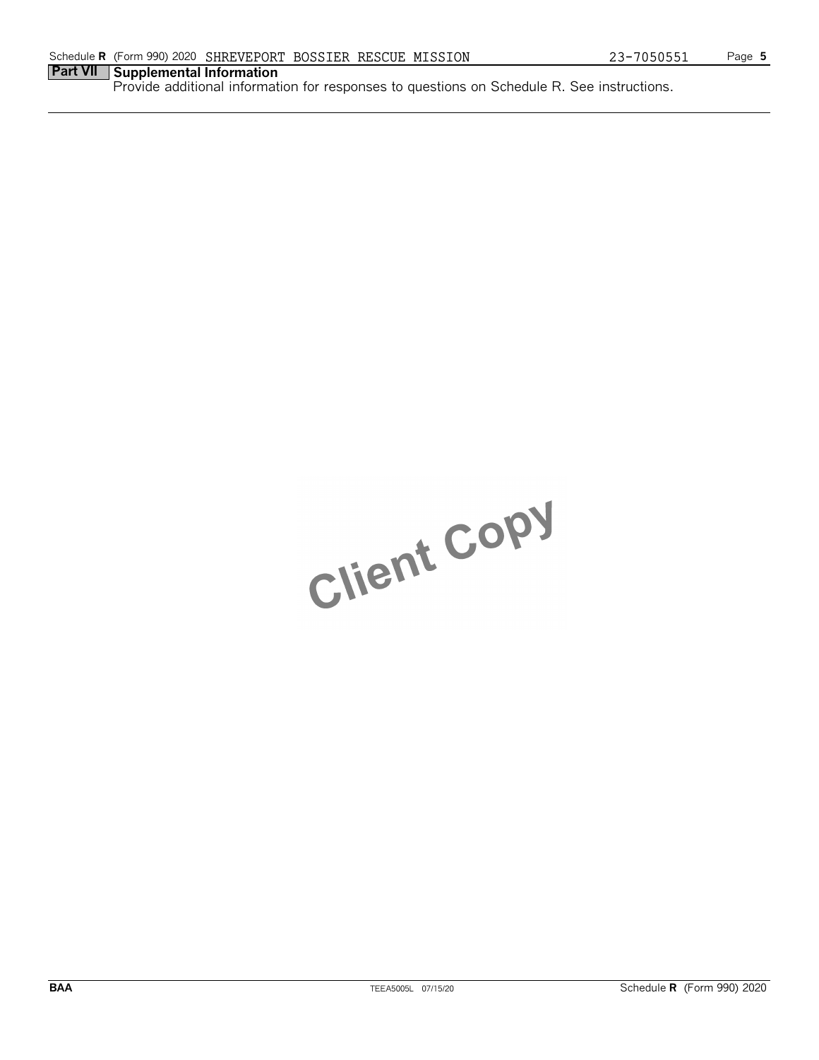Schedule **R** (Form 990) 2020 SHREVEPORT BOSSIER RESCUE MISSION 23-7050551

## Part VII Supplemental Information

Provide additional information for responses to questions on Schedule R. See instructions.

Client Copy